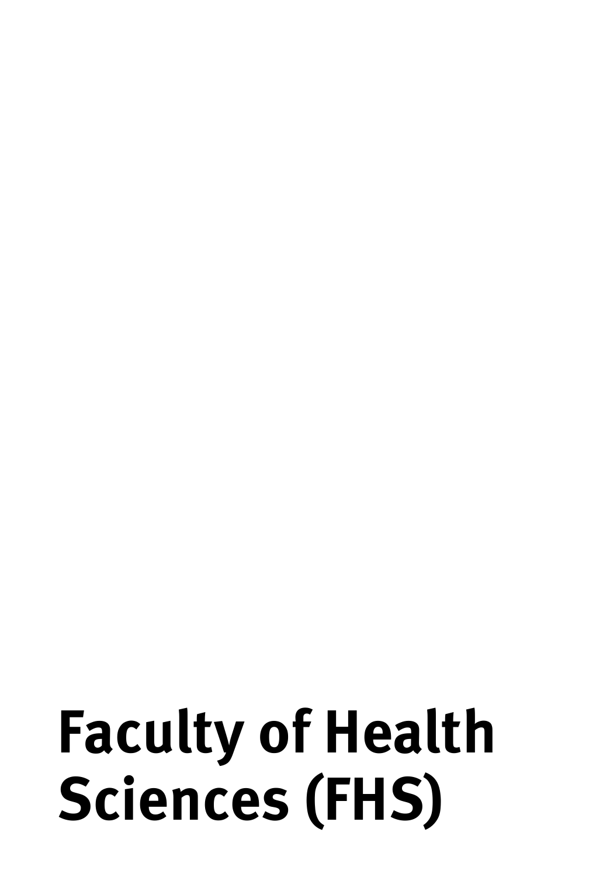# Faculty of Health Sciences (FHS)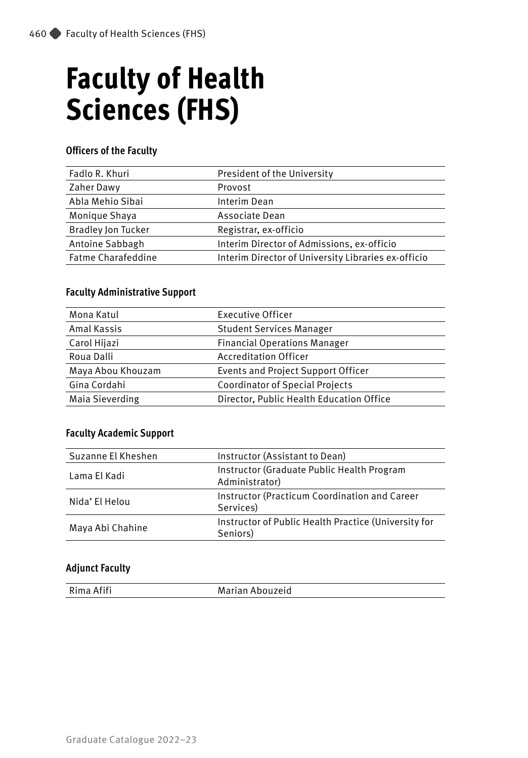# Faculty of Health Sciences (FHS)

### Officers of the Faculty

| | |
|---|---|
| Fadlo R. Khuri | President of the University |
| Zaher Dawy | Provost |
| Abla Mehio Sibai | Interim Dean |
| Monique Shaya | Associate Dean |
| Bradley Jon Tucker | Registrar, ex-officio |
| Antoine Sabbagh | Interim Director of Admissions, ex-officio |
| Fatme Charafeddine | Interim Director of University Libraries ex-officio |

### Faculty Administrative Support

| | |
|---|---|
| Mona Katul | Executive Officer |
| Amal Kassis | Student Services Manager |
| Carol Hijazi | Financial Operations Manager |
| Roua Dalli | Accreditation Officer |
| Maya Abou Khouzam | Events and Project Support Officer |
| Gina Cordahi | Coordinator of Special Projects |
| Maia Sieverding | Director, Public Health Education Office |

### Faculty Academic Support

| | |
|---|---|
| Suzanne El Kheshen | Instructor (Assistant to Dean) |
| Lama El Kadi | Instructor (Graduate Public Health Program Administrator) |
| Nida' El Helou | Instructor (Practicum Coordination and Career Services) |
| Maya Abi Chahine | Instructor of Public Health Practice (University for Seniors) |

### Adjunct Faculty

| | |
|---|---|
| Rima Afifi | Marian Abouzeid |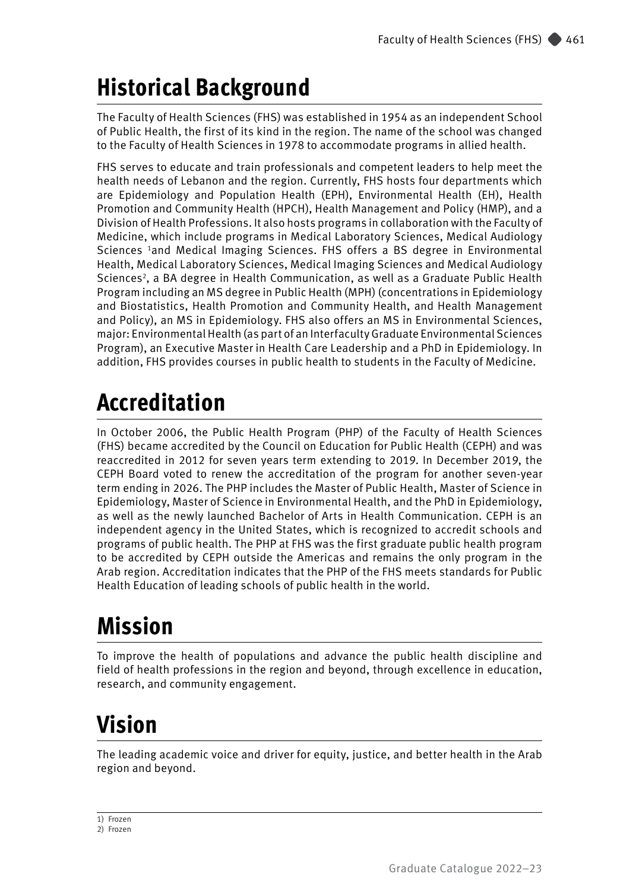# Historical Background

The Faculty of Health Sciences (FHS) was established in 1954 as an independent School of Public Health, the first of its kind in the region. The name of the school was changed to the Faculty of Health Sciences in 1978 to accommodate programs in allied health.

FHS serves to educate and train professionals and competent leaders to help meet the health needs of Lebanon and the region. Currently, FHS hosts four departments which are Epidemiology and Population Health (EPH), Environmental Health (EH), Health Promotion and Community Health (HPCH), Health Management and Policy (HMP), and a Division of Health Professions. It also hosts programs in collaboration with the Faculty of Medicine, which include programs in Medical Laboratory Sciences, Medical Audiology Sciences [1]and Medical Imaging Sciences. FHS offers a BS degree in Environmental Health, Medical Laboratory Sciences, Medical Imaging Sciences and Medical Audiology Sciences[2], a BA degree in Health Communication, as well as a Graduate Public Health Program including an MS degree in Public Health (MPH) (concentrations in Epidemiology and Biostatistics, Health Promotion and Community Health, and Health Management and Policy), an MS in Epidemiology. FHS also offers an MS in Environmental Sciences, major: Environmental Health (as part of an Interfaculty Graduate Environmental Sciences Program), an Executive Master in Health Care Leadership and a PhD in Epidemiology. In addition, FHS provides courses in public health to students in the Faculty of Medicine.

# Accreditation

In October 2006, the Public Health Program (PHP) of the Faculty of Health Sciences (FHS) became accredited by the Council on Education for Public Health (CEPH) and was reaccredited in 2012 for seven years term extending to 2019. In December 2019, the CEPH Board voted to renew the accreditation of the program for another seven-year term ending in 2026. The PHP includes the Master of Public Health, Master of Science in Epidemiology, Master of Science in Environmental Health, and the PhD in Epidemiology, as well as the newly launched Bachelor of Arts in Health Communication. CEPH is an independent agency in the United States, which is recognized to accredit schools and programs of public health. The PHP at FHS was the first graduate public health program to be accredited by CEPH outside the Americas and remains the only program in the Arab region. Accreditation indicates that the PHP of the FHS meets standards for Public Health Education of leading schools of public health in the world.

# Mission

To improve the health of populations and advance the public health discipline and field of health professions in the region and beyond, through excellence in education, research, and community engagement.

# Vision

The leading academic voice and driver for equity, justice, and better health in the Arab region and beyond.

---

1) Frozen
2) Frozen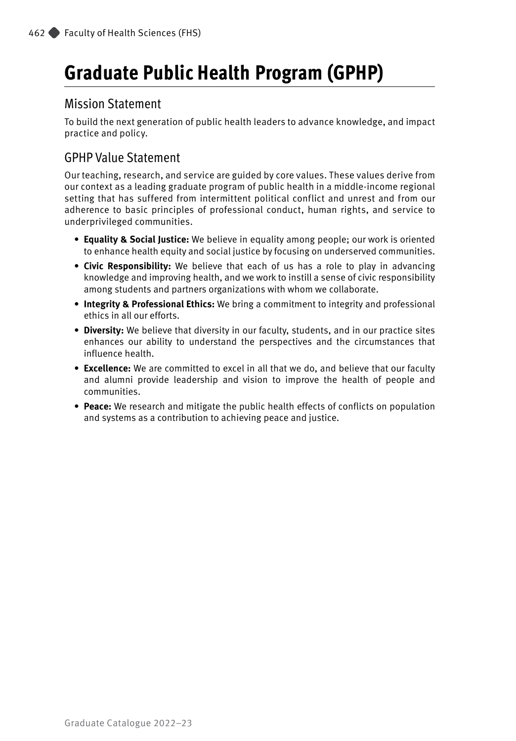# Graduate Public Health Program (GPHP)

## Mission Statement

To build the next generation of public health leaders to advance knowledge, and impact practice and policy.

## GPHP Value Statement

Our teaching, research, and service are guided by core values. These values derive from our context as a leading graduate program of public health in a middle-income regional setting that has suffered from intermittent political conflict and unrest and from our adherence to basic principles of professional conduct, human rights, and service to underprivileged communities.

- **Equality & Social Justice:** We believe in equality among people; our work is oriented to enhance health equity and social justice by focusing on underserved communities.
- **Civic Responsibility:** We believe that each of us has a role to play in advancing knowledge and improving health, and we work to instill a sense of civic responsibility among students and partners organizations with whom we collaborate.
- **Integrity & Professional Ethics:** We bring a commitment to integrity and professional ethics in all our efforts.
- **Diversity:** We believe that diversity in our faculty, students, and in our practice sites enhances our ability to understand the perspectives and the circumstances that influence health.
- **Excellence:** We are committed to excel in all that we do, and believe that our faculty and alumni provide leadership and vision to improve the health of people and communities.
- **Peace:** We research and mitigate the public health effects of conflicts on population and systems as a contribution to achieving peace and justice.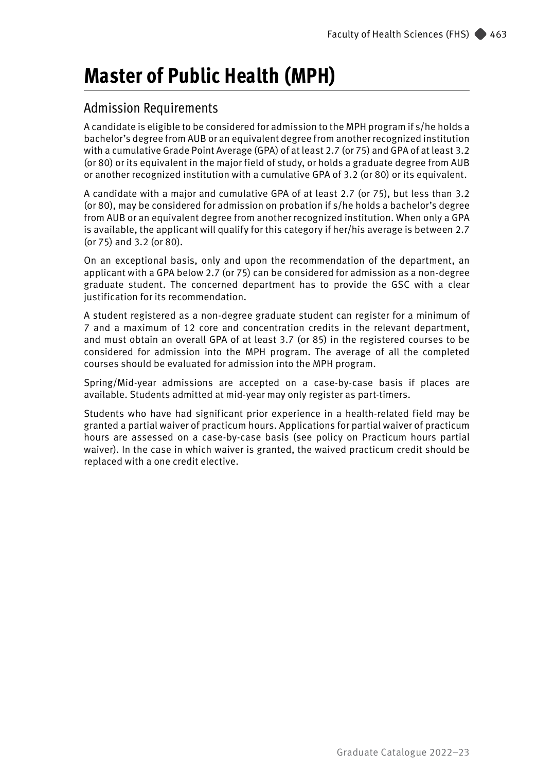# Master of Public Health (MPH)

## Admission Requirements

A candidate is eligible to be considered for admission to the MPH program if s/he holds a bachelor's degree from AUB or an equivalent degree from another recognized institution with a cumulative Grade Point Average (GPA) of at least 2.7 (or 75) and GPA of at least 3.2 (or 80) or its equivalent in the major field of study, or holds a graduate degree from AUB or another recognized institution with a cumulative GPA of 3.2 (or 80) or its equivalent.

A candidate with a major and cumulative GPA of at least 2.7 (or 75), but less than 3.2 (or 80), may be considered for admission on probation if s/he holds a bachelor's degree from AUB or an equivalent degree from another recognized institution. When only a GPA is available, the applicant will qualify for this category if her/his average is between 2.7 (or 75) and 3.2 (or 80).

On an exceptional basis, only and upon the recommendation of the department, an applicant with a GPA below 2.7 (or 75) can be considered for admission as a non-degree graduate student. The concerned department has to provide the GSC with a clear justification for its recommendation.

A student registered as a non-degree graduate student can register for a minimum of 7 and a maximum of 12 core and concentration credits in the relevant department, and must obtain an overall GPA of at least 3.7 (or 85) in the registered courses to be considered for admission into the MPH program. The average of all the completed courses should be evaluated for admission into the MPH program.

Spring/Mid-year admissions are accepted on a case-by-case basis if places are available. Students admitted at mid-year may only register as part-timers.

Students who have had significant prior experience in a health-related field may be granted a partial waiver of practicum hours. Applications for partial waiver of practicum hours are assessed on a case-by-case basis (see policy on Practicum hours partial waiver). In the case in which waiver is granted, the waived practicum credit should be replaced with a one credit elective.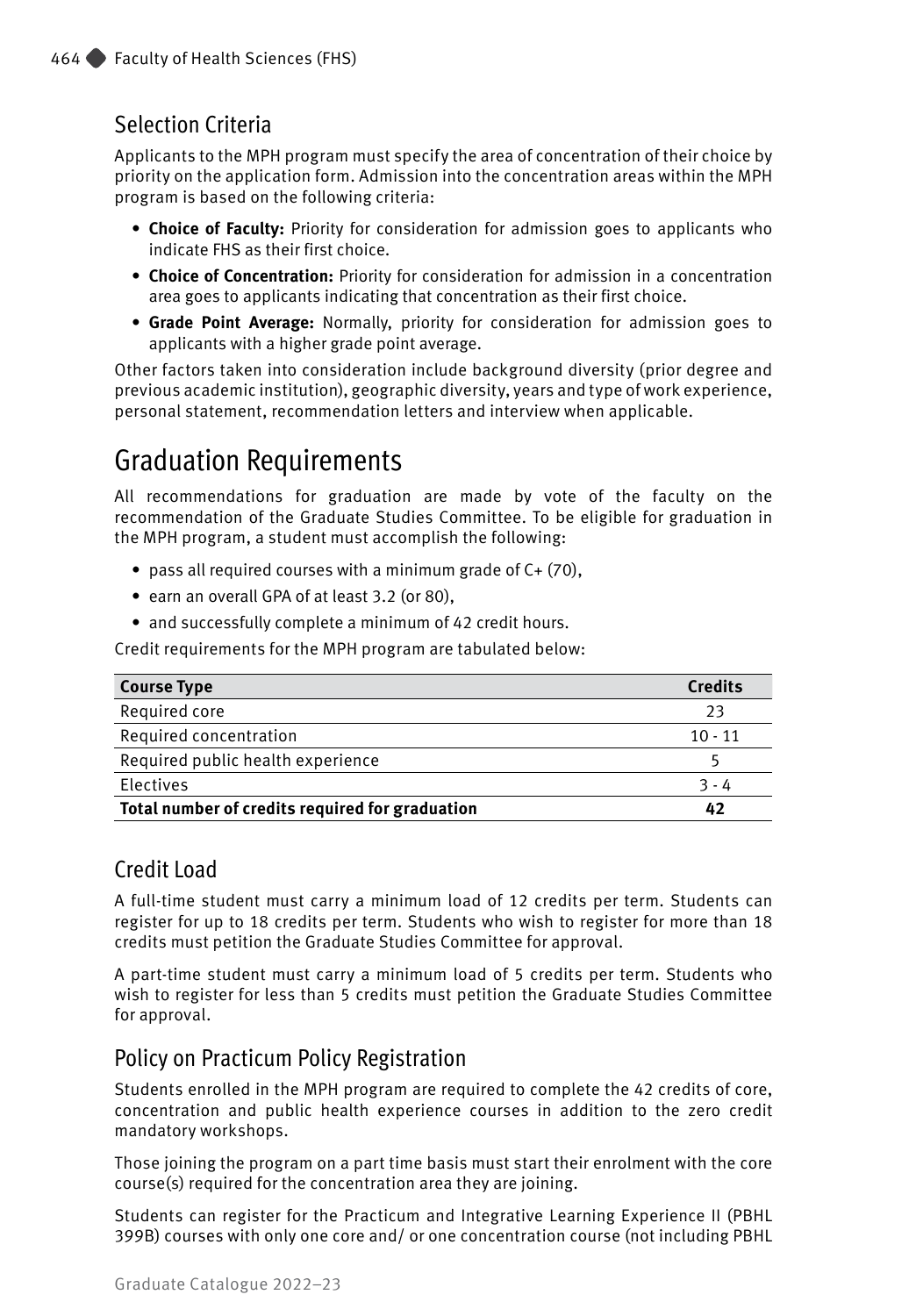## Selection Criteria

Applicants to the MPH program must specify the area of concentration of their choice by priority on the application form. Admission into the concentration areas within the MPH program is based on the following criteria:

- **Choice of Faculty:** Priority for consideration for admission goes to applicants who indicate FHS as their first choice.
- **Choice of Concentration:** Priority for consideration for admission in a concentration area goes to applicants indicating that concentration as their first choice.
- **Grade Point Average:** Normally, priority for consideration for admission goes to applicants with a higher grade point average.

Other factors taken into consideration include background diversity (prior degree and previous academic institution), geographic diversity, years and type of work experience, personal statement, recommendation letters and interview when applicable.

# Graduation Requirements

All recommendations for graduation are made by vote of the faculty on the recommendation of the Graduate Studies Committee. To be eligible for graduation in the MPH program, a student must accomplish the following:

- pass all required courses with a minimum grade of C+ (70),
- earn an overall GPA of at least 3.2 (or 80),
- and successfully complete a minimum of 42 credit hours.

Credit requirements for the MPH program are tabulated below:

| Course Type | Credits |
|---|---|
| Required core | 23 |
| Required concentration | 10 - 11 |
| Required public health experience | 5 |
| Electives | 3 - 4 |
| **Total number of credits required for graduation** | **42** |

## Credit Load

A full-time student must carry a minimum load of 12 credits per term. Students can register for up to 18 credits per term. Students who wish to register for more than 18 credits must petition the Graduate Studies Committee for approval.

A part-time student must carry a minimum load of 5 credits per term. Students who wish to register for less than 5 credits must petition the Graduate Studies Committee for approval.

## Policy on Practicum Policy Registration

Students enrolled in the MPH program are required to complete the 42 credits of core, concentration and public health experience courses in addition to the zero credit mandatory workshops.

Those joining the program on a part time basis must start their enrolment with the core course(s) required for the concentration area they are joining.

Students can register for the Practicum and Integrative Learning Experience II (PBHL 399B) courses with only one core and/ or one concentration course (not including PBHL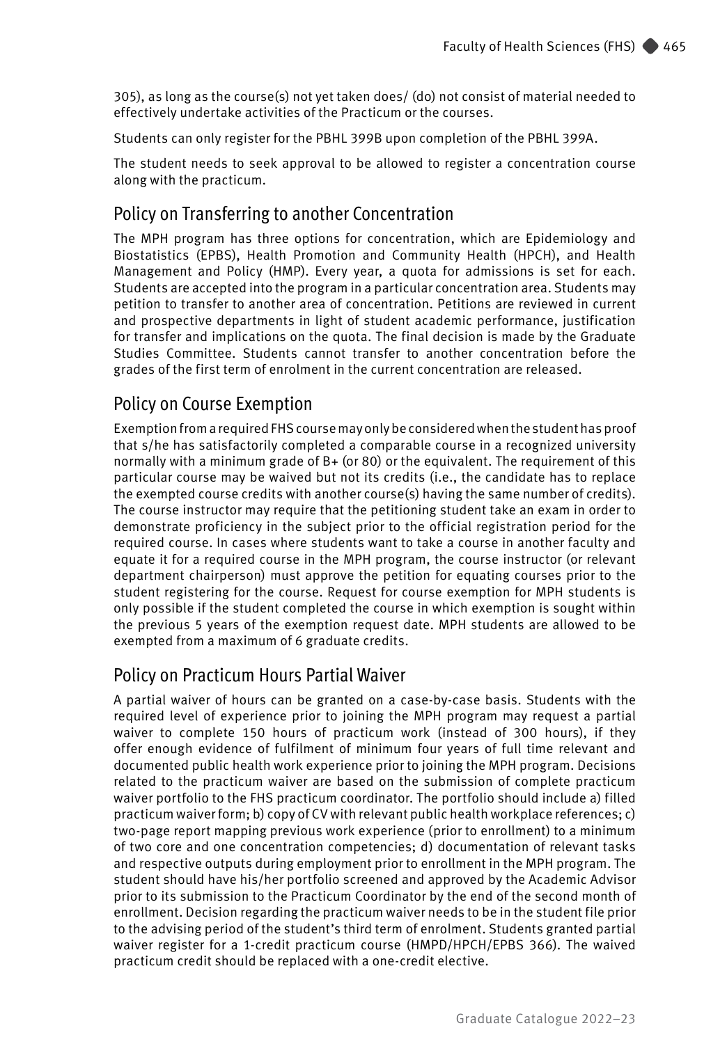305), as long as the course(s) not yet taken does/ (do) not consist of material needed to effectively undertake activities of the Practicum or the courses.

Students can only register for the PBHL 399B upon completion of the PBHL 399A.

The student needs to seek approval to be allowed to register a concentration course along with the practicum.

## Policy on Transferring to another Concentration

The MPH program has three options for concentration, which are Epidemiology and Biostatistics (EPBS), Health Promotion and Community Health (HPCH), and Health Management and Policy (HMP). Every year, a quota for admissions is set for each. Students are accepted into the program in a particular concentration area. Students may petition to transfer to another area of concentration. Petitions are reviewed in current and prospective departments in light of student academic performance, justification for transfer and implications on the quota. The final decision is made by the Graduate Studies Committee. Students cannot transfer to another concentration before the grades of the first term of enrolment in the current concentration are released.

## Policy on Course Exemption

Exemption from a required FHS course may only be considered when the student has proof that s/he has satisfactorily completed a comparable course in a recognized university normally with a minimum grade of B+ (or 80) or the equivalent. The requirement of this particular course may be waived but not its credits (i.e., the candidate has to replace the exempted course credits with another course(s) having the same number of credits). The course instructor may require that the petitioning student take an exam in order to demonstrate proficiency in the subject prior to the official registration period for the required course. In cases where students want to take a course in another faculty and equate it for a required course in the MPH program, the course instructor (or relevant department chairperson) must approve the petition for equating courses prior to the student registering for the course. Request for course exemption for MPH students is only possible if the student completed the course in which exemption is sought within the previous 5 years of the exemption request date. MPH students are allowed to be exempted from a maximum of 6 graduate credits.

## Policy on Practicum Hours Partial Waiver

A partial waiver of hours can be granted on a case-by-case basis. Students with the required level of experience prior to joining the MPH program may request a partial waiver to complete 150 hours of practicum work (instead of 300 hours), if they offer enough evidence of fulfilment of minimum four years of full time relevant and documented public health work experience prior to joining the MPH program. Decisions related to the practicum waiver are based on the submission of complete practicum waiver portfolio to the FHS practicum coordinator. The portfolio should include a) filled practicum waiver form; b) copy of CV with relevant public health workplace references; c) two-page report mapping previous work experience (prior to enrollment) to a minimum of two core and one concentration competencies; d) documentation of relevant tasks and respective outputs during employment prior to enrollment in the MPH program. The student should have his/her portfolio screened and approved by the Academic Advisor prior to its submission to the Practicum Coordinator by the end of the second month of enrollment. Decision regarding the practicum waiver needs to be in the student file prior to the advising period of the student's third term of enrolment. Students granted partial waiver register for a 1-credit practicum course (HMPD/HPCH/EPBS 366). The waived practicum credit should be replaced with a one-credit elective.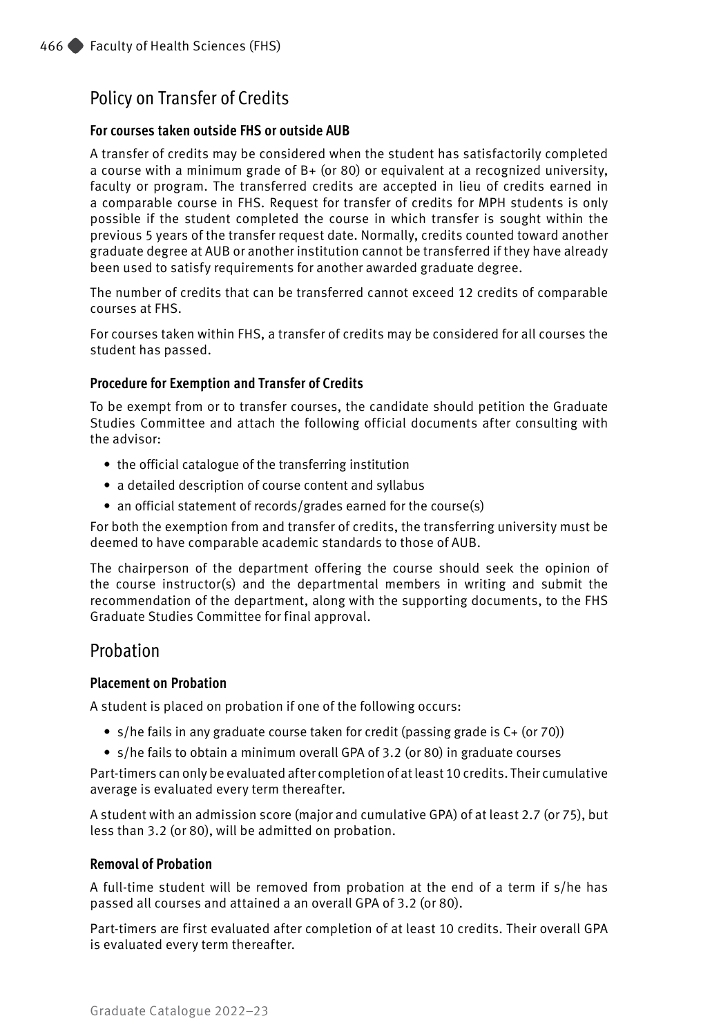## Policy on Transfer of Credits

### For courses taken outside FHS or outside AUB

A transfer of credits may be considered when the student has satisfactorily completed a course with a minimum grade of B+ (or 80) or equivalent at a recognized university, faculty or program. The transferred credits are accepted in lieu of credits earned in a comparable course in FHS. Request for transfer of credits for MPH students is only possible if the student completed the course in which transfer is sought within the previous 5 years of the transfer request date. Normally, credits counted toward another graduate degree at AUB or another institution cannot be transferred if they have already been used to satisfy requirements for another awarded graduate degree.

The number of credits that can be transferred cannot exceed 12 credits of comparable courses at FHS.

For courses taken within FHS, a transfer of credits may be considered for all courses the student has passed.

### Procedure for Exemption and Transfer of Credits

To be exempt from or to transfer courses, the candidate should petition the Graduate Studies Committee and attach the following official documents after consulting with the advisor:

- the official catalogue of the transferring institution
- a detailed description of course content and syllabus
- an official statement of records/grades earned for the course(s)

For both the exemption from and transfer of credits, the transferring university must be deemed to have comparable academic standards to those of AUB.

The chairperson of the department offering the course should seek the opinion of the course instructor(s) and the departmental members in writing and submit the recommendation of the department, along with the supporting documents, to the FHS Graduate Studies Committee for final approval.

## Probation

### Placement on Probation

A student is placed on probation if one of the following occurs:

- s/he fails in any graduate course taken for credit (passing grade is C+ (or 70))
- s/he fails to obtain a minimum overall GPA of 3.2 (or 80) in graduate courses

Part-timers can only be evaluated after completion of at least 10 credits. Their cumulative average is evaluated every term thereafter.

A student with an admission score (major and cumulative GPA) of at least 2.7 (or 75), but less than 3.2 (or 80), will be admitted on probation.

### Removal of Probation

A full-time student will be removed from probation at the end of a term if s/he has passed all courses and attained a an overall GPA of 3.2 (or 80).

Part-timers are first evaluated after completion of at least 10 credits. Their overall GPA is evaluated every term thereafter.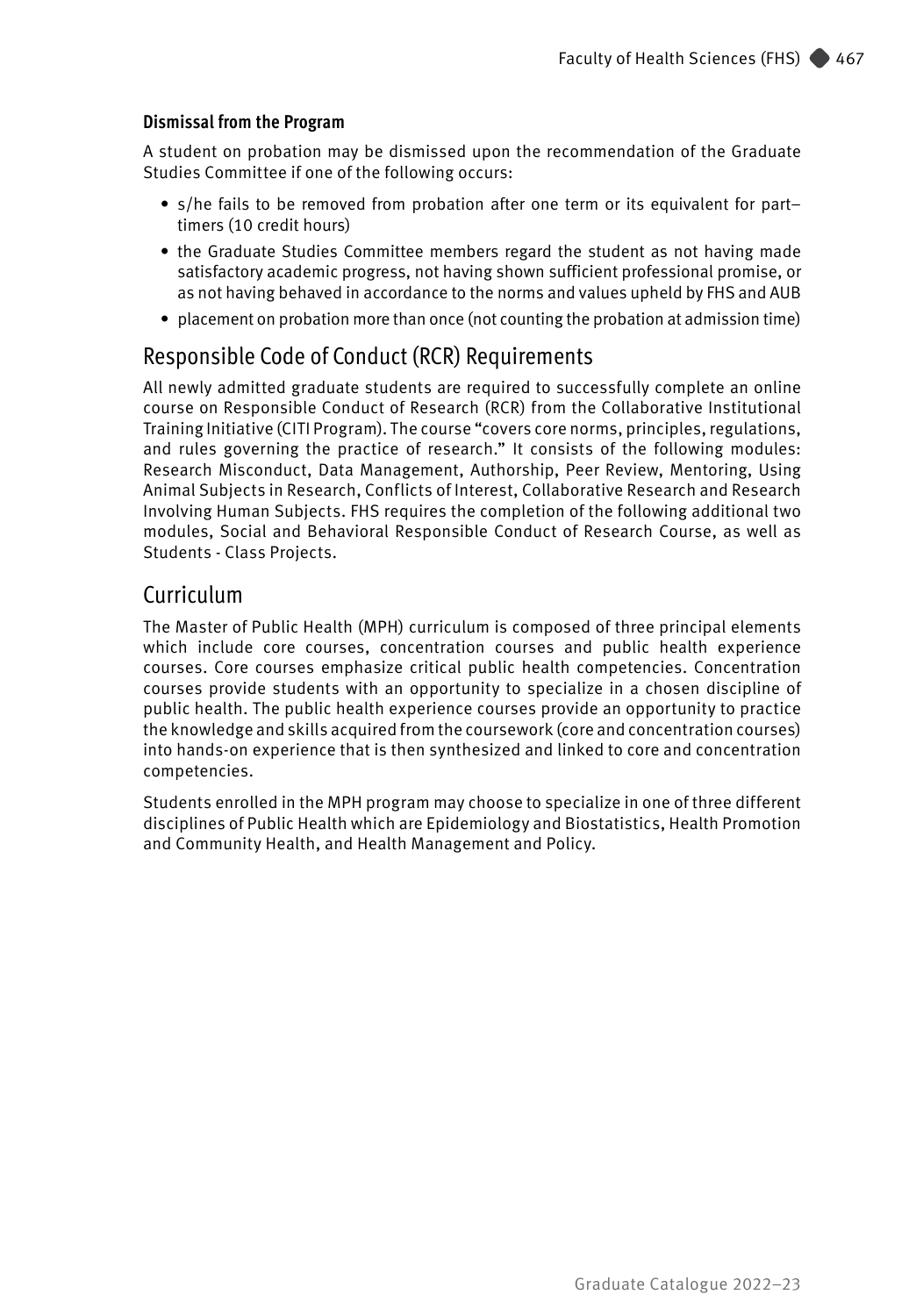### Dismissal from the Program

A student on probation may be dismissed upon the recommendation of the Graduate Studies Committee if one of the following occurs:

- s/he fails to be removed from probation after one term or its equivalent for part–timers (10 credit hours)
- the Graduate Studies Committee members regard the student as not having made satisfactory academic progress, not having shown sufficient professional promise, or as not having behaved in accordance to the norms and values upheld by FHS and AUB
- placement on probation more than once (not counting the probation at admission time)

## Responsible Code of Conduct (RCR) Requirements

All newly admitted graduate students are required to successfully complete an online course on Responsible Conduct of Research (RCR) from the Collaborative Institutional Training Initiative (CITI Program). The course "covers core norms, principles, regulations, and rules governing the practice of research." It consists of the following modules: Research Misconduct, Data Management, Authorship, Peer Review, Mentoring, Using Animal Subjects in Research, Conflicts of Interest, Collaborative Research and Research Involving Human Subjects. FHS requires the completion of the following additional two modules, Social and Behavioral Responsible Conduct of Research Course, as well as Students - Class Projects.

## Curriculum

The Master of Public Health (MPH) curriculum is composed of three principal elements which include core courses, concentration courses and public health experience courses. Core courses emphasize critical public health competencies. Concentration courses provide students with an opportunity to specialize in a chosen discipline of public health. The public health experience courses provide an opportunity to practice the knowledge and skills acquired from the coursework (core and concentration courses) into hands-on experience that is then synthesized and linked to core and concentration competencies.

Students enrolled in the MPH program may choose to specialize in one of three different disciplines of Public Health which are Epidemiology and Biostatistics, Health Promotion and Community Health, and Health Management and Policy.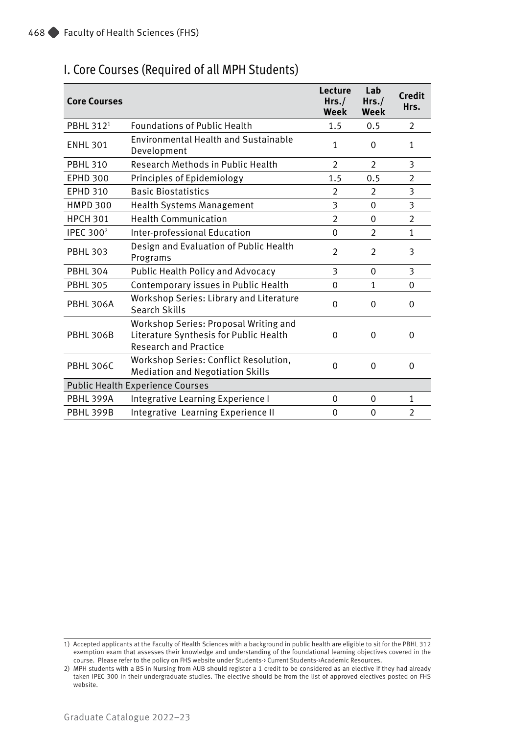# I. Core Courses (Required of all MPH Students)

| Core Courses | | Lecture Hrs./ Week | Lab Hrs./ Week | Credit Hrs. |
|---|---|---|---|---|
| PBHL 312[1] | Foundations of Public Health | 1.5 | 0.5 | 2 |
| ENHL 301 | Environmental Health and Sustainable Development | 1 | 0 | 1 |
| PBHL 310 | Research Methods in Public Health | 2 | 2 | 3 |
| EPHD 300 | Principles of Epidemiology | 1.5 | 0.5 | 2 |
| EPHD 310 | Basic Biostatistics | 2 | 2 | 3 |
| HMPD 300 | Health Systems Management | 3 | 0 | 3 |
| HPCH 301 | Health Communication | 2 | 0 | 2 |
| IPEC 300[2] | Inter-professional Education | 0 | 2 | 1 |
| PBHL 303 | Design and Evaluation of Public Health Programs | 2 | 2 | 3 |
| PBHL 304 | Public Health Policy and Advocacy | 3 | 0 | 3 |
| PBHL 305 | Contemporary issues in Public Health | 0 | 1 | 0 |
| PBHL 306A | Workshop Series: Library and Literature Search Skills | 0 | 0 | 0 |
| PBHL 306B | Workshop Series: Proposal Writing and Literature Synthesis for Public Health Research and Practice | 0 | 0 | 0 |
| PBHL 306C | Workshop Series: Conflict Resolution, Mediation and Negotiation Skills | 0 | 0 | 0 |
| Public Health Experience Courses | | | | |
| PBHL 399A | Integrative Learning Experience I | 0 | 0 | 1 |
| PBHL 399B | Integrative Learning Experience II | 0 | 0 | 2 |

1) Accepted applicants at the Faculty of Health Sciences with a background in public health are eligible to sit for the PBHL 312 exemption exam that assesses their knowledge and understanding of the foundational learning objectives covered in the course. Please refer to the policy on FHS website under Students-› Current Students-›Academic Resources.

2) MPH students with a BS in Nursing from AUB should register a 1 credit to be considered as an elective if they had already taken IPEC 300 in their undergraduate studies. The elective should be from the list of approved electives posted on FHS website.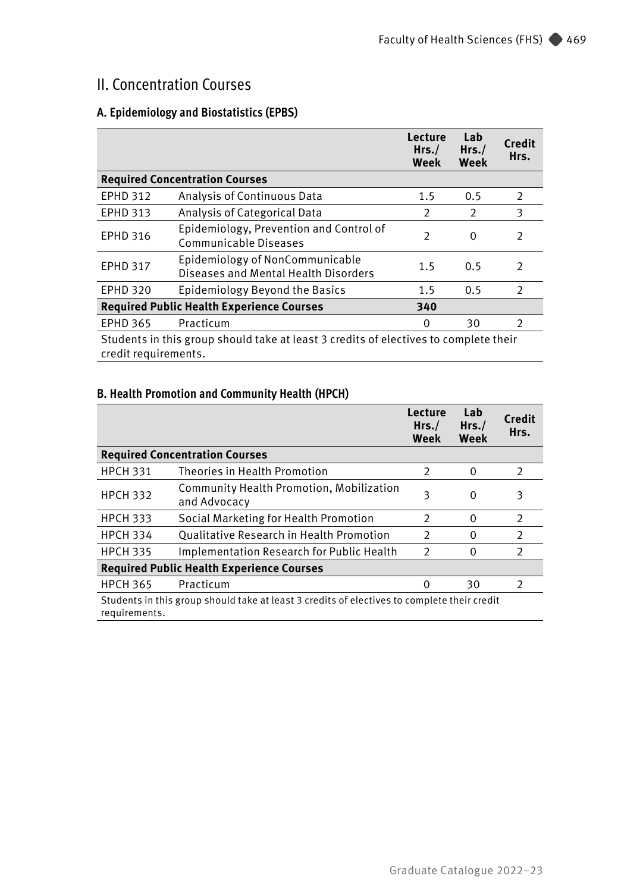## II. Concentration Courses

### A. Epidemiology and Biostatistics (EPBS)

| | | Lecture Hrs./ Week | Lab Hrs./ Week | Credit Hrs. |
|---|---|---|---|---|
| **Required Concentration Courses** | | | | |
| EPHD 312 | Analysis of Continuous Data | 1.5 | 0.5 | 2 |
| EPHD 313 | Analysis of Categorical Data | 2 | 2 | 3 |
| EPHD 316 | Epidemiology, Prevention and Control of Communicable Diseases | 2 | 0 | 2 |
| EPHD 317 | Epidemiology of NonCommunicable Diseases and Mental Health Disorders | 1.5 | 0.5 | 2 |
| EPHD 320 | Epidemiology Beyond the Basics | 1.5 | 0.5 | 2 |
| **Required Public Health Experience Courses** | | **340** | | |
| EPHD 365 | Practicum | 0 | 30 | 2 |
| Students in this group should take at least 3 credits of electives to complete their credit requirements. | | | | |

### B. Health Promotion and Community Health (HPCH)

| | | Lecture Hrs./ Week | Lab Hrs./ Week | Credit Hrs. |
|---|---|---|---|---|
| **Required Concentration Courses** | | | | |
| HPCH 331 | Theories in Health Promotion | 2 | 0 | 2 |
| HPCH 332 | Community Health Promotion, Mobilization and Advocacy | 3 | 0 | 3 |
| HPCH 333 | Social Marketing for Health Promotion | 2 | 0 | 2 |
| HPCH 334 | Qualitative Research in Health Promotion | 2 | 0 | 2 |
| HPCH 335 | Implementation Research for Public Health | 2 | 0 | 2 |
| **Required Public Health Experience Courses** | | | | |
| HPCH 365 | Practicum | 0 | 30 | 2 |
| Students in this group should take at least 3 credits of electives to complete their credit requirements. | | | | |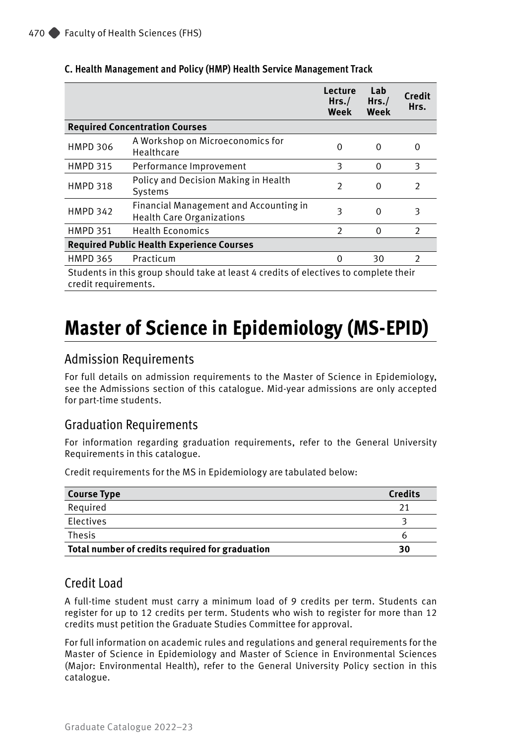### C. Health Management and Policy (HMP) Health Service Management Track

| | | Lecture Hrs./ Week | Lab Hrs./ Week | Credit Hrs. |
|---|---|---|---|---|
| **Required Concentration Courses** | | | | |
| HMPD 306 | A Workshop on Microeconomics for Healthcare | 0 | 0 | 0 |
| HMPD 315 | Performance Improvement | 3 | 0 | 3 |
| HMPD 318 | Policy and Decision Making in Health Systems | 2 | 0 | 2 |
| HMPD 342 | Financial Management and Accounting in Health Care Organizations | 3 | 0 | 3 |
| HMPD 351 | Health Economics | 2 | 0 | 2 |
| **Required Public Health Experience Courses** | | | | |
| HMPD 365 | Practicum | 0 | 30 | 2 |
| Students in this group should take at least 4 credits of electives to complete their credit requirements. | | | | |

# Master of Science in Epidemiology (MS-EPID)

## Admission Requirements

For full details on admission requirements to the Master of Science in Epidemiology, see the Admissions section of this catalogue. Mid-year admissions are only accepted for part-time students.

## Graduation Requirements

For information regarding graduation requirements, refer to the General University Requirements in this catalogue.

Credit requirements for the MS in Epidemiology are tabulated below:

| Course Type | Credits |
|---|---|
| Required | 21 |
| Electives | 3 |
| Thesis | 6 |
| **Total number of credits required for graduation** | **30** |

## Credit Load

A full-time student must carry a minimum load of 9 credits per term. Students can register for up to 12 credits per term. Students who wish to register for more than 12 credits must petition the Graduate Studies Committee for approval.

For full information on academic rules and regulations and general requirements for the Master of Science in Epidemiology and Master of Science in Environmental Sciences (Major: Environmental Health), refer to the General University Policy section in this catalogue.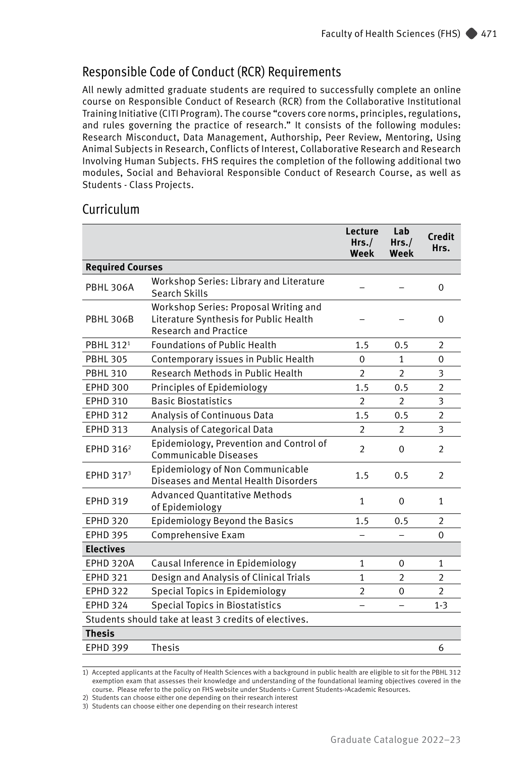## Responsible Code of Conduct (RCR) Requirements

All newly admitted graduate students are required to successfully complete an online course on Responsible Conduct of Research (RCR) from the Collaborative Institutional Training Initiative (CITI Program). The course "covers core norms, principles, regulations, and rules governing the practice of research." It consists of the following modules: Research Misconduct, Data Management, Authorship, Peer Review, Mentoring, Using Animal Subjects in Research, Conflicts of Interest, Collaborative Research and Research Involving Human Subjects. FHS requires the completion of the following additional two modules, Social and Behavioral Responsible Conduct of Research Course, as well as Students - Class Projects.

## Curriculum

| | | Lecture Hrs./ Week | Lab Hrs./ Week | Credit Hrs. |
|---|---|---|---|---|
| **Required Courses** | | | | |
| PBHL 306A | Workshop Series: Library and Literature Search Skills | – | – | 0 |
| PBHL 306B | Workshop Series: Proposal Writing and Literature Synthesis for Public Health Research and Practice | – | – | 0 |
| PBHL 312[1] | Foundations of Public Health | 1.5 | 0.5 | 2 |
| PBHL 305 | Contemporary issues in Public Health | 0 | 1 | 0 |
| PBHL 310 | Research Methods in Public Health | 2 | 2 | 3 |
| EPHD 300 | Principles of Epidemiology | 1.5 | 0.5 | 2 |
| EPHD 310 | Basic Biostatistics | 2 | 2 | 3 |
| EPHD 312 | Analysis of Continuous Data | 1.5 | 0.5 | 2 |
| EPHD 313 | Analysis of Categorical Data | 2 | 2 | 3 |
| EPHD 316[2] | Epidemiology, Prevention and Control of Communicable Diseases | 2 | 0 | 2 |
| EPHD 317[3] | Epidemiology of Non Communicable Diseases and Mental Health Disorders | 1.5 | 0.5 | 2 |
| EPHD 319 | Advanced Quantitative Methods of Epidemiology | 1 | 0 | 1 |
| EPHD 320 | Epidemiology Beyond the Basics | 1.5 | 0.5 | 2 |
| EPHD 395 | Comprehensive Exam | – | – | 0 |
| **Electives** | | | | |
| EPHD 320A | Causal Inference in Epidemiology | 1 | 0 | 1 |
| EPHD 321 | Design and Analysis of Clinical Trials | 1 | 2 | 2 |
| EPHD 322 | Special Topics in Epidemiology | 2 | 0 | 2 |
| EPHD 324 | Special Topics in Biostatistics | – | – | 1-3 |
| Students should take at least 3 credits of electives. | | | | |
| **Thesis** | | | | |
| EPHD 399 | Thesis | | | 6 |

1) Accepted applicants at the Faculty of Health Sciences with a background in public health are eligible to sit for the PBHL 312 exemption exam that assesses their knowledge and understanding of the foundational learning objectives covered in the course. Please refer to the policy on FHS website under Students-› Current Students-›Academic Resources.

2) Students can choose either one depending on their research interest

3) Students can choose either one depending on their research interest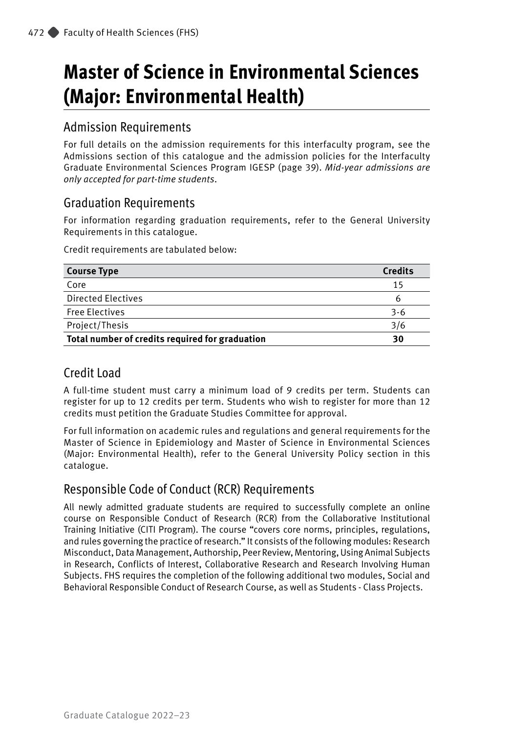# Master of Science in Environmental Sciences (Major: Environmental Health)

## Admission Requirements

For full details on the admission requirements for this interfaculty program, see the Admissions section of this catalogue and the admission policies for the Interfaculty Graduate Environmental Sciences Program IGESP (page 39). *Mid-year admissions are only accepted for part-time students.*

## Graduation Requirements

For information regarding graduation requirements, refer to the General University Requirements in this catalogue.

Credit requirements are tabulated below:

| Course Type | Credits |
|---|---|
| Core | 15 |
| Directed Electives | 6 |
| Free Electives | 3-6 |
| Project/Thesis | 3/6 |
| **Total number of credits required for graduation** | **30** |

## Credit Load

A full-time student must carry a minimum load of 9 credits per term. Students can register for up to 12 credits per term. Students who wish to register for more than 12 credits must petition the Graduate Studies Committee for approval.

For full information on academic rules and regulations and general requirements for the Master of Science in Epidemiology and Master of Science in Environmental Sciences (Major: Environmental Health), refer to the General University Policy section in this catalogue.

## Responsible Code of Conduct (RCR) Requirements

All newly admitted graduate students are required to successfully complete an online course on Responsible Conduct of Research (RCR) from the Collaborative Institutional Training Initiative (CITI Program). The course "covers core norms, principles, regulations, and rules governing the practice of research." It consists of the following modules: Research Misconduct, Data Management, Authorship, Peer Review, Mentoring, Using Animal Subjects in Research, Conflicts of Interest, Collaborative Research and Research Involving Human Subjects. FHS requires the completion of the following additional two modules, Social and Behavioral Responsible Conduct of Research Course, as well as Students - Class Projects.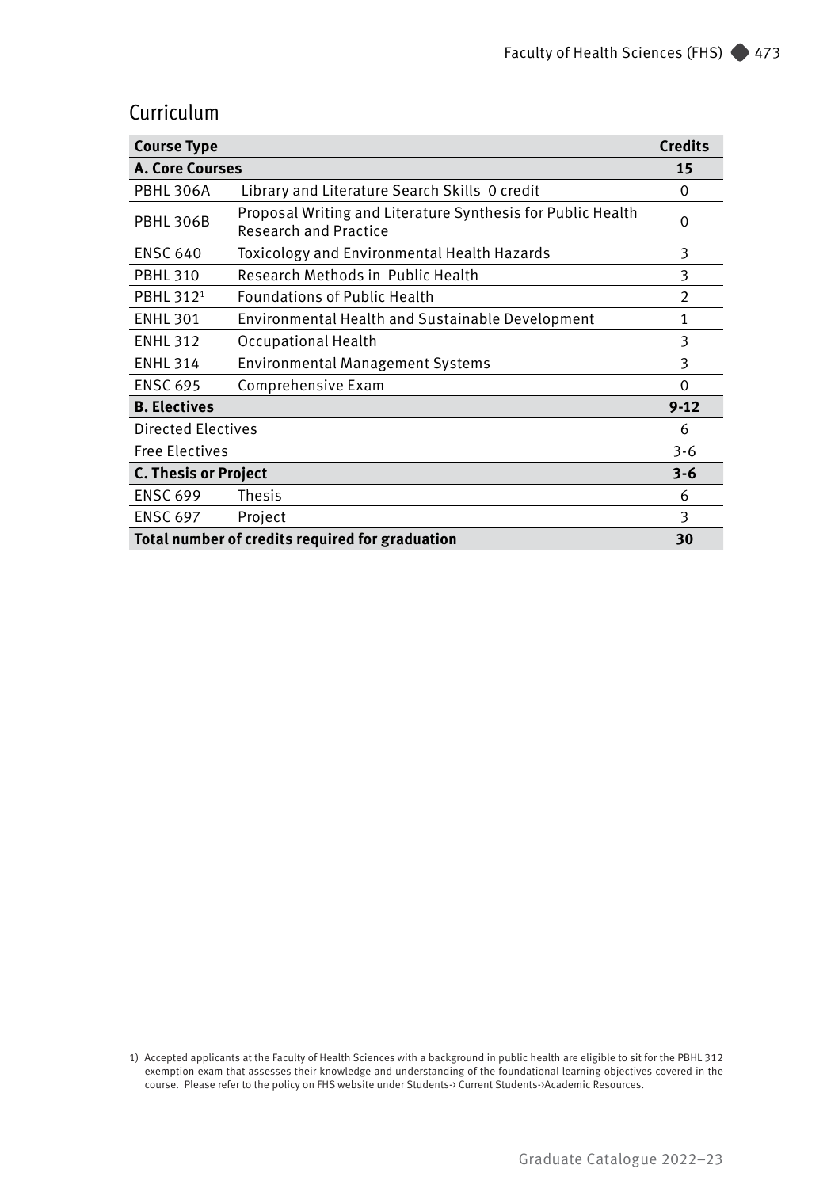## Curriculum

| Course Type | | Credits |
|---|---|---|
| **A. Core Courses** | | **15** |
| PBHL 306A | Library and Literature Search Skills 0 credit | 0 |
| PBHL 306B | Proposal Writing and Literature Synthesis for Public Health Research and Practice | 0 |
| ENSC 640 | Toxicology and Environmental Health Hazards | 3 |
| PBHL 310 | Research Methods in Public Health | 3 |
| PBHL 312[1] | Foundations of Public Health | 2 |
| ENHL 301 | Environmental Health and Sustainable Development | 1 |
| ENHL 312 | Occupational Health | 3 |
| ENHL 314 | Environmental Management Systems | 3 |
| ENSC 695 | Comprehensive Exam | 0 |
| **B. Electives** | | **9-12** |
| Directed Electives | | 6 |
| Free Electives | | 3-6 |
| **C. Thesis or Project** | | **3-6** |
| ENSC 699 | Thesis | 6 |
| ENSC 697 | Project | 3 |
| **Total number of credits required for graduation** | | **30** |

1) Accepted applicants at the Faculty of Health Sciences with a background in public health are eligible to sit for the PBHL 312 exemption exam that assesses their knowledge and understanding of the foundational learning objectives covered in the course. Please refer to the policy on FHS website under Students-› Current Students-›Academic Resources.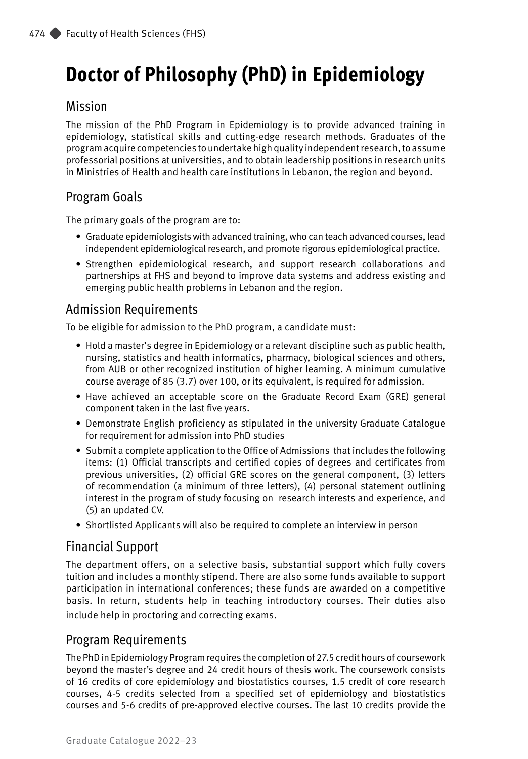# Doctor of Philosophy (PhD) in Epidemiology

## Mission

The mission of the PhD Program in Epidemiology is to provide advanced training in epidemiology, statistical skills and cutting-edge research methods. Graduates of the program acquire competencies to undertake high quality independent research, to assume professorial positions at universities, and to obtain leadership positions in research units in Ministries of Health and health care institutions in Lebanon, the region and beyond.

## Program Goals

The primary goals of the program are to:

- Graduate epidemiologists with advanced training, who can teach advanced courses, lead independent epidemiological research, and promote rigorous epidemiological practice.
- Strengthen epidemiological research, and support research collaborations and partnerships at FHS and beyond to improve data systems and address existing and emerging public health problems in Lebanon and the region.

## Admission Requirements

To be eligible for admission to the PhD program, a candidate must:

- Hold a master's degree in Epidemiology or a relevant discipline such as public health, nursing, statistics and health informatics, pharmacy, biological sciences and others, from AUB or other recognized institution of higher learning. A minimum cumulative course average of 85 (3.7) over 100, or its equivalent, is required for admission.
- Have achieved an acceptable score on the Graduate Record Exam (GRE) general component taken in the last five years.
- Demonstrate English proficiency as stipulated in the university Graduate Catalogue for requirement for admission into PhD studies
- Submit a complete application to the Office of Admissions that includes the following items: (1) Official transcripts and certified copies of degrees and certificates from previous universities, (2) official GRE scores on the general component, (3) letters of recommendation (a minimum of three letters), (4) personal statement outlining interest in the program of study focusing on research interests and experience, and (5) an updated CV.
- Shortlisted Applicants will also be required to complete an interview in person

## Financial Support

The department offers, on a selective basis, substantial support which fully covers tuition and includes a monthly stipend. There are also some funds available to support participation in international conferences; these funds are awarded on a competitive basis. In return, students help in teaching introductory courses. Their duties also include help in proctoring and correcting exams.

## Program Requirements

The PhD in Epidemiology Program requires the completion of 27.5 credit hours of coursework beyond the master's degree and 24 credit hours of thesis work. The coursework consists of 16 credits of core epidemiology and biostatistics courses, 1.5 credit of core research courses, 4-5 credits selected from a specified set of epidemiology and biostatistics courses and 5-6 credits of pre-approved elective courses. The last 10 credits provide the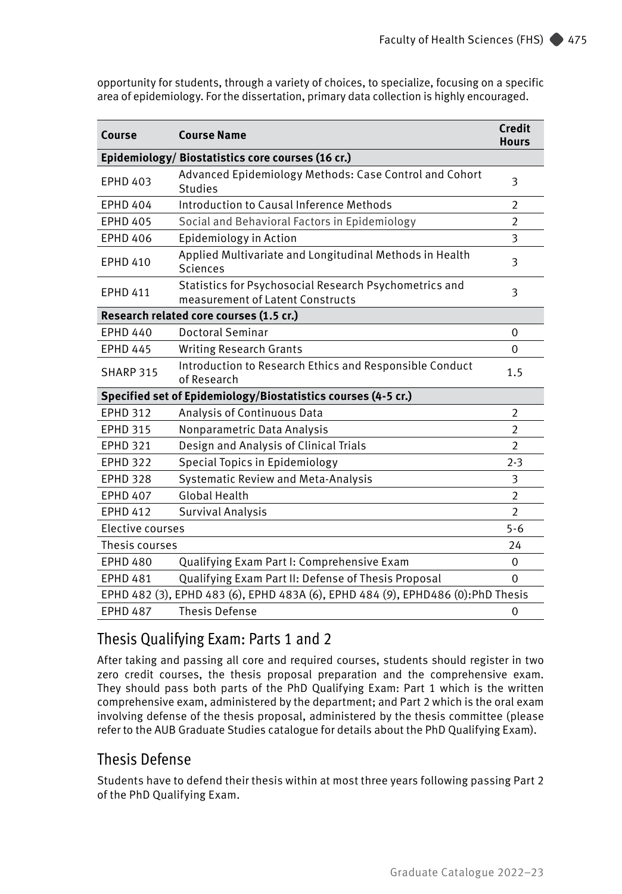opportunity for students, through a variety of choices, to specialize, focusing on a specific area of epidemiology. For the dissertation, primary data collection is highly encouraged.

| Course | Course Name | Credit Hours |
|---|---|---|
| **Epidemiology/ Biostatistics core courses (16 cr.)** | | |
| EPHD 403 | Advanced Epidemiology Methods: Case Control and Cohort Studies | 3 |
| EPHD 404 | Introduction to Causal Inference Methods | 2 |
| EPHD 405 | Social and Behavioral Factors in Epidemiology | 2 |
| EPHD 406 | Epidemiology in Action | 3 |
| EPHD 410 | Applied Multivariate and Longitudinal Methods in Health Sciences | 3 |
| EPHD 411 | Statistics for Psychosocial Research Psychometrics and measurement of Latent Constructs | 3 |
| **Research related core courses (1.5 cr.)** | | |
| EPHD 440 | Doctoral Seminar | 0 |
| EPHD 445 | Writing Research Grants | 0 |
| SHARP 315 | Introduction to Research Ethics and Responsible Conduct of Research | 1.5 |
| **Specified set of Epidemiology/Biostatistics courses (4-5 cr.)** | | |
| EPHD 312 | Analysis of Continuous Data | 2 |
| EPHD 315 | Nonparametric Data Analysis | 2 |
| EPHD 321 | Design and Analysis of Clinical Trials | 2 |
| EPHD 322 | Special Topics in Epidemiology | 2-3 |
| EPHD 328 | Systematic Review and Meta-Analysis | 3 |
| EPHD 407 | Global Health | 2 |
| EPHD 412 | Survival Analysis | 2 |
| Elective courses | | 5-6 |
| Thesis courses | | 24 |
| EPHD 480 | Qualifying Exam Part I: Comprehensive Exam | 0 |
| EPHD 481 | Qualifying Exam Part II: Defense of Thesis Proposal | 0 |
| EPHD 482 (3), EPHD 483 (6), EPHD 483A (6), EPHD 484 (9), EPHD486 (0):PhD Thesis | | |
| EPHD 487 | Thesis Defense | 0 |

## Thesis Qualifying Exam: Parts 1 and 2

After taking and passing all core and required courses, students should register in two zero credit courses, the thesis proposal preparation and the comprehensive exam. They should pass both parts of the PhD Qualifying Exam: Part 1 which is the written comprehensive exam, administered by the department; and Part 2 which is the oral exam involving defense of the thesis proposal, administered by the thesis committee (please refer to the AUB Graduate Studies catalogue for details about the PhD Qualifying Exam).

## Thesis Defense

Students have to defend their thesis within at most three years following passing Part 2 of the PhD Qualifying Exam.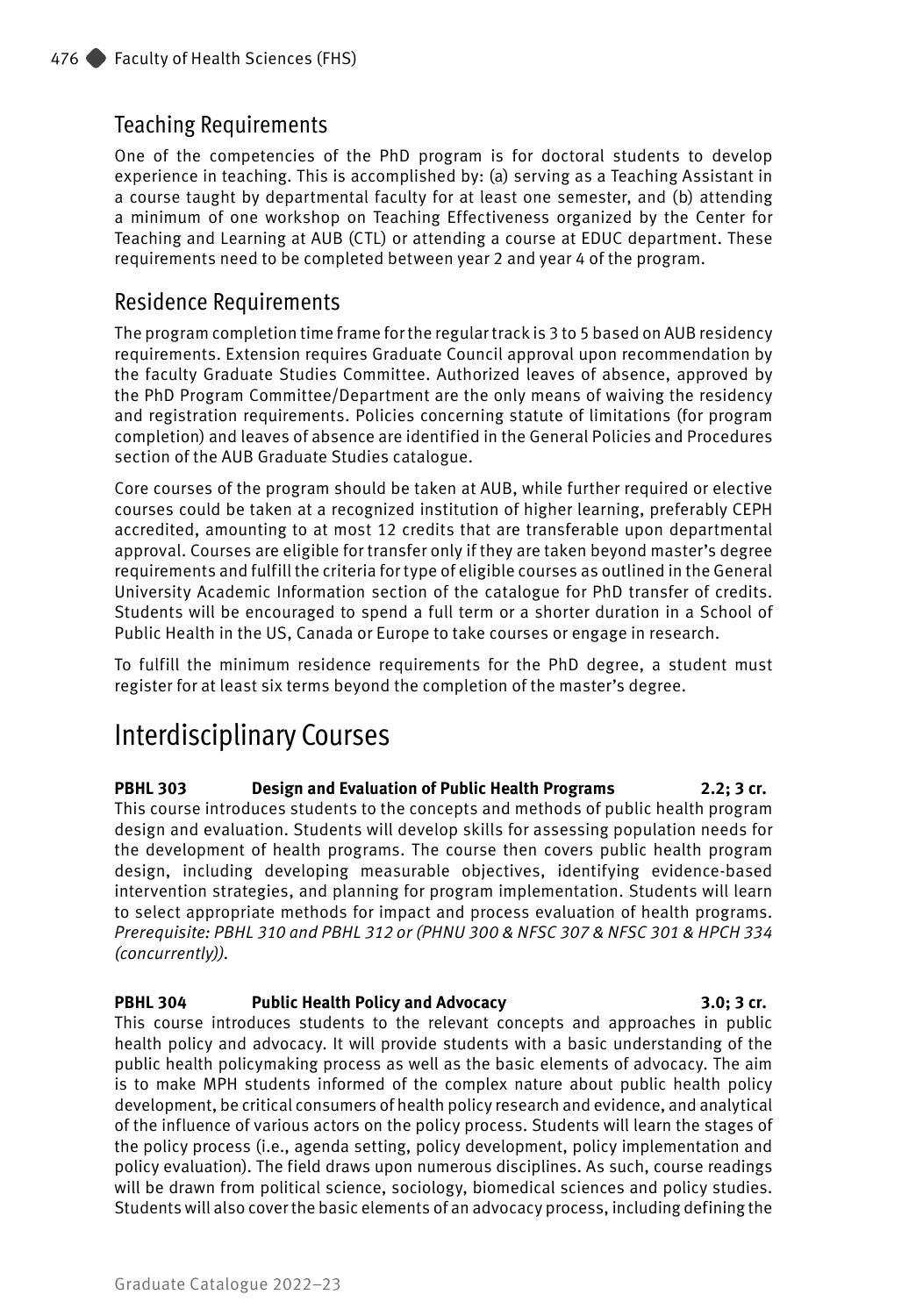## Teaching Requirements

One of the competencies of the PhD program is for doctoral students to develop experience in teaching. This is accomplished by: (a) serving as a Teaching Assistant in a course taught by departmental faculty for at least one semester, and (b) attending a minimum of one workshop on Teaching Effectiveness organized by the Center for Teaching and Learning at AUB (CTL) or attending a course at EDUC department. These requirements need to be completed between year 2 and year 4 of the program.

## Residence Requirements

The program completion time frame for the regular track is 3 to 5 based on AUB residency requirements. Extension requires Graduate Council approval upon recommendation by the faculty Graduate Studies Committee. Authorized leaves of absence, approved by the PhD Program Committee/Department are the only means of waiving the residency and registration requirements. Policies concerning statute of limitations (for program completion) and leaves of absence are identified in the General Policies and Procedures section of the AUB Graduate Studies catalogue.

Core courses of the program should be taken at AUB, while further required or elective courses could be taken at a recognized institution of higher learning, preferably CEPH accredited, amounting to at most 12 credits that are transferable upon departmental approval. Courses are eligible for transfer only if they are taken beyond master's degree requirements and fulfill the criteria for type of eligible courses as outlined in the General University Academic Information section of the catalogue for PhD transfer of credits. Students will be encouraged to spend a full term or a shorter duration in a School of Public Health in the US, Canada or Europe to take courses or engage in research.

To fulfill the minimum residence requirements for the PhD degree, a student must register for at least six terms beyond the completion of the master's degree.

# Interdisciplinary Courses

**PBHL 303 Design and Evaluation of Public Health Programs 2.2; 3 cr.**
This course introduces students to the concepts and methods of public health program design and evaluation. Students will develop skills for assessing population needs for the development of health programs. The course then covers public health program design, including developing measurable objectives, identifying evidence-based intervention strategies, and planning for program implementation. Students will learn to select appropriate methods for impact and process evaluation of health programs. *Prerequisite: PBHL 310 and PBHL 312 or (PHNU 300 & NFSC 307 & NFSC 301 & HPCH 334 (concurrently)).*

**PBHL 304 Public Health Policy and Advocacy 3.0; 3 cr.**
This course introduces students to the relevant concepts and approaches in public health policy and advocacy. It will provide students with a basic understanding of the public health policymaking process as well as the basic elements of advocacy. The aim is to make MPH students informed of the complex nature about public health policy development, be critical consumers of health policy research and evidence, and analytical of the influence of various actors on the policy process. Students will learn the stages of the policy process (i.e., agenda setting, policy development, policy implementation and policy evaluation). The field draws upon numerous disciplines. As such, course readings will be drawn from political science, sociology, biomedical sciences and policy studies. Students will also cover the basic elements of an advocacy process, including defining the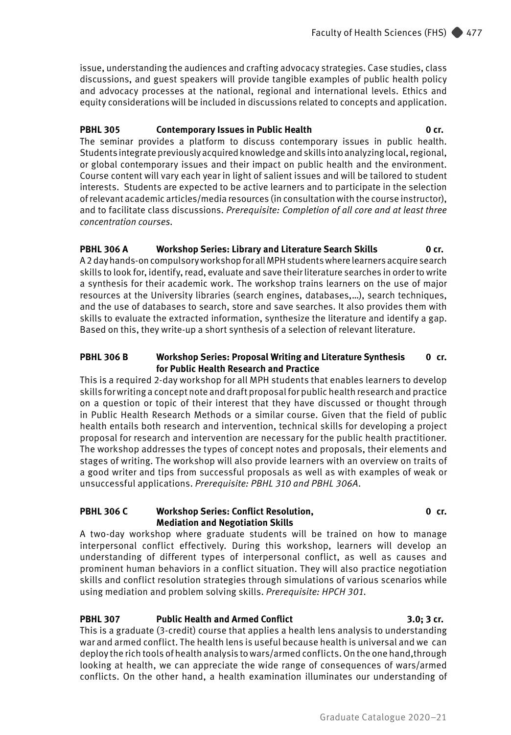issue, understanding the audiences and crafting advocacy strategies. Case studies, class discussions, and guest speakers will provide tangible examples of public health policy and advocacy processes at the national, regional and international levels. Ethics and equity considerations will be included in discussions related to concepts and application.

**PBHL 305 Contemporary Issues in Public Health 0 cr.**

The seminar provides a platform to discuss contemporary issues in public health. Students integrate previously acquired knowledge and skills into analyzing local, regional, or global contemporary issues and their impact on public health and the environment. Course content will vary each year in light of salient issues and will be tailored to student interests. Students are expected to be active learners and to participate in the selection of relevant academic articles/media resources (in consultation with the course instructor), and to facilitate class discussions. *Prerequisite: Completion of all core and at least three concentration courses.*

**PBHL 306 A Workshop Series: Library and Literature Search Skills 0 cr.**

A 2 day hands-on compulsory workshop for all MPH students where learners acquire search skills to look for, identify, read, evaluate and save their literature searches in order to write a synthesis for their academic work. The workshop trains learners on the use of major resources at the University libraries (search engines, databases,…), search techniques, and the use of databases to search, store and save searches. It also provides them with skills to evaluate the extracted information, synthesize the literature and identify a gap. Based on this, they write-up a short synthesis of a selection of relevant literature.

**PBHL 306 B Workshop Series: Proposal Writing and Literature Synthesis for Public Health Research and Practice 0 cr.**

This is a required 2-day workshop for all MPH students that enables learners to develop skills for writing a concept note and draft proposal for public health research and practice on a question or topic of their interest that they have discussed or thought through in Public Health Research Methods or a similar course. Given that the field of public health entails both research and intervention, technical skills for developing a project proposal for research and intervention are necessary for the public health practitioner. The workshop addresses the types of concept notes and proposals, their elements and stages of writing. The workshop will also provide learners with an overview on traits of a good writer and tips from successful proposals as well as with examples of weak or unsuccessful applications. *Prerequisite: PBHL 310 and PBHL 306A.*

**PBHL 306 C Workshop Series: Conflict Resolution, Mediation and Negotiation Skills 0 cr.**

A two-day workshop where graduate students will be trained on how to manage interpersonal conflict effectively. During this workshop, learners will develop an understanding of different types of interpersonal conflict, as well as causes and prominent human behaviors in a conflict situation. They will also practice negotiation skills and conflict resolution strategies through simulations of various scenarios while using mediation and problem solving skills. *Prerequisite: HPCH 301.*

**PBHL 307 Public Health and Armed Conflict 3.0; 3 cr.**

This is a graduate (3-credit) course that applies a health lens analysis to understanding war and armed conflict. The health lens is useful because health is universal and we can deploy the rich tools of health analysis to wars/armed conflicts. On the one hand,through looking at health, we can appreciate the wide range of consequences of wars/armed conflicts. On the other hand, a health examination illuminates our understanding of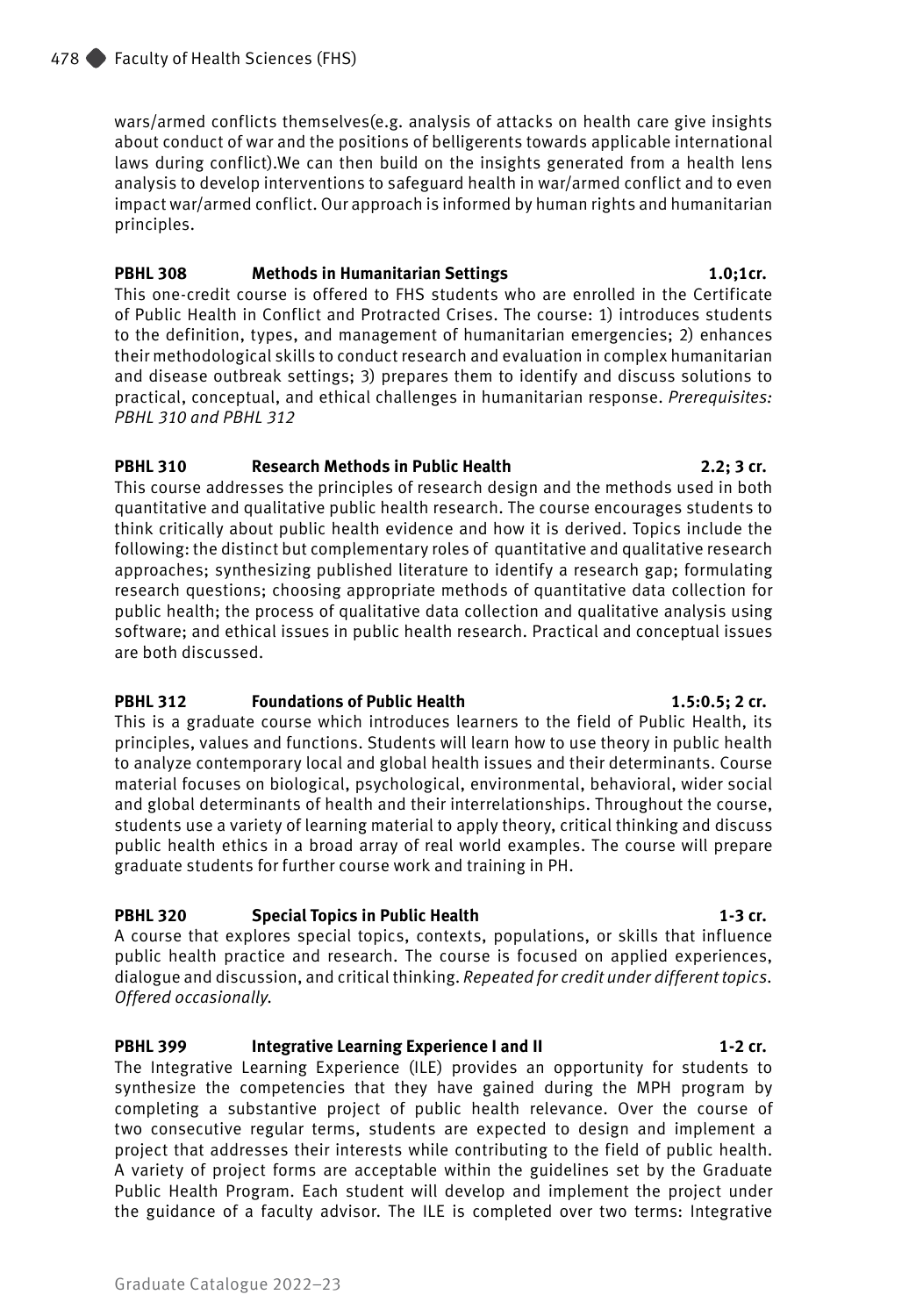wars/armed conflicts themselves(e.g. analysis of attacks on health care give insights about conduct of war and the positions of belligerents towards applicable international laws during conflict).We can then build on the insights generated from a health lens analysis to develop interventions to safeguard health in war/armed conflict and to even impact war/armed conflict. Our approach is informed by human rights and humanitarian principles.

**PBHL 308 Methods in Humanitarian Settings 1.0;1cr.**

This one-credit course is offered to FHS students who are enrolled in the Certificate of Public Health in Conflict and Protracted Crises. The course: 1) introduces students to the definition, types, and management of humanitarian emergencies; 2) enhances their methodological skills to conduct research and evaluation in complex humanitarian and disease outbreak settings; 3) prepares them to identify and discuss solutions to practical, conceptual, and ethical challenges in humanitarian response. *Prerequisites: PBHL 310 and PBHL 312*

**PBHL 310 Research Methods in Public Health 2.2; 3 cr.**

This course addresses the principles of research design and the methods used in both quantitative and qualitative public health research. The course encourages students to think critically about public health evidence and how it is derived. Topics include the following: the distinct but complementary roles of quantitative and qualitative research approaches; synthesizing published literature to identify a research gap; formulating research questions; choosing appropriate methods of quantitative data collection for public health; the process of qualitative data collection and qualitative analysis using software; and ethical issues in public health research. Practical and conceptual issues are both discussed.

**PBHL 312 Foundations of Public Health 1.5:0.5; 2 cr.**

This is a graduate course which introduces learners to the field of Public Health, its principles, values and functions. Students will learn how to use theory in public health to analyze contemporary local and global health issues and their determinants. Course material focuses on biological, psychological, environmental, behavioral, wider social and global determinants of health and their interrelationships. Throughout the course, students use a variety of learning material to apply theory, critical thinking and discuss public health ethics in a broad array of real world examples. The course will prepare graduate students for further course work and training in PH.

**PBHL 320 Special Topics in Public Health 1-3 cr.**

A course that explores special topics, contexts, populations, or skills that influence public health practice and research. The course is focused on applied experiences, dialogue and discussion, and critical thinking. *Repeated for credit under different topics. Offered occasionally.*

**PBHL 399 Integrative Learning Experience I and II 1-2 cr.**

The Integrative Learning Experience (ILE) provides an opportunity for students to synthesize the competencies that they have gained during the MPH program by completing a substantive project of public health relevance. Over the course of two consecutive regular terms, students are expected to design and implement a project that addresses their interests while contributing to the field of public health. A variety of project forms are acceptable within the guidelines set by the Graduate Public Health Program. Each student will develop and implement the project under the guidance of a faculty advisor. The ILE is completed over two terms: Integrative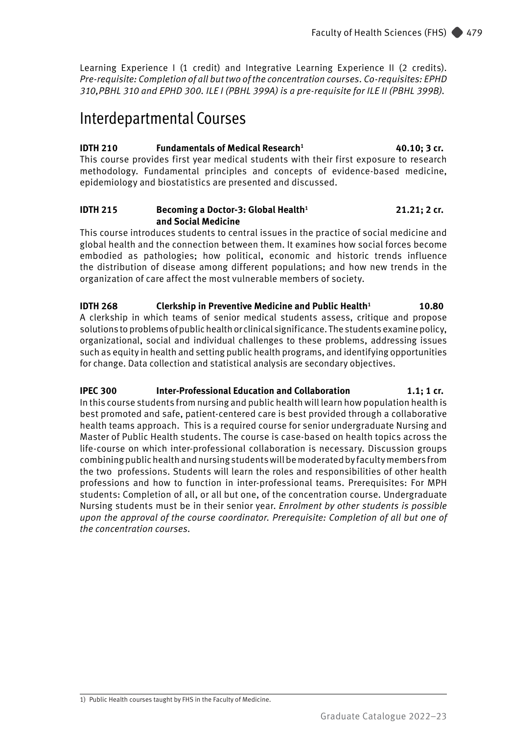Learning Experience I (1 credit) and Integrative Learning Experience II (2 credits). *Pre-requisite: Completion of all but two of the concentration courses. Co-requisites: EPHD 310,PBHL 310 and EPHD 300. ILE I (PBHL 399A) is a pre-requisite for ILE II (PBHL 399B).*

# Interdepartmental Courses

**IDTH 210 Fundamentals of Medical Research[1] 40.10; 3 cr.**
This course provides first year medical students with their first exposure to research methodology. Fundamental principles and concepts of evidence-based medicine, epidemiology and biostatistics are presented and discussed.

**IDTH 215 Becoming a Doctor-3: Global Health[1] and Social Medicine 21.21; 2 cr.**
This course introduces students to central issues in the practice of social medicine and global health and the connection between them. It examines how social forces become embodied as pathologies; how political, economic and historic trends influence the distribution of disease among different populations; and how new trends in the organization of care affect the most vulnerable members of society.

**IDTH 268 Clerkship in Preventive Medicine and Public Health[1] 10.80**
A clerkship in which teams of senior medical students assess, critique and propose solutions to problems of public health or clinical significance. The students examine policy, organizational, social and individual challenges to these problems, addressing issues such as equity in health and setting public health programs, and identifying opportunities for change. Data collection and statistical analysis are secondary objectives.

**IPEC 300 Inter-Professional Education and Collaboration 1.1; 1 cr.**
In this course students from nursing and public health will learn how population health is best promoted and safe, patient-centered care is best provided through a collaborative health teams approach. This is a required course for senior undergraduate Nursing and Master of Public Health students. The course is case-based on health topics across the life-course on which inter-professional collaboration is necessary. Discussion groups combining public health and nursing students will be moderated by faculty members from the two professions. Students will learn the roles and responsibilities of other health professions and how to function in inter-professional teams. Prerequisites: For MPH students: Completion of all, or all but one, of the concentration course. Undergraduate Nursing students must be in their senior year. *Enrolment by other students is possible upon the approval of the course coordinator. Prerequisite: Completion of all but one of the concentration courses.*

1) Public Health courses taught by FHS in the Faculty of Medicine.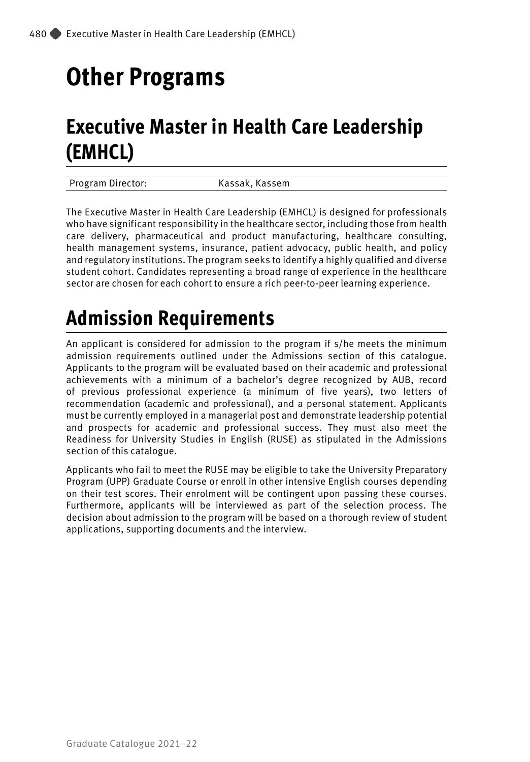# Other Programs

## Executive Master in Health Care Leadership (EMHCL)

| Program Director: | Kassak, Kassem |
|---|---|

The Executive Master in Health Care Leadership (EMHCL) is designed for professionals who have significant responsibility in the healthcare sector, including those from health care delivery, pharmaceutical and product manufacturing, healthcare consulting, health management systems, insurance, patient advocacy, public health, and policy and regulatory institutions. The program seeks to identify a highly qualified and diverse student cohort. Candidates representing a broad range of experience in the healthcare sector are chosen for each cohort to ensure a rich peer-to-peer learning experience.

## Admission Requirements

An applicant is considered for admission to the program if s/he meets the minimum admission requirements outlined under the Admissions section of this catalogue. Applicants to the program will be evaluated based on their academic and professional achievements with a minimum of a bachelor's degree recognized by AUB, record of previous professional experience (a minimum of five years), two letters of recommendation (academic and professional), and a personal statement. Applicants must be currently employed in a managerial post and demonstrate leadership potential and prospects for academic and professional success. They must also meet the Readiness for University Studies in English (RUSE) as stipulated in the Admissions section of this catalogue.

Applicants who fail to meet the RUSE may be eligible to take the University Preparatory Program (UPP) Graduate Course or enroll in other intensive English courses depending on their test scores. Their enrolment will be contingent upon passing these courses. Furthermore, applicants will be interviewed as part of the selection process. The decision about admission to the program will be based on a thorough review of student applications, supporting documents and the interview.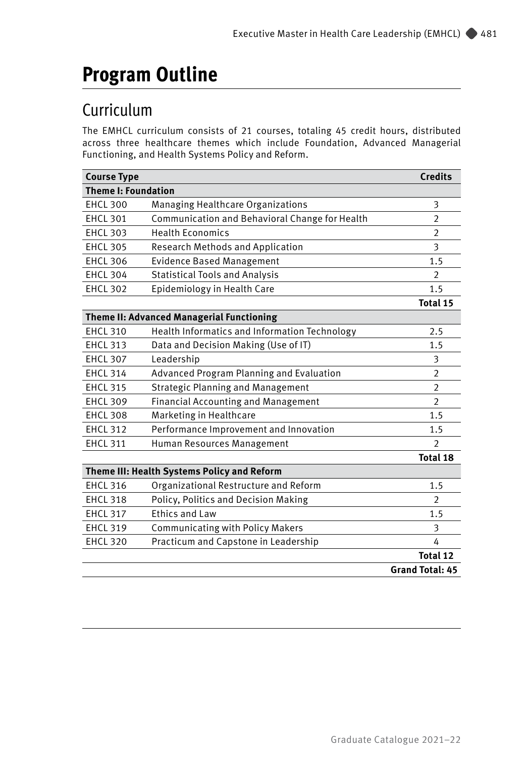# Program Outline

## Curriculum

The EMHCL curriculum consists of 21 courses, totaling 45 credit hours, distributed across three healthcare themes which include Foundation, Advanced Managerial Functioning, and Health Systems Policy and Reform.

| **Course Type** | | **Credits** |
|---|---|---|
| **Theme I: Foundation** | | |
| EHCL 300 | Managing Healthcare Organizations | 3 |
| EHCL 301 | Communication and Behavioral Change for Health | 2 |
| EHCL 303 | Health Economics | 2 |
| EHCL 305 | Research Methods and Application | 3 |
| EHCL 306 | Evidence Based Management | 1.5 |
| EHCL 304 | Statistical Tools and Analysis | 2 |
| EHCL 302 | Epidemiology in Health Care | 1.5 |
| | | **Total 15** |
| **Theme II: Advanced Managerial Functioning** | | |
| EHCL 310 | Health Informatics and Information Technology | 2.5 |
| EHCL 313 | Data and Decision Making (Use of IT) | 1.5 |
| EHCL 307 | Leadership | 3 |
| EHCL 314 | Advanced Program Planning and Evaluation | 2 |
| EHCL 315 | Strategic Planning and Management | 2 |
| EHCL 309 | Financial Accounting and Management | 2 |
| EHCL 308 | Marketing in Healthcare | 1.5 |
| EHCL 312 | Performance Improvement and Innovation | 1.5 |
| EHCL 311 | Human Resources Management | 2 |
| | | **Total 18** |
| **Theme III: Health Systems Policy and Reform** | | |
| EHCL 316 | Organizational Restructure and Reform | 1.5 |
| EHCL 318 | Policy, Politics and Decision Making | 2 |
| EHCL 317 | Ethics and Law | 1.5 |
| EHCL 319 | Communicating with Policy Makers | 3 |
| EHCL 320 | Practicum and Capstone in Leadership | 4 |
| | | **Total 12** |
| | | **Grand Total: 45** |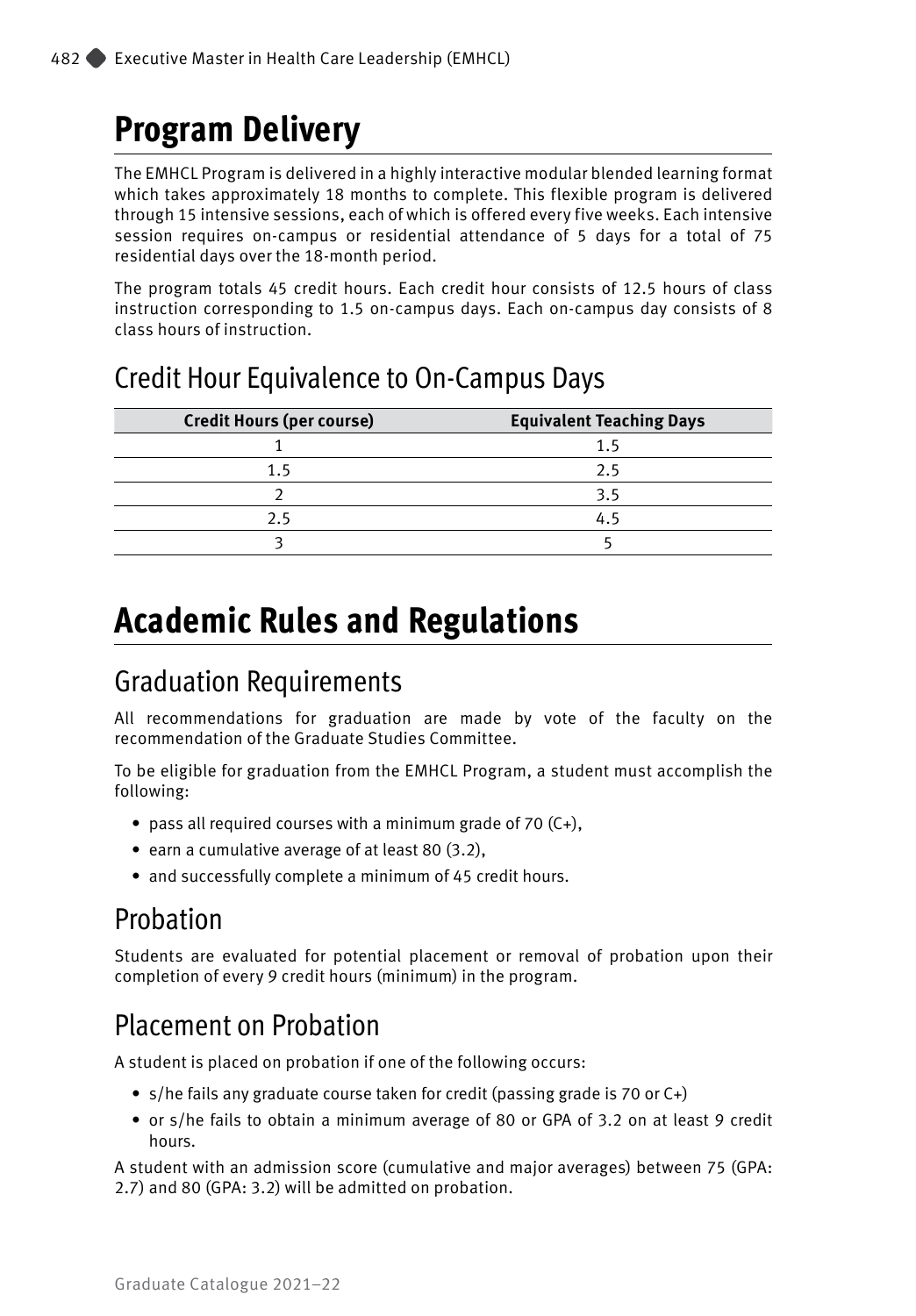# Program Delivery

The EMHCL Program is delivered in a highly interactive modular blended learning format which takes approximately 18 months to complete. This flexible program is delivered through 15 intensive sessions, each of which is offered every five weeks. Each intensive session requires on-campus or residential attendance of 5 days for a total of 75 residential days over the 18-month period.

The program totals 45 credit hours. Each credit hour consists of 12.5 hours of class instruction corresponding to 1.5 on-campus days. Each on-campus day consists of 8 class hours of instruction.

## Credit Hour Equivalence to On-Campus Days

| Credit Hours (per course) | Equivalent Teaching Days |
|---|---|
| 1 | 1.5 |
| 1.5 | 2.5 |
| 2 | 3.5 |
| 2.5 | 4.5 |
| 3 | 5 |

# Academic Rules and Regulations

## Graduation Requirements

All recommendations for graduation are made by vote of the faculty on the recommendation of the Graduate Studies Committee.

To be eligible for graduation from the EMHCL Program, a student must accomplish the following:

- pass all required courses with a minimum grade of 70 (C+),
- earn a cumulative average of at least 80 (3.2),
- and successfully complete a minimum of 45 credit hours.

## Probation

Students are evaluated for potential placement or removal of probation upon their completion of every 9 credit hours (minimum) in the program.

## Placement on Probation

A student is placed on probation if one of the following occurs:

- s/he fails any graduate course taken for credit (passing grade is 70 or C+)
- or s/he fails to obtain a minimum average of 80 or GPA of 3.2 on at least 9 credit hours.

A student with an admission score (cumulative and major averages) between 75 (GPA: 2.7) and 80 (GPA: 3.2) will be admitted on probation.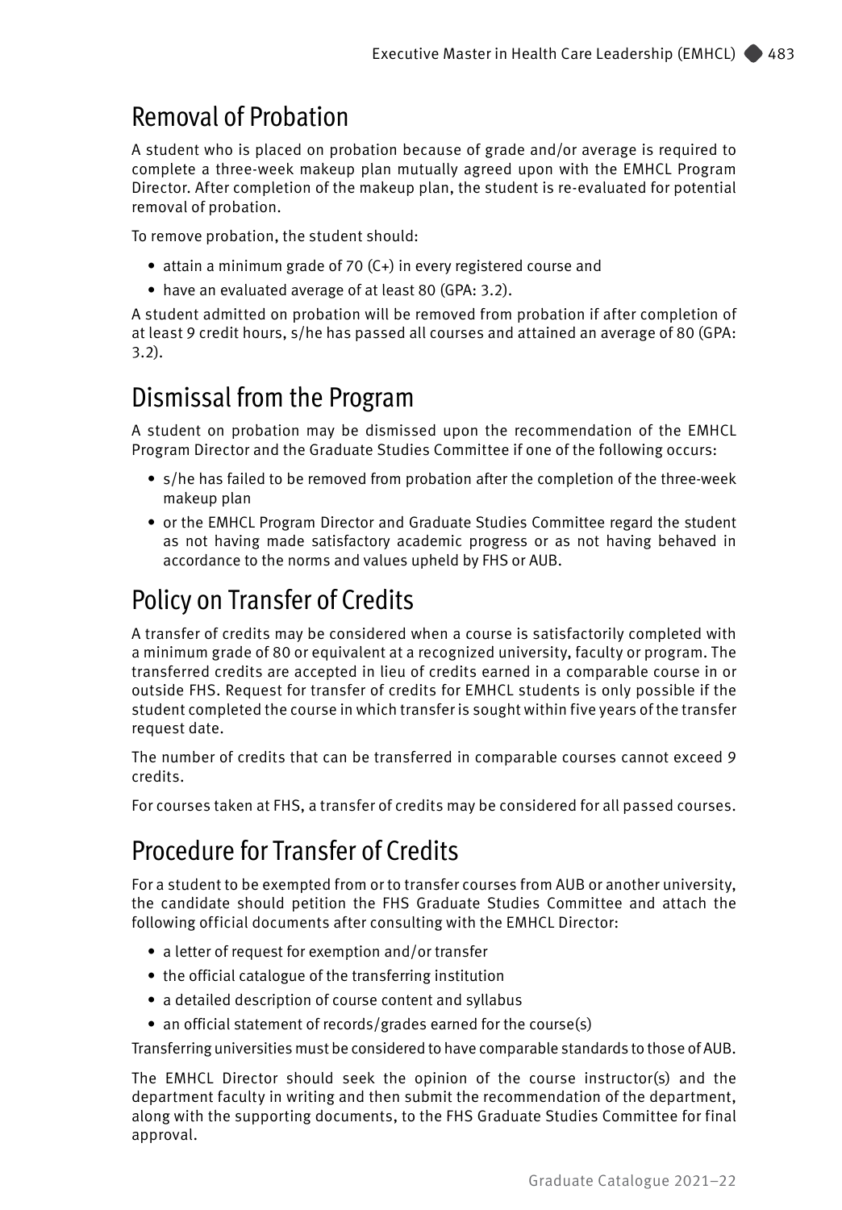## Removal of Probation

A student who is placed on probation because of grade and/or average is required to complete a three-week makeup plan mutually agreed upon with the EMHCL Program Director. After completion of the makeup plan, the student is re-evaluated for potential removal of probation.

To remove probation, the student should:

- attain a minimum grade of 70 (C+) in every registered course and
- have an evaluated average of at least 80 (GPA: 3.2).

A student admitted on probation will be removed from probation if after completion of at least 9 credit hours, s/he has passed all courses and attained an average of 80 (GPA: 3.2).

## Dismissal from the Program

A student on probation may be dismissed upon the recommendation of the EMHCL Program Director and the Graduate Studies Committee if one of the following occurs:

- s/he has failed to be removed from probation after the completion of the three-week makeup plan
- or the EMHCL Program Director and Graduate Studies Committee regard the student as not having made satisfactory academic progress or as not having behaved in accordance to the norms and values upheld by FHS or AUB.

## Policy on Transfer of Credits

A transfer of credits may be considered when a course is satisfactorily completed with a minimum grade of 80 or equivalent at a recognized university, faculty or program. The transferred credits are accepted in lieu of credits earned in a comparable course in or outside FHS. Request for transfer of credits for EMHCL students is only possible if the student completed the course in which transfer is sought within five years of the transfer request date.

The number of credits that can be transferred in comparable courses cannot exceed 9 credits.

For courses taken at FHS, a transfer of credits may be considered for all passed courses.

## Procedure for Transfer of Credits

For a student to be exempted from or to transfer courses from AUB or another university, the candidate should petition the FHS Graduate Studies Committee and attach the following official documents after consulting with the EMHCL Director:

- a letter of request for exemption and/or transfer
- the official catalogue of the transferring institution
- a detailed description of course content and syllabus
- an official statement of records/grades earned for the course(s)

Transferring universities must be considered to have comparable standards to those of AUB.

The EMHCL Director should seek the opinion of the course instructor(s) and the department faculty in writing and then submit the recommendation of the department, along with the supporting documents, to the FHS Graduate Studies Committee for final approval.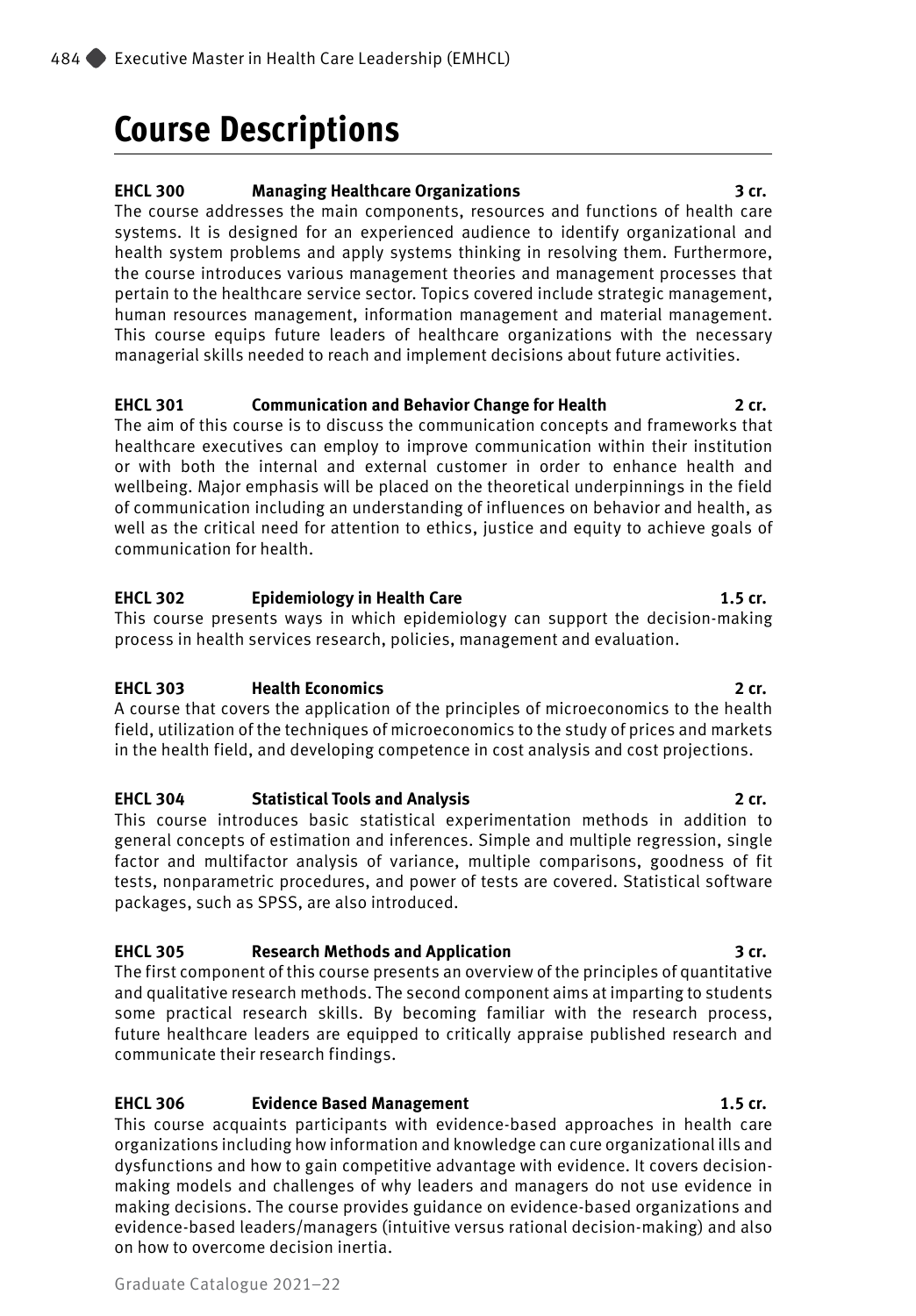# Course Descriptions

**EHCL 300 Managing Healthcare Organizations 3 cr.**

The course addresses the main components, resources and functions of health care systems. It is designed for an experienced audience to identify organizational and health system problems and apply systems thinking in resolving them. Furthermore, the course introduces various management theories and management processes that pertain to the healthcare service sector. Topics covered include strategic management, human resources management, information management and material management. This course equips future leaders of healthcare organizations with the necessary managerial skills needed to reach and implement decisions about future activities.

**EHCL 301 Communication and Behavior Change for Health 2 cr.**

The aim of this course is to discuss the communication concepts and frameworks that healthcare executives can employ to improve communication within their institution or with both the internal and external customer in order to enhance health and wellbeing. Major emphasis will be placed on the theoretical underpinnings in the field of communication including an understanding of influences on behavior and health, as well as the critical need for attention to ethics, justice and equity to achieve goals of communication for health.

**EHCL 302 Epidemiology in Health Care 1.5 cr.**

This course presents ways in which epidemiology can support the decision-making process in health services research, policies, management and evaluation.

**EHCL 303 Health Economics 2 cr.**

A course that covers the application of the principles of microeconomics to the health field, utilization of the techniques of microeconomics to the study of prices and markets in the health field, and developing competence in cost analysis and cost projections.

**EHCL 304 Statistical Tools and Analysis 2 cr.**

This course introduces basic statistical experimentation methods in addition to general concepts of estimation and inferences. Simple and multiple regression, single factor and multifactor analysis of variance, multiple comparisons, goodness of fit tests, nonparametric procedures, and power of tests are covered. Statistical software packages, such as SPSS, are also introduced.

**EHCL 305 Research Methods and Application 3 cr.**

The first component of this course presents an overview of the principles of quantitative and qualitative research methods. The second component aims at imparting to students some practical research skills. By becoming familiar with the research process, future healthcare leaders are equipped to critically appraise published research and communicate their research findings.

**EHCL 306 Evidence Based Management 1.5 cr.**

This course acquaints participants with evidence-based approaches in health care organizations including how information and knowledge can cure organizational ills and dysfunctions and how to gain competitive advantage with evidence. It covers decision-making models and challenges of why leaders and managers do not use evidence in making decisions. The course provides guidance on evidence-based organizations and evidence-based leaders/managers (intuitive versus rational decision-making) and also on how to overcome decision inertia.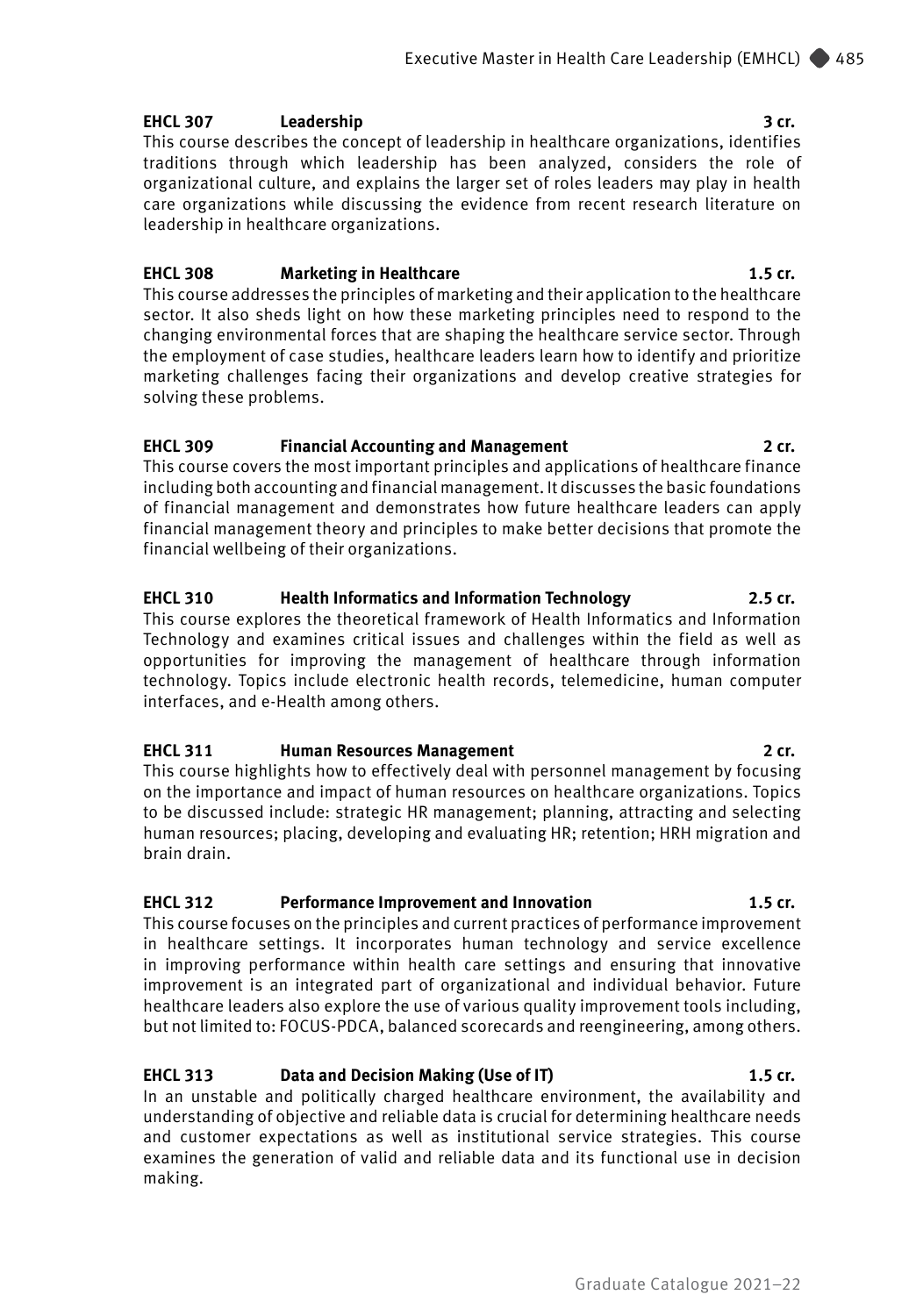**EHCL 307 Leadership 3 cr.**

This course describes the concept of leadership in healthcare organizations, identifies traditions through which leadership has been analyzed, considers the role of organizational culture, and explains the larger set of roles leaders may play in health care organizations while discussing the evidence from recent research literature on leadership in healthcare organizations.

**EHCL 308 Marketing in Healthcare 1.5 cr.**

This course addresses the principles of marketing and their application to the healthcare sector. It also sheds light on how these marketing principles need to respond to the changing environmental forces that are shaping the healthcare service sector. Through the employment of case studies, healthcare leaders learn how to identify and prioritize marketing challenges facing their organizations and develop creative strategies for solving these problems.

**EHCL 309 Financial Accounting and Management 2 cr.**

This course covers the most important principles and applications of healthcare finance including both accounting and financial management. It discusses the basic foundations of financial management and demonstrates how future healthcare leaders can apply financial management theory and principles to make better decisions that promote the financial wellbeing of their organizations.

**EHCL 310 Health Informatics and Information Technology 2.5 cr.**

This course explores the theoretical framework of Health Informatics and Information Technology and examines critical issues and challenges within the field as well as opportunities for improving the management of healthcare through information technology. Topics include electronic health records, telemedicine, human computer interfaces, and e-Health among others.

**EHCL 311 Human Resources Management 2 cr.**

This course highlights how to effectively deal with personnel management by focusing on the importance and impact of human resources on healthcare organizations. Topics to be discussed include: strategic HR management; planning, attracting and selecting human resources; placing, developing and evaluating HR; retention; HRH migration and brain drain.

**EHCL 312 Performance Improvement and Innovation 1.5 cr.**

This course focuses on the principles and current practices of performance improvement in healthcare settings. It incorporates human technology and service excellence in improving performance within health care settings and ensuring that innovative improvement is an integrated part of organizational and individual behavior. Future healthcare leaders also explore the use of various quality improvement tools including, but not limited to: FOCUS-PDCA, balanced scorecards and reengineering, among others.

**EHCL 313 Data and Decision Making (Use of IT) 1.5 cr.**

In an unstable and politically charged healthcare environment, the availability and understanding of objective and reliable data is crucial for determining healthcare needs and customer expectations as well as institutional service strategies. This course examines the generation of valid and reliable data and its functional use in decision making.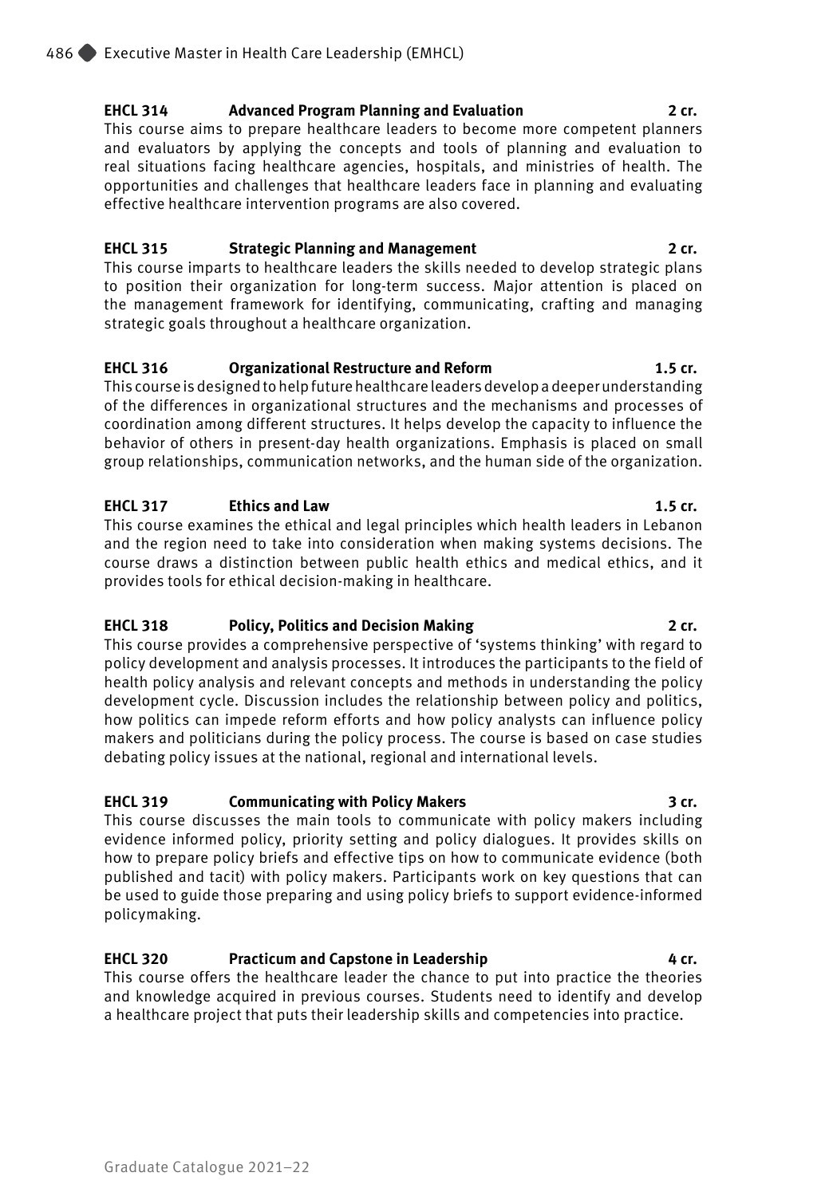**EHCL 314 Advanced Program Planning and Evaluation 2 cr.**
This course aims to prepare healthcare leaders to become more competent planners and evaluators by applying the concepts and tools of planning and evaluation to real situations facing healthcare agencies, hospitals, and ministries of health. The opportunities and challenges that healthcare leaders face in planning and evaluating effective healthcare intervention programs are also covered.

**EHCL 315 Strategic Planning and Management 2 cr.**
This course imparts to healthcare leaders the skills needed to develop strategic plans to position their organization for long-term success. Major attention is placed on the management framework for identifying, communicating, crafting and managing strategic goals throughout a healthcare organization.

**EHCL 316 Organizational Restructure and Reform 1.5 cr.**
This course is designed to help future healthcare leaders develop a deeper understanding of the differences in organizational structures and the mechanisms and processes of coordination among different structures. It helps develop the capacity to influence the behavior of others in present-day health organizations. Emphasis is placed on small group relationships, communication networks, and the human side of the organization.

**EHCL 317 Ethics and Law 1.5 cr.**
This course examines the ethical and legal principles which health leaders in Lebanon and the region need to take into consideration when making systems decisions. The course draws a distinction between public health ethics and medical ethics, and it provides tools for ethical decision-making in healthcare.

**EHCL 318 Policy, Politics and Decision Making 2 cr.**
This course provides a comprehensive perspective of 'systems thinking' with regard to policy development and analysis processes. It introduces the participants to the field of health policy analysis and relevant concepts and methods in understanding the policy development cycle. Discussion includes the relationship between policy and politics, how politics can impede reform efforts and how policy analysts can influence policy makers and politicians during the policy process. The course is based on case studies debating policy issues at the national, regional and international levels.

**EHCL 319 Communicating with Policy Makers 3 cr.**
This course discusses the main tools to communicate with policy makers including evidence informed policy, priority setting and policy dialogues. It provides skills on how to prepare policy briefs and effective tips on how to communicate evidence (both published and tacit) with policy makers. Participants work on key questions that can be used to guide those preparing and using policy briefs to support evidence-informed policymaking.

**EHCL 320 Practicum and Capstone in Leadership 4 cr.**
This course offers the healthcare leader the chance to put into practice the theories and knowledge acquired in previous courses. Students need to identify and develop a healthcare project that puts their leadership skills and competencies into practice.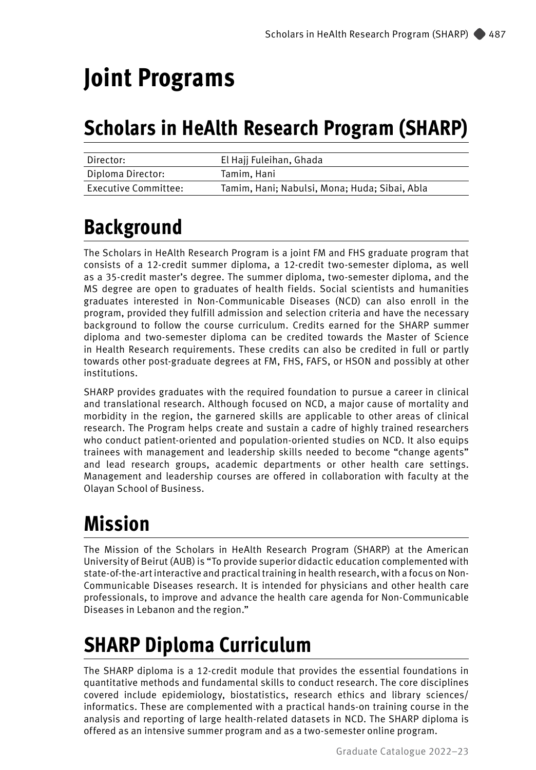# Joint Programs

## Scholars in HeAlth Research Program (SHARP)

| | |
|---|---|
| Director: | El Hajj Fuleihan, Ghada |
| Diploma Director: | Tamim, Hani |
| Executive Committee: | Tamim, Hani; Nabulsi, Mona; Huda; Sibai, Abla |

## Background

The Scholars in HeAlth Research Program is a joint FM and FHS graduate program that consists of a 12-credit summer diploma, a 12-credit two-semester diploma, as well as a 35-credit master's degree. The summer diploma, two-semester diploma, and the MS degree are open to graduates of health fields. Social scientists and humanities graduates interested in Non-Communicable Diseases (NCD) can also enroll in the program, provided they fulfill admission and selection criteria and have the necessary background to follow the course curriculum. Credits earned for the SHARP summer diploma and two-semester diploma can be credited towards the Master of Science in Health Research requirements. These credits can also be credited in full or partly towards other post-graduate degrees at FM, FHS, FAFS, or HSON and possibly at other institutions.

SHARP provides graduates with the required foundation to pursue a career in clinical and translational research. Although focused on NCD, a major cause of mortality and morbidity in the region, the garnered skills are applicable to other areas of clinical research. The Program helps create and sustain a cadre of highly trained researchers who conduct patient-oriented and population-oriented studies on NCD. It also equips trainees with management and leadership skills needed to become "change agents" and lead research groups, academic departments or other health care settings. Management and leadership courses are offered in collaboration with faculty at the Olayan School of Business.

## Mission

The Mission of the Scholars in HeAlth Research Program (SHARP) at the American University of Beirut (AUB) is "To provide superior didactic education complemented with state-of-the-art interactive and practical training in health research, with a focus on Non-Communicable Diseases research. It is intended for physicians and other health care professionals, to improve and advance the health care agenda for Non-Communicable Diseases in Lebanon and the region."

## SHARP Diploma Curriculum

The SHARP diploma is a 12-credit module that provides the essential foundations in quantitative methods and fundamental skills to conduct research. The core disciplines covered include epidemiology, biostatistics, research ethics and library sciences/informatics. These are complemented with a practical hands-on training course in the analysis and reporting of large health-related datasets in NCD. The SHARP diploma is offered as an intensive summer program and as a two-semester online program.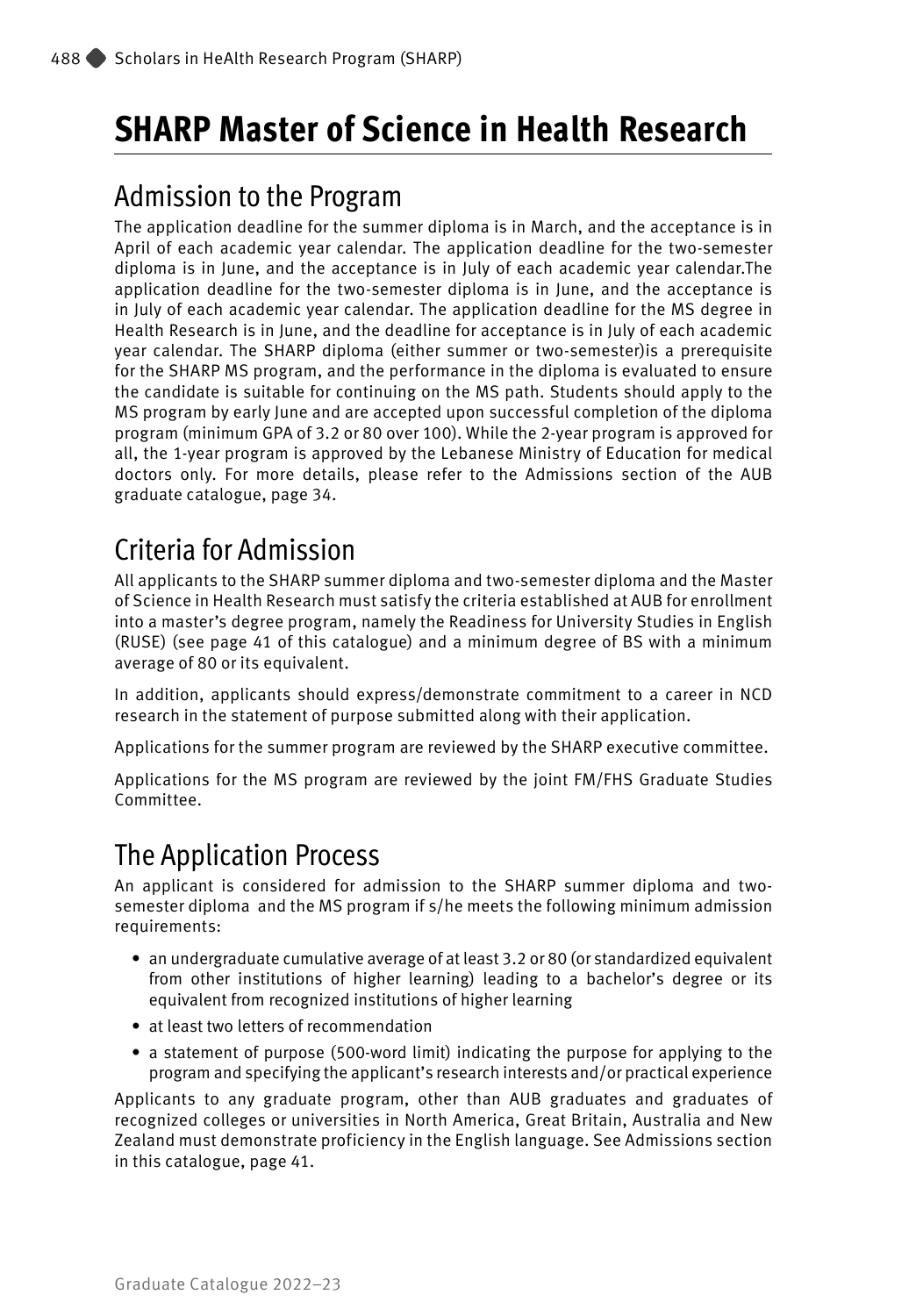# SHARP Master of Science in Health Research

## Admission to the Program

The application deadline for the summer diploma is in March, and the acceptance is in April of each academic year calendar. The application deadline for the two-semester diploma is in June, and the acceptance is in July of each academic year calendar.The application deadline for the two-semester diploma is in June, and the acceptance is in July of each academic year calendar. The application deadline for the MS degree in Health Research is in June, and the deadline for acceptance is in July of each academic year calendar. The SHARP diploma (either summer or two-semester)is a prerequisite for the SHARP MS program, and the performance in the diploma is evaluated to ensure the candidate is suitable for continuing on the MS path. Students should apply to the MS program by early June and are accepted upon successful completion of the diploma program (minimum GPA of 3.2 or 80 over 100). While the 2-year program is approved for all, the 1-year program is approved by the Lebanese Ministry of Education for medical doctors only. For more details, please refer to the Admissions section of the AUB graduate catalogue, page 34.

## Criteria for Admission

All applicants to the SHARP summer diploma and two-semester diploma and the Master of Science in Health Research must satisfy the criteria established at AUB for enrollment into a master's degree program, namely the Readiness for University Studies in English (RUSE) (see page 41 of this catalogue) and a minimum degree of BS with a minimum average of 80 or its equivalent.

In addition, applicants should express/demonstrate commitment to a career in NCD research in the statement of purpose submitted along with their application.

Applications for the summer program are reviewed by the SHARP executive committee.

Applications for the MS program are reviewed by the joint FM/FHS Graduate Studies Committee.

## The Application Process

An applicant is considered for admission to the SHARP summer diploma and two-semester diploma and the MS program if s/he meets the following minimum admission requirements:

- an undergraduate cumulative average of at least 3.2 or 80 (or standardized equivalent from other institutions of higher learning) leading to a bachelor's degree or its equivalent from recognized institutions of higher learning
- at least two letters of recommendation
- a statement of purpose (500-word limit) indicating the purpose for applying to the program and specifying the applicant's research interests and/or practical experience

Applicants to any graduate program, other than AUB graduates and graduates of recognized colleges or universities in North America, Great Britain, Australia and New Zealand must demonstrate proficiency in the English language. See Admissions section in this catalogue, page 41.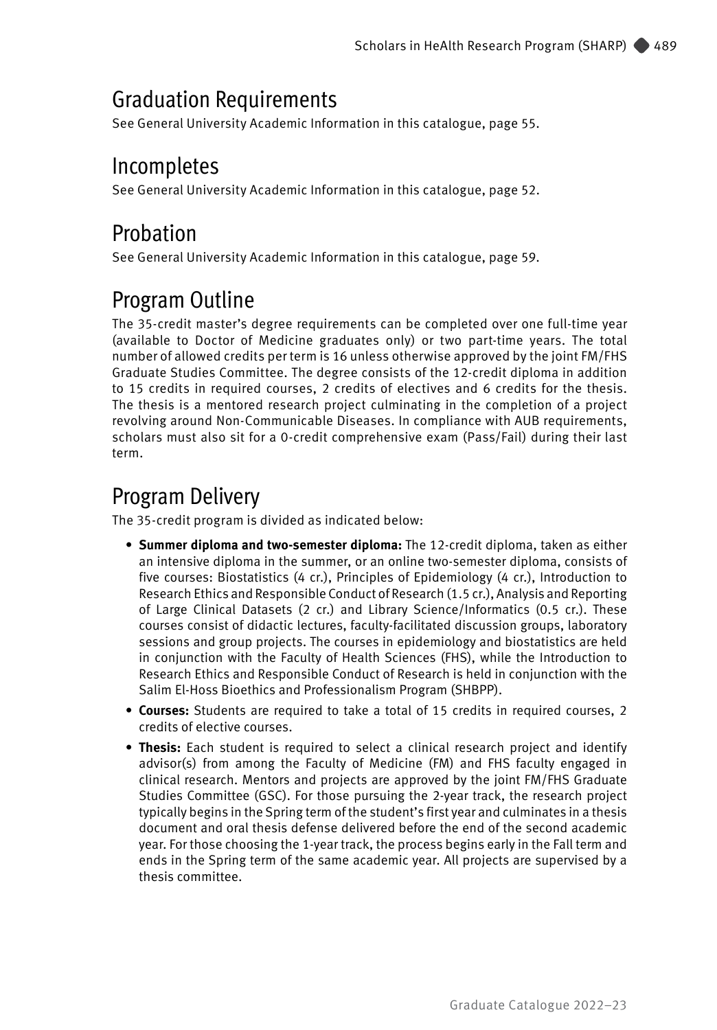## Graduation Requirements

See General University Academic Information in this catalogue, page 55.

## Incompletes

See General University Academic Information in this catalogue, page 52.

## Probation

See General University Academic Information in this catalogue, page 59.

## Program Outline

The 35-credit master's degree requirements can be completed over one full-time year (available to Doctor of Medicine graduates only) or two part-time years. The total number of allowed credits per term is 16 unless otherwise approved by the joint FM/FHS Graduate Studies Committee. The degree consists of the 12-credit diploma in addition to 15 credits in required courses, 2 credits of electives and 6 credits for the thesis. The thesis is a mentored research project culminating in the completion of a project revolving around Non-Communicable Diseases. In compliance with AUB requirements, scholars must also sit for a 0-credit comprehensive exam (Pass/Fail) during their last term.

## Program Delivery

The 35-credit program is divided as indicated below:

- **Summer diploma and two-semester diploma:** The 12-credit diploma, taken as either an intensive diploma in the summer, or an online two-semester diploma, consists of five courses: Biostatistics (4 cr.), Principles of Epidemiology (4 cr.), Introduction to Research Ethics and Responsible Conduct of Research (1.5 cr.), Analysis and Reporting of Large Clinical Datasets (2 cr.) and Library Science/Informatics (0.5 cr.). These courses consist of didactic lectures, faculty-facilitated discussion groups, laboratory sessions and group projects. The courses in epidemiology and biostatistics are held in conjunction with the Faculty of Health Sciences (FHS), while the Introduction to Research Ethics and Responsible Conduct of Research is held in conjunction with the Salim El-Hoss Bioethics and Professionalism Program (SHBPP).
- **Courses:** Students are required to take a total of 15 credits in required courses, 2 credits of elective courses.
- **Thesis:** Each student is required to select a clinical research project and identify advisor(s) from among the Faculty of Medicine (FM) and FHS faculty engaged in clinical research. Mentors and projects are approved by the joint FM/FHS Graduate Studies Committee (GSC). For those pursuing the 2-year track, the research project typically begins in the Spring term of the student's first year and culminates in a thesis document and oral thesis defense delivered before the end of the second academic year. For those choosing the 1-year track, the process begins early in the Fall term and ends in the Spring term of the same academic year. All projects are supervised by a thesis committee.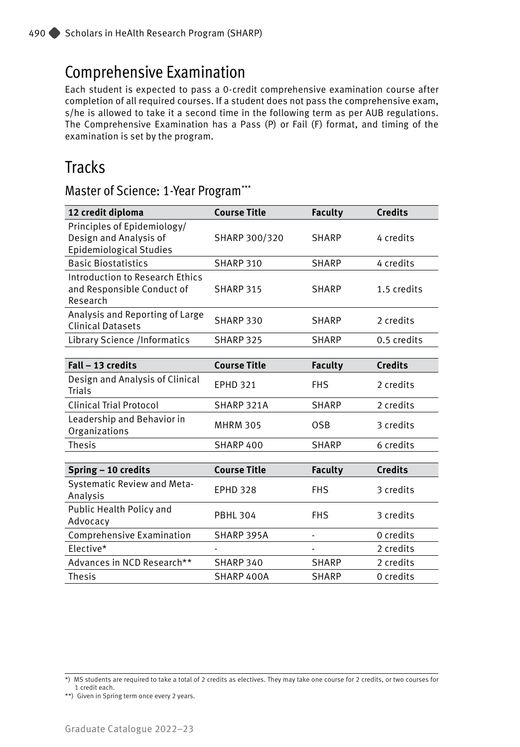## Comprehensive Examination

Each student is expected to pass a 0-credit comprehensive examination course after completion of all required courses. If a student does not pass the comprehensive exam, s/he is allowed to take it a second time in the following term as per AUB regulations. The Comprehensive Examination has a Pass (P) or Fail (F) format, and timing of the examination is set by the program.

## Tracks

### Master of Science: 1-Year Program***

| 12 credit diploma | Course Title | Faculty | Credits |
|---|---|---|---|
| Principles of Epidemiology/ Design and Analysis of Epidemiological Studies | SHARP 300/320 | SHARP | 4 credits |
| Basic Biostatistics | SHARP 310 | SHARP | 4 credits |
| Introduction to Research Ethics and Responsible Conduct of Research | SHARP 315 | SHARP | 1.5 credits |
| Analysis and Reporting of Large Clinical Datasets | SHARP 330 | SHARP | 2 credits |
| Library Science /Informatics | SHARP 325 | SHARP | 0.5 credits |

| Fall – 13 credits | Course Title | Faculty | Credits |
|---|---|---|---|
| Design and Analysis of Clinical Trials | EPHD 321 | FHS | 2 credits |
| Clinical Trial Protocol | SHARP 321A | SHARP | 2 credits |
| Leadership and Behavior in Organizations | MHRM 305 | OSB | 3 credits |
| Thesis | SHARP 400 | SHARP | 6 credits |

| Spring – 10 credits | Course Title | Faculty | Credits |
|---|---|---|---|
| Systematic Review and Meta-Analysis | EPHD 328 | FHS | 3 credits |
| Public Health Policy and Advocacy | PBHL 304 | FHS | 3 credits |
| Comprehensive Examination | SHARP 395A | - | 0 credits |
| Elective* | - | - | 2 credits |
| Advances in NCD Research** | SHARP 340 | SHARP | 2 credits |
| Thesis | SHARP 400A | SHARP | 0 credits |

*) MS students are required to take a total of 2 credits as electives. They may take one course for 2 credits, or two courses for 1 credit each.

**) Given in Spring term once every 2 years.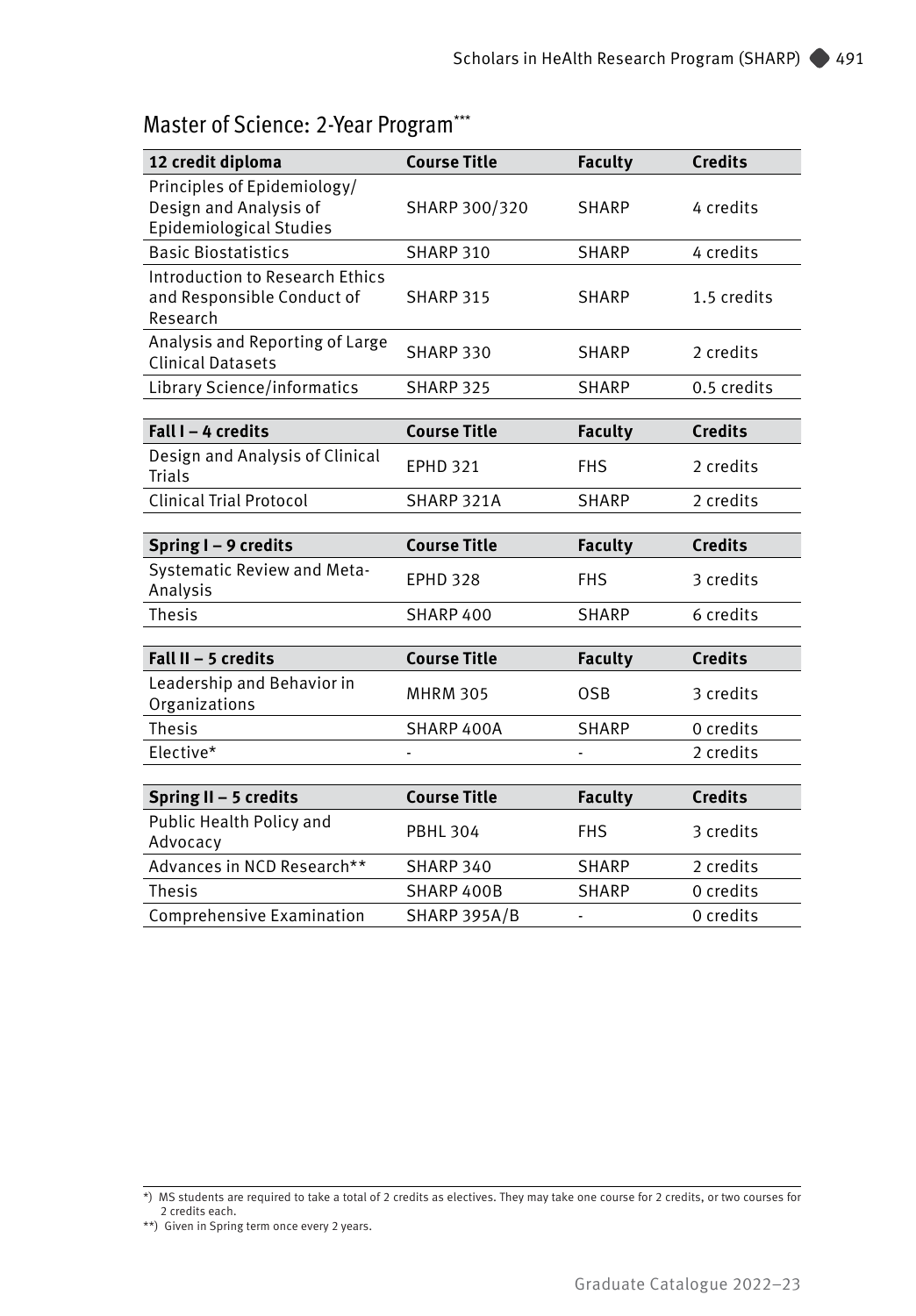## Master of Science: 2-Year Program***

| 12 credit diploma | Course Title | Faculty | Credits |
|---|---|---|---|
| Principles of Epidemiology/ Design and Analysis of Epidemiological Studies | SHARP 300/320 | SHARP | 4 credits |
| Basic Biostatistics | SHARP 310 | SHARP | 4 credits |
| Introduction to Research Ethics and Responsible Conduct of Research | SHARP 315 | SHARP | 1.5 credits |
| Analysis and Reporting of Large Clinical Datasets | SHARP 330 | SHARP | 2 credits |
| Library Science/informatics | SHARP 325 | SHARP | 0.5 credits |

| Fall I – 4 credits | Course Title | Faculty | Credits |
|---|---|---|---|
| Design and Analysis of Clinical Trials | EPHD 321 | FHS | 2 credits |
| Clinical Trial Protocol | SHARP 321A | SHARP | 2 credits |

| Spring I – 9 credits | Course Title | Faculty | Credits |
|---|---|---|---|
| Systematic Review and Meta-Analysis | EPHD 328 | FHS | 3 credits |
| Thesis | SHARP 400 | SHARP | 6 credits |

| Fall II – 5 credits | Course Title | Faculty | Credits |
|---|---|---|---|
| Leadership and Behavior in Organizations | MHRM 305 | OSB | 3 credits |
| Thesis | SHARP 400A | SHARP | 0 credits |
| Elective* | - | - | 2 credits |

| Spring II – 5 credits | Course Title | Faculty | Credits |
|---|---|---|---|
| Public Health Policy and Advocacy | PBHL 304 | FHS | 3 credits |
| Advances in NCD Research** | SHARP 340 | SHARP | 2 credits |
| Thesis | SHARP 400B | SHARP | 0 credits |
| Comprehensive Examination | SHARP 395A/B | - | 0 credits |

*) MS students are required to take a total of 2 credits as electives. They may take one course for 2 credits, or two courses for 2 credits each.

**) Given in Spring term once every 2 years.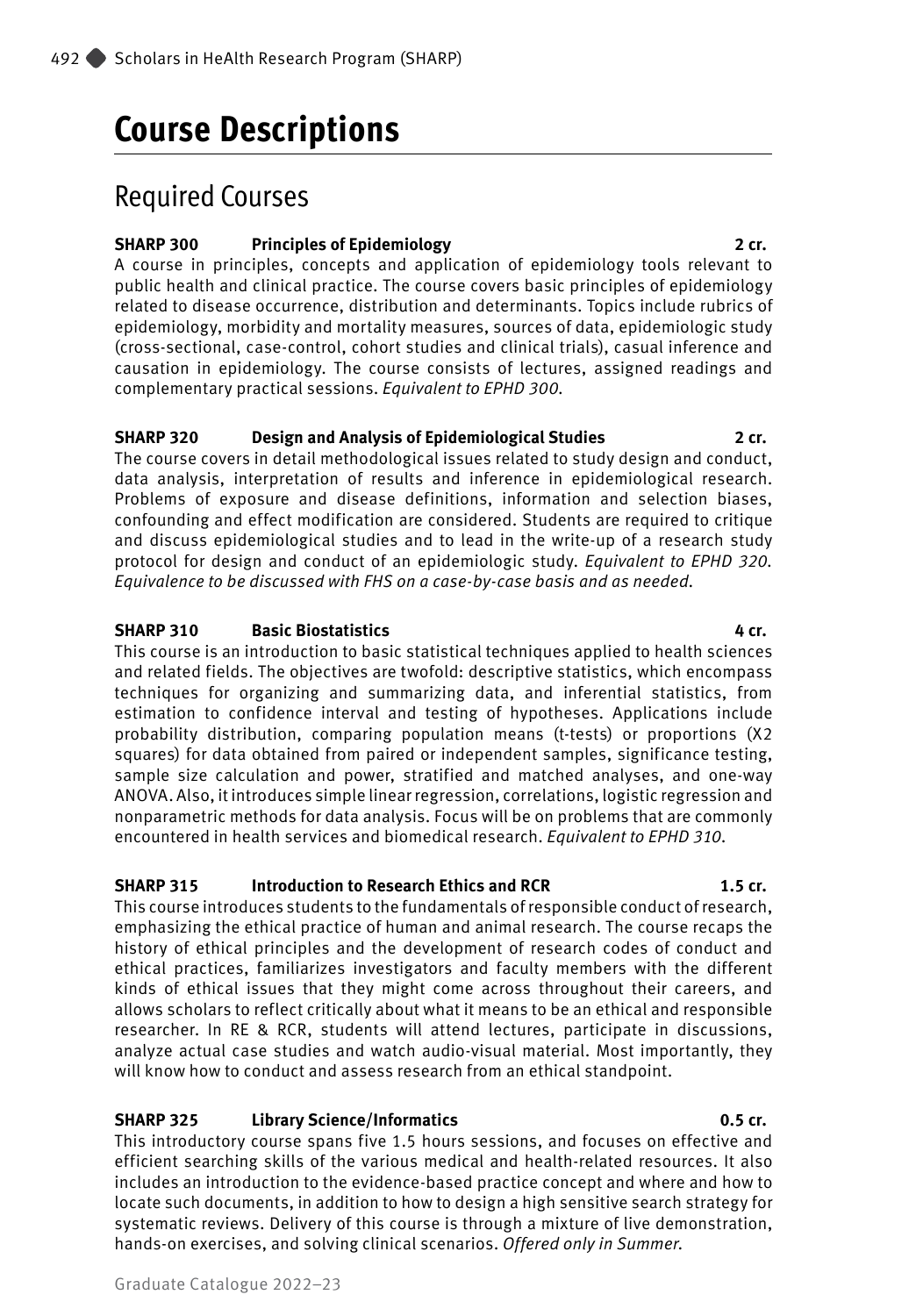# Course Descriptions

## Required Courses

**SHARP 300 Principles of Epidemiology 2 cr.**

A course in principles, concepts and application of epidemiology tools relevant to public health and clinical practice. The course covers basic principles of epidemiology related to disease occurrence, distribution and determinants. Topics include rubrics of epidemiology, morbidity and mortality measures, sources of data, epidemiologic study (cross-sectional, case-control, cohort studies and clinical trials), casual inference and causation in epidemiology. The course consists of lectures, assigned readings and complementary practical sessions. *Equivalent to EPHD 300.*

**SHARP 320 Design and Analysis of Epidemiological Studies 2 cr.**

The course covers in detail methodological issues related to study design and conduct, data analysis, interpretation of results and inference in epidemiological research. Problems of exposure and disease definitions, information and selection biases, confounding and effect modification are considered. Students are required to critique and discuss epidemiological studies and to lead in the write-up of a research study protocol for design and conduct of an epidemiologic study. *Equivalent to EPHD 320. Equivalence to be discussed with FHS on a case-by-case basis and as needed.*

**SHARP 310 Basic Biostatistics 4 cr.**

This course is an introduction to basic statistical techniques applied to health sciences and related fields. The objectives are twofold: descriptive statistics, which encompass techniques for organizing and summarizing data, and inferential statistics, from estimation to confidence interval and testing of hypotheses. Applications include probability distribution, comparing population means (t-tests) or proportions (X2 squares) for data obtained from paired or independent samples, significance testing, sample size calculation and power, stratified and matched analyses, and one-way ANOVA. Also, it introduces simple linear regression, correlations, logistic regression and nonparametric methods for data analysis. Focus will be on problems that are commonly encountered in health services and biomedical research. *Equivalent to EPHD 310.*

**SHARP 315 Introduction to Research Ethics and RCR 1.5 cr.**

This course introduces students to the fundamentals of responsible conduct of research, emphasizing the ethical practice of human and animal research. The course recaps the history of ethical principles and the development of research codes of conduct and ethical practices, familiarizes investigators and faculty members with the different kinds of ethical issues that they might come across throughout their careers, and allows scholars to reflect critically about what it means to be an ethical and responsible researcher. In RE & RCR, students will attend lectures, participate in discussions, analyze actual case studies and watch audio-visual material. Most importantly, they will know how to conduct and assess research from an ethical standpoint.

**SHARP 325 Library Science/Informatics 0.5 cr.**

This introductory course spans five 1.5 hours sessions, and focuses on effective and efficient searching skills of the various medical and health-related resources. It also includes an introduction to the evidence-based practice concept and where and how to locate such documents, in addition to how to design a high sensitive search strategy for systematic reviews. Delivery of this course is through a mixture of live demonstration, hands-on exercises, and solving clinical scenarios. *Offered only in Summer.*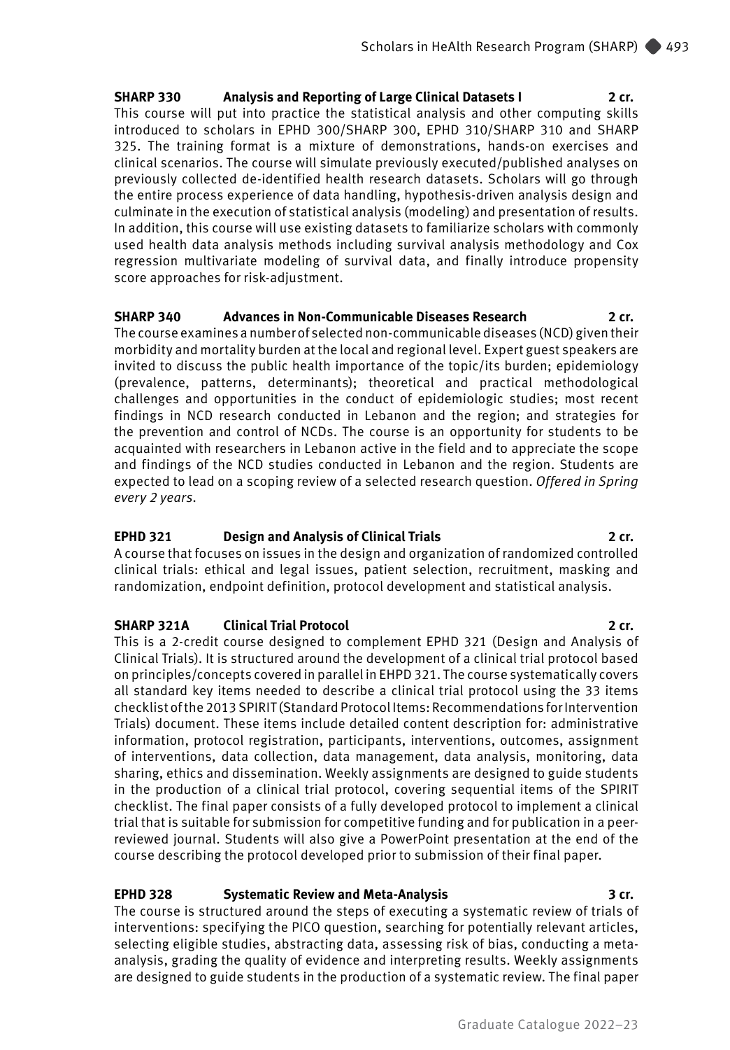**SHARP 330 Analysis and Reporting of Large Clinical Datasets I 2 cr.**
This course will put into practice the statistical analysis and other computing skills introduced to scholars in EPHD 300/SHARP 300, EPHD 310/SHARP 310 and SHARP 325. The training format is a mixture of demonstrations, hands-on exercises and clinical scenarios. The course will simulate previously executed/published analyses on previously collected de-identified health research datasets. Scholars will go through the entire process experience of data handling, hypothesis-driven analysis design and culminate in the execution of statistical analysis (modeling) and presentation of results. In addition, this course will use existing datasets to familiarize scholars with commonly used health data analysis methods including survival analysis methodology and Cox regression multivariate modeling of survival data, and finally introduce propensity score approaches for risk-adjustment.

**SHARP 340 Advances in Non-Communicable Diseases Research 2 cr.**
The course examines a number of selected non-communicable diseases (NCD) given their morbidity and mortality burden at the local and regional level. Expert guest speakers are invited to discuss the public health importance of the topic/its burden; epidemiology (prevalence, patterns, determinants); theoretical and practical methodological challenges and opportunities in the conduct of epidemiologic studies; most recent findings in NCD research conducted in Lebanon and the region; and strategies for the prevention and control of NCDs. The course is an opportunity for students to be acquainted with researchers in Lebanon active in the field and to appreciate the scope and findings of the NCD studies conducted in Lebanon and the region. Students are expected to lead on a scoping review of a selected research question. *Offered in Spring every 2 years.*

**EPHD 321 Design and Analysis of Clinical Trials 2 cr.**
A course that focuses on issues in the design and organization of randomized controlled clinical trials: ethical and legal issues, patient selection, recruitment, masking and randomization, endpoint definition, protocol development and statistical analysis.

**SHARP 321A Clinical Trial Protocol 2 cr.**
This is a 2-credit course designed to complement EPHD 321 (Design and Analysis of Clinical Trials). It is structured around the development of a clinical trial protocol based on principles/concepts covered in parallel in EHPD 321. The course systematically covers all standard key items needed to describe a clinical trial protocol using the 33 items checklist of the 2013 SPIRIT (Standard Protocol Items: Recommendations for Intervention Trials) document. These items include detailed content description for: administrative information, protocol registration, participants, interventions, outcomes, assignment of interventions, data collection, data management, data analysis, monitoring, data sharing, ethics and dissemination. Weekly assignments are designed to guide students in the production of a clinical trial protocol, covering sequential items of the SPIRIT checklist. The final paper consists of a fully developed protocol to implement a clinical trial that is suitable for submission for competitive funding and for publication in a peer-reviewed journal. Students will also give a PowerPoint presentation at the end of the course describing the protocol developed prior to submission of their final paper.

**EPHD 328 Systematic Review and Meta-Analysis 3 cr.**
The course is structured around the steps of executing a systematic review of trials of interventions: specifying the PICO question, searching for potentially relevant articles, selecting eligible studies, abstracting data, assessing risk of bias, conducting a meta-analysis, grading the quality of evidence and interpreting results. Weekly assignments are designed to guide students in the production of a systematic review. The final paper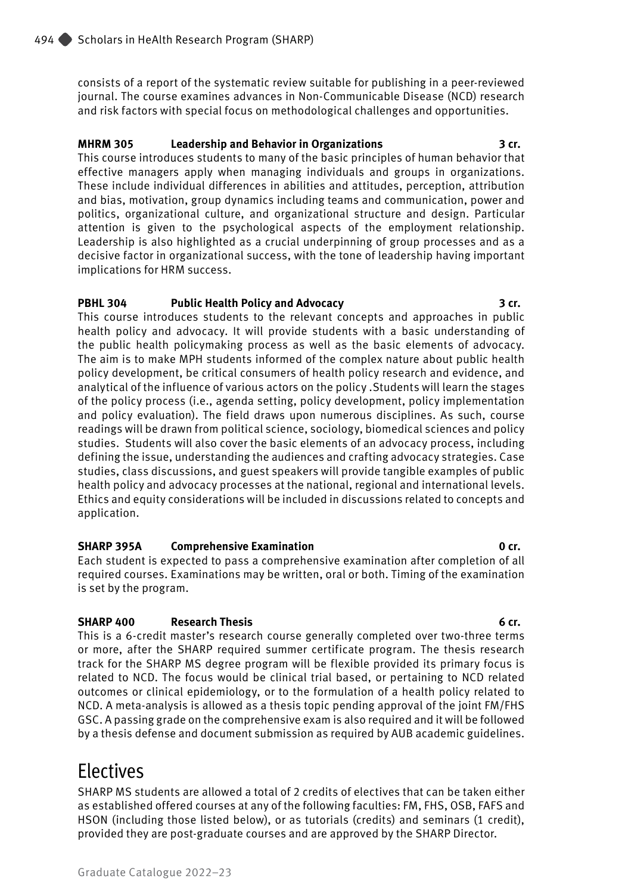consists of a report of the systematic review suitable for publishing in a peer-reviewed journal. The course examines advances in Non-Communicable Disease (NCD) research and risk factors with special focus on methodological challenges and opportunities.

**MHRM 305 Leadership and Behavior in Organizations 3 cr.**

This course introduces students to many of the basic principles of human behavior that effective managers apply when managing individuals and groups in organizations. These include individual differences in abilities and attitudes, perception, attribution and bias, motivation, group dynamics including teams and communication, power and politics, organizational culture, and organizational structure and design. Particular attention is given to the psychological aspects of the employment relationship. Leadership is also highlighted as a crucial underpinning of group processes and as a decisive factor in organizational success, with the tone of leadership having important implications for HRM success.

**PBHL 304 Public Health Policy and Advocacy 3 cr.**

This course introduces students to the relevant concepts and approaches in public health policy and advocacy. It will provide students with a basic understanding of the public health policymaking process as well as the basic elements of advocacy. The aim is to make MPH students informed of the complex nature about public health policy development, be critical consumers of health policy research and evidence, and analytical of the influence of various actors on the policy .Students will learn the stages of the policy process (i.e., agenda setting, policy development, policy implementation and policy evaluation). The field draws upon numerous disciplines. As such, course readings will be drawn from political science, sociology, biomedical sciences and policy studies. Students will also cover the basic elements of an advocacy process, including defining the issue, understanding the audiences and crafting advocacy strategies. Case studies, class discussions, and guest speakers will provide tangible examples of public health policy and advocacy processes at the national, regional and international levels. Ethics and equity considerations will be included in discussions related to concepts and application.

**SHARP 395A Comprehensive Examination 0 cr.**

Each student is expected to pass a comprehensive examination after completion of all required courses. Examinations may be written, oral or both. Timing of the examination is set by the program.

**SHARP 400 Research Thesis 6 cr.**

This is a 6-credit master's research course generally completed over two-three terms or more, after the SHARP required summer certificate program. The thesis research track for the SHARP MS degree program will be flexible provided its primary focus is related to NCD. The focus would be clinical trial based, or pertaining to NCD related outcomes or clinical epidemiology, or to the formulation of a health policy related to NCD. A meta-analysis is allowed as a thesis topic pending approval of the joint FM/FHS GSC. A passing grade on the comprehensive exam is also required and it will be followed by a thesis defense and document submission as required by AUB academic guidelines.

# Electives

SHARP MS students are allowed a total of 2 credits of electives that can be taken either as established offered courses at any of the following faculties: FM, FHS, OSB, FAFS and HSON (including those listed below), or as tutorials (credits) and seminars (1 credit), provided they are post-graduate courses and are approved by the SHARP Director.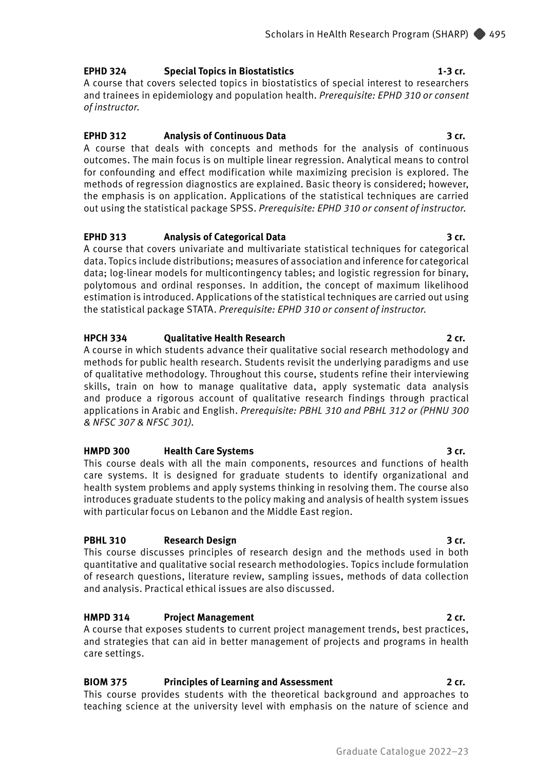**EPHD 324 Special Topics in Biostatistics 1-3 cr.**

A course that covers selected topics in biostatistics of special interest to researchers and trainees in epidemiology and population health. *Prerequisite: EPHD 310 or consent of instructor.*

**EPHD 312 Analysis of Continuous Data 3 cr.**

A course that deals with concepts and methods for the analysis of continuous outcomes. The main focus is on multiple linear regression. Analytical means to control for confounding and effect modification while maximizing precision is explored. The methods of regression diagnostics are explained. Basic theory is considered; however, the emphasis is on application. Applications of the statistical techniques are carried out using the statistical package SPSS. *Prerequisite: EPHD 310 or consent of instructor.*

**EPHD 313 Analysis of Categorical Data 3 cr.**

A course that covers univariate and multivariate statistical techniques for categorical data. Topics include distributions; measures of association and inference for categorical data; log-linear models for multicontingency tables; and logistic regression for binary, polytomous and ordinal responses. In addition, the concept of maximum likelihood estimation is introduced. Applications of the statistical techniques are carried out using the statistical package STATA. *Prerequisite: EPHD 310 or consent of instructor.*

**HPCH 334 Qualitative Health Research 2 cr.**

A course in which students advance their qualitative social research methodology and methods for public health research. Students revisit the underlying paradigms and use of qualitative methodology. Throughout this course, students refine their interviewing skills, train on how to manage qualitative data, apply systematic data analysis and produce a rigorous account of qualitative research findings through practical applications in Arabic and English. *Prerequisite: PBHL 310 and PBHL 312 or (PHNU 300 & NFSC 307 & NFSC 301).*

**HMPD 300 Health Care Systems 3 cr.**

This course deals with all the main components, resources and functions of health care systems. It is designed for graduate students to identify organizational and health system problems and apply systems thinking in resolving them. The course also introduces graduate students to the policy making and analysis of health system issues with particular focus on Lebanon and the Middle East region.

**PBHL 310 Research Design 3 cr.**

This course discusses principles of research design and the methods used in both quantitative and qualitative social research methodologies. Topics include formulation of research questions, literature review, sampling issues, methods of data collection and analysis. Practical ethical issues are also discussed.

**HMPD 314 Project Management 2 cr.**

A course that exposes students to current project management trends, best practices, and strategies that can aid in better management of projects and programs in health care settings.

**BIOM 375 Principles of Learning and Assessment 2 cr.**

This course provides students with the theoretical background and approaches to teaching science at the university level with emphasis on the nature of science and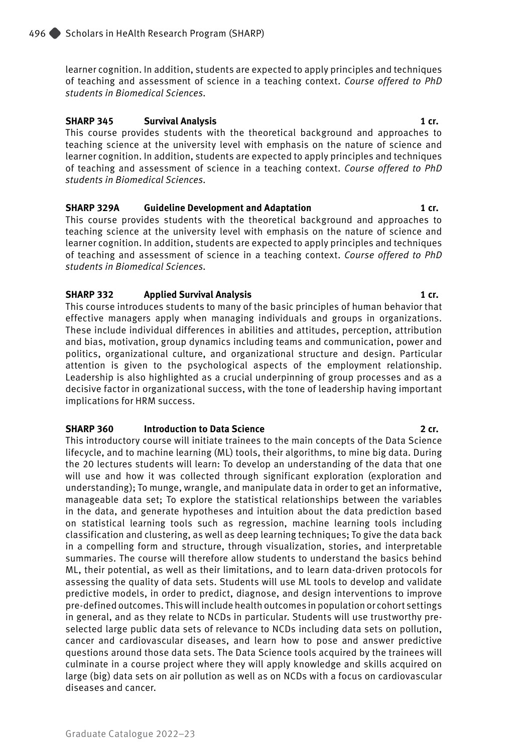learner cognition. In addition, students are expected to apply principles and techniques of teaching and assessment of science in a teaching context. *Course offered to PhD students in Biomedical Sciences.*

**SHARP 345 Survival Analysis 1 cr.**
This course provides students with the theoretical background and approaches to teaching science at the university level with emphasis on the nature of science and learner cognition. In addition, students are expected to apply principles and techniques of teaching and assessment of science in a teaching context. *Course offered to PhD students in Biomedical Sciences.*

**SHARP 329A Guideline Development and Adaptation 1 cr.**
This course provides students with the theoretical background and approaches to teaching science at the university level with emphasis on the nature of science and learner cognition. In addition, students are expected to apply principles and techniques of teaching and assessment of science in a teaching context. *Course offered to PhD students in Biomedical Sciences.*

**SHARP 332 Applied Survival Analysis 1 cr.**
This course introduces students to many of the basic principles of human behavior that effective managers apply when managing individuals and groups in organizations. These include individual differences in abilities and attitudes, perception, attribution and bias, motivation, group dynamics including teams and communication, power and politics, organizational culture, and organizational structure and design. Particular attention is given to the psychological aspects of the employment relationship. Leadership is also highlighted as a crucial underpinning of group processes and as a decisive factor in organizational success, with the tone of leadership having important implications for HRM success.

**SHARP 360 Introduction to Data Science 2 cr.**
This introductory course will initiate trainees to the main concepts of the Data Science lifecycle, and to machine learning (ML) tools, their algorithms, to mine big data. During the 20 lectures students will learn: To develop an understanding of the data that one will use and how it was collected through significant exploration (exploration and understanding); To munge, wrangle, and manipulate data in order to get an informative, manageable data set; To explore the statistical relationships between the variables in the data, and generate hypotheses and intuition about the data prediction based on statistical learning tools such as regression, machine learning tools including classification and clustering, as well as deep learning techniques; To give the data back in a compelling form and structure, through visualization, stories, and interpretable summaries. The course will therefore allow students to understand the basics behind ML, their potential, as well as their limitations, and to learn data-driven protocols for assessing the quality of data sets. Students will use ML tools to develop and validate predictive models, in order to predict, diagnose, and design interventions to improve pre-defined outcomes. This will include health outcomes in population or cohort settings in general, and as they relate to NCDs in particular. Students will use trustworthy pre-selected large public data sets of relevance to NCDs including data sets on pollution, cancer and cardiovascular diseases, and learn how to pose and answer predictive questions around those data sets. The Data Science tools acquired by the trainees will culminate in a course project where they will apply knowledge and skills acquired on large (big) data sets on air pollution as well as on NCDs with a focus on cardiovascular diseases and cancer.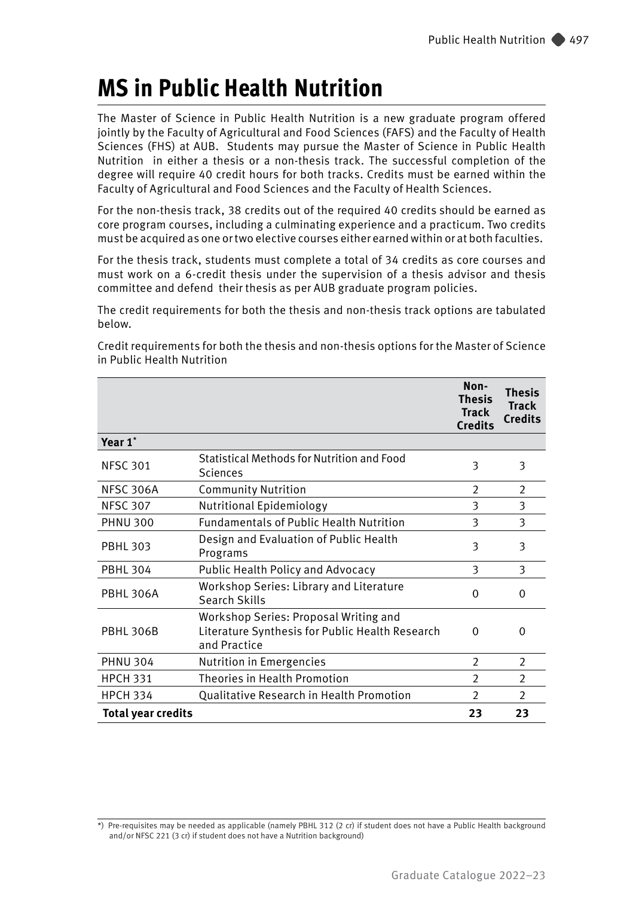# MS in Public Health Nutrition

The Master of Science in Public Health Nutrition is a new graduate program offered jointly by the Faculty of Agricultural and Food Sciences (FAFS) and the Faculty of Health Sciences (FHS) at AUB. Students may pursue the Master of Science in Public Health Nutrition in either a thesis or a non-thesis track. The successful completion of the degree will require 40 credit hours for both tracks. Credits must be earned within the Faculty of Agricultural and Food Sciences and the Faculty of Health Sciences.

For the non-thesis track, 38 credits out of the required 40 credits should be earned as core program courses, including a culminating experience and a practicum. Two credits must be acquired as one or two elective courses either earned within or at both faculties.

For the thesis track, students must complete a total of 34 credits as core courses and must work on a 6-credit thesis under the supervision of a thesis advisor and thesis committee and defend their thesis as per AUB graduate program policies.

The credit requirements for both the thesis and non-thesis track options are tabulated below.

Credit requirements for both the thesis and non-thesis options for the Master of Science in Public Health Nutrition

| | | Non-Thesis Track Credits | Thesis Track Credits |
|---|---|---|---|
| **Year 1*** | | | |
| NFSC 301 | Statistical Methods for Nutrition and Food Sciences | 3 | 3 |
| NFSC 306A | Community Nutrition | 2 | 2 |
| NFSC 307 | Nutritional Epidemiology | 3 | 3 |
| PHNU 300 | Fundamentals of Public Health Nutrition | 3 | 3 |
| PBHL 303 | Design and Evaluation of Public Health Programs | 3 | 3 |
| PBHL 304 | Public Health Policy and Advocacy | 3 | 3 |
| PBHL 306A | Workshop Series: Library and Literature Search Skills | 0 | 0 |
| PBHL 306B | Workshop Series: Proposal Writing and Literature Synthesis for Public Health Research and Practice | 0 | 0 |
| PHNU 304 | Nutrition in Emergencies | 2 | 2 |
| HPCH 331 | Theories in Health Promotion | 2 | 2 |
| HPCH 334 | Qualitative Research in Health Promotion | 2 | 2 |
| **Total year credits** | | **23** | **23** |

*) Pre-requisites may be needed as applicable (namely PBHL 312 (2 cr) if student does not have a Public Health background and/or NFSC 221 (3 cr) if student does not have a Nutrition background)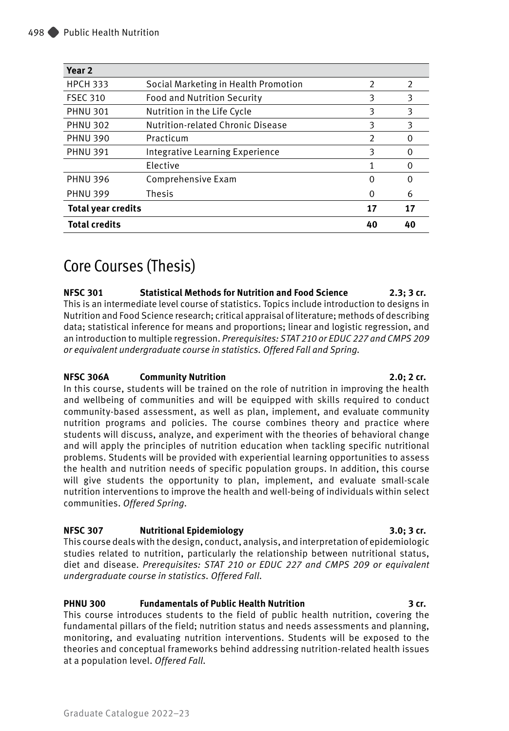| Year 2 | | | |
|---|---|---|---|
| HPCH 333 | Social Marketing in Health Promotion | 2 | 2 |
| FSEC 310 | Food and Nutrition Security | 3 | 3 |
| PHNU 301 | Nutrition in the Life Cycle | 3 | 3 |
| PHNU 302 | Nutrition-related Chronic Disease | 3 | 3 |
| PHNU 390 | Practicum | 2 | 0 |
| PHNU 391 | Integrative Learning Experience | 3 | 0 |
| | Elective | 1 | 0 |
| PHNU 396 | Comprehensive Exam | 0 | 0 |
| PHNU 399 | Thesis | 0 | 6 |
| **Total year credits** | | **17** | **17** |
| **Total credits** | | **40** | **40** |

# Core Courses (Thesis)

**NFSC 301 Statistical Methods for Nutrition and Food Science 2.3; 3 cr.**
This is an intermediate level course of statistics. Topics include introduction to designs in Nutrition and Food Science research; critical appraisal of literature; methods of describing data; statistical inference for means and proportions; linear and logistic regression, and an introduction to multiple regression. *Prerequisites: STAT 210 or EDUC 227 and CMPS 209 or equivalent undergraduate course in statistics. Offered Fall and Spring.*

**NFSC 306A Community Nutrition 2.0; 2 cr.**
In this course, students will be trained on the role of nutrition in improving the health and wellbeing of communities and will be equipped with skills required to conduct community-based assessment, as well as plan, implement, and evaluate community nutrition programs and policies. The course combines theory and practice where students will discuss, analyze, and experiment with the theories of behavioral change and will apply the principles of nutrition education when tackling specific nutritional problems. Students will be provided with experiential learning opportunities to assess the health and nutrition needs of specific population groups. In addition, this course will give students the opportunity to plan, implement, and evaluate small-scale nutrition interventions to improve the health and well-being of individuals within select communities. *Offered Spring.*

**NFSC 307 Nutritional Epidemiology 3.0; 3 cr.**
This course deals with the design, conduct, analysis, and interpretation of epidemiologic studies related to nutrition, particularly the relationship between nutritional status, diet and disease. *Prerequisites: STAT 210 or EDUC 227 and CMPS 209 or equivalent undergraduate course in statistics. Offered Fall.*

**PHNU 300 Fundamentals of Public Health Nutrition 3 cr.**
This course introduces students to the field of public health nutrition, covering the fundamental pillars of the field; nutrition status and needs assessments and planning, monitoring, and evaluating nutrition interventions. Students will be exposed to the theories and conceptual frameworks behind addressing nutrition-related health issues at a population level. *Offered Fall.*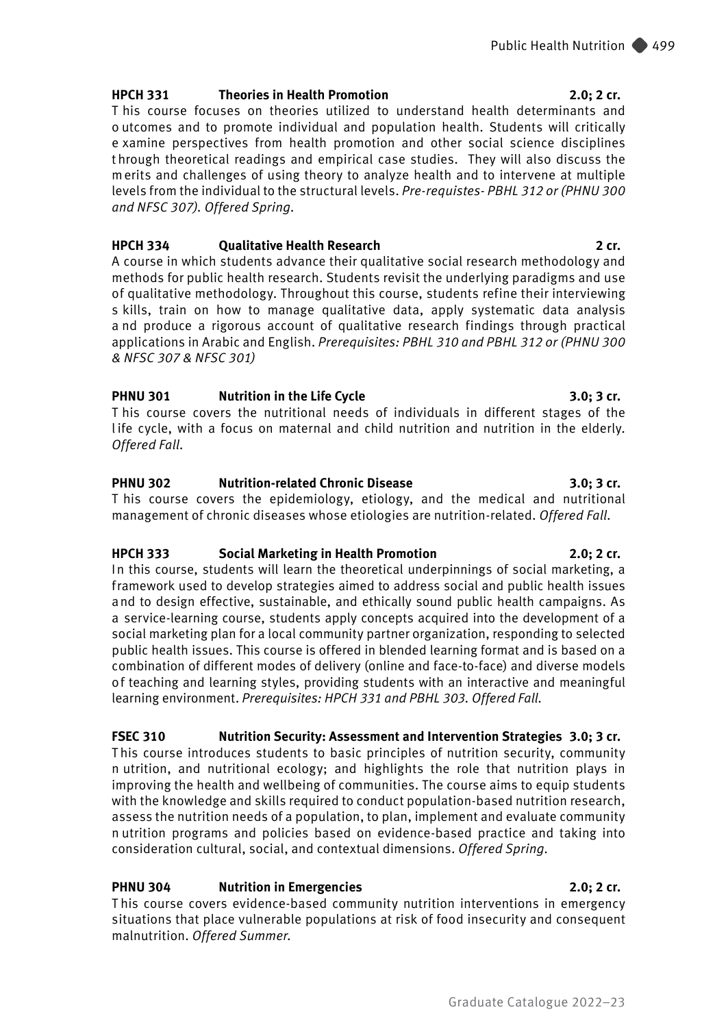**HPCH 331 Theories in Health Promotion 2.0; 2 cr.**

This course focuses on theories utilized to understand health determinants and outcomes and to promote individual and population health. Students will critically examine perspectives from health promotion and other social science disciplines through theoretical readings and empirical case studies. They will also discuss the merits and challenges of using theory to analyze health and to intervene at multiple levels from the individual to the structural levels. *Pre-requistes- PBHL 312 or (PHNU 300 and NFSC 307). Offered Spring.*

**HPCH 334 Qualitative Health Research 2 cr.**

A course in which students advance their qualitative social research methodology and methods for public health research. Students revisit the underlying paradigms and use of qualitative methodology. Throughout this course, students refine their interviewing skills, train on how to manage qualitative data, apply systematic data analysis and produce a rigorous account of qualitative research findings through practical applications in Arabic and English. *Prerequisites: PBHL 310 and PBHL 312 or (PHNU 300 & NFSC 307 & NFSC 301)*

**PHNU 301 Nutrition in the Life Cycle 3.0; 3 cr.**

This course covers the nutritional needs of individuals in different stages of the life cycle, with a focus on maternal and child nutrition and nutrition in the elderly. *Offered Fall.*

**PHNU 302 Nutrition-related Chronic Disease 3.0; 3 cr.**

This course covers the epidemiology, etiology, and the medical and nutritional management of chronic diseases whose etiologies are nutrition-related. *Offered Fall.*

**HPCH 333 Social Marketing in Health Promotion 2.0; 2 cr.**

In this course, students will learn the theoretical underpinnings of social marketing, a framework used to develop strategies aimed to address social and public health issues and to design effective, sustainable, and ethically sound public health campaigns. As a service-learning course, students apply concepts acquired into the development of a social marketing plan for a local community partner organization, responding to selected public health issues. This course is offered in blended learning format and is based on a combination of different modes of delivery (online and face-to-face) and diverse models of teaching and learning styles, providing students with an interactive and meaningful learning environment. *Prerequisites: HPCH 331 and PBHL 303. Offered Fall.*

**FSEC 310 Nutrition Security: Assessment and Intervention Strategies 3.0; 3 cr.**

This course introduces students to basic principles of nutrition security, community nutrition, and nutritional ecology; and highlights the role that nutrition plays in improving the health and wellbeing of communities. The course aims to equip students with the knowledge and skills required to conduct population-based nutrition research, assess the nutrition needs of a population, to plan, implement and evaluate community nutrition programs and policies based on evidence-based practice and taking into consideration cultural, social, and contextual dimensions. *Offered Spring.*

**PHNU 304 Nutrition in Emergencies 2.0; 2 cr.**

This course covers evidence-based community nutrition interventions in emergency situations that place vulnerable populations at risk of food insecurity and consequent malnutrition. *Offered Summer.*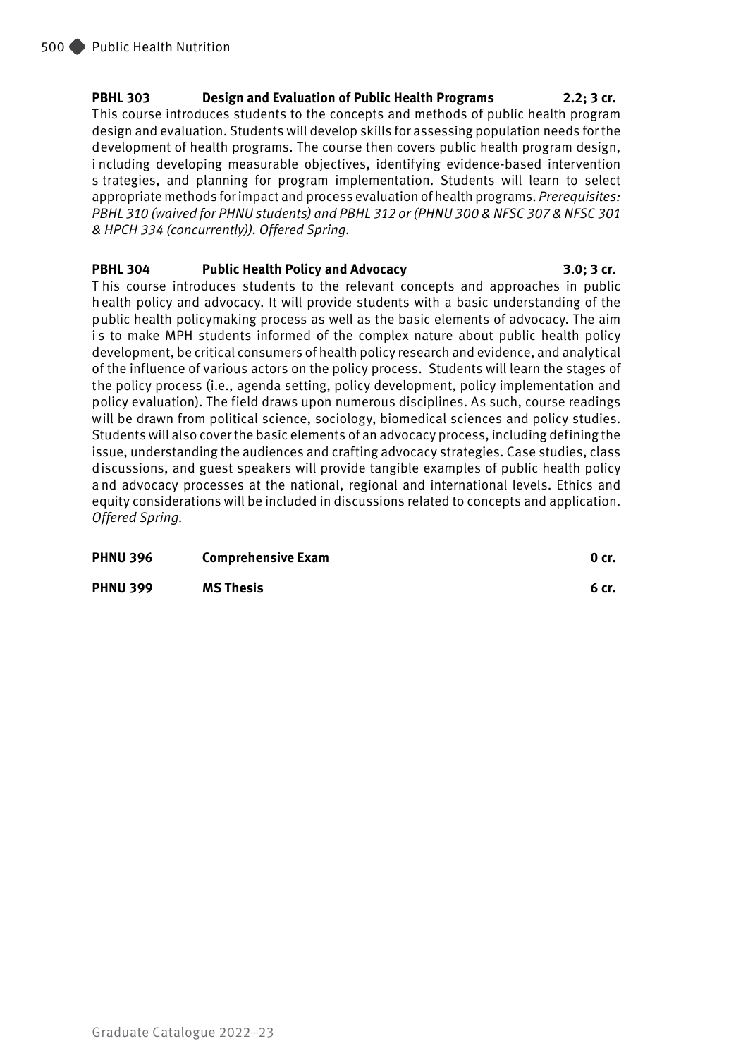**PBHL 303 Design and Evaluation of Public Health Programs 2.2; 3 cr.**
This course introduces students to the concepts and methods of public health program design and evaluation. Students will develop skills for assessing population needs for the development of health programs. The course then covers public health program design, including developing measurable objectives, identifying evidence-based intervention strategies, and planning for program implementation. Students will learn to select appropriate methods for impact and process evaluation of health programs. *Prerequisites: PBHL 310 (waived for PHNU students) and PBHL 312 or (PHNU 300 & NFSC 307 & NFSC 301 & HPCH 334 (concurrently)). Offered Spring.*

**PBHL 304 Public Health Policy and Advocacy 3.0; 3 cr.**
This course introduces students to the relevant concepts and approaches in public health policy and advocacy. It will provide students with a basic understanding of the public health policymaking process as well as the basic elements of advocacy. The aim is to make MPH students informed of the complex nature about public health policy development, be critical consumers of health policy research and evidence, and analytical of the influence of various actors on the policy process. Students will learn the stages of the policy process (i.e., agenda setting, policy development, policy implementation and policy evaluation). The field draws upon numerous disciplines. As such, course readings will be drawn from political science, sociology, biomedical sciences and policy studies. Students will also cover the basic elements of an advocacy process, including defining the issue, understanding the audiences and crafting advocacy strategies. Case studies, class discussions, and guest speakers will provide tangible examples of public health policy and advocacy processes at the national, regional and international levels. Ethics and equity considerations will be included in discussions related to concepts and application. *Offered Spring.*

**PHNU 396 Comprehensive Exam 0 cr.**

**PHNU 399 MS Thesis 6 cr.**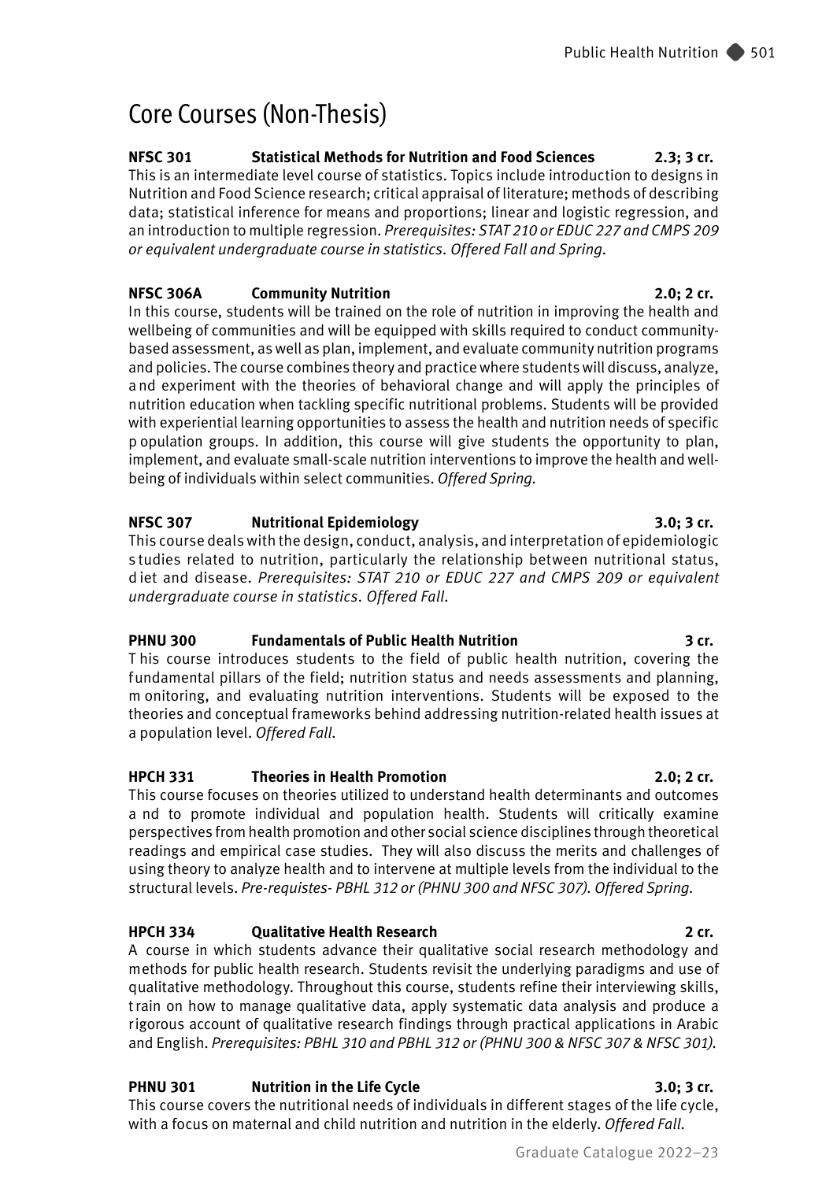# Core Courses (Non-Thesis)

**NFSC 301 Statistical Methods for Nutrition and Food Sciences 2.3; 3 cr.**
This is an intermediate level course of statistics. Topics include introduction to designs in Nutrition and Food Science research; critical appraisal of literature; methods of describing data; statistical inference for means and proportions; linear and logistic regression, and an introduction to multiple regression. *Prerequisites: STAT 210 or EDUC 227 and CMPS 209 or equivalent undergraduate course in statistics. Offered Fall and Spring.*

**NFSC 306A Community Nutrition 2.0; 2 cr.**
In this course, students will be trained on the role of nutrition in improving the health and wellbeing of communities and will be equipped with skills required to conduct community-based assessment, as well as plan, implement, and evaluate community nutrition programs and policies. The course combines theory and practice where students will discuss, analyze, and experiment with the theories of behavioral change and will apply the principles of nutrition education when tackling specific nutritional problems. Students will be provided with experiential learning opportunities to assess the health and nutrition needs of specific population groups. In addition, this course will give students the opportunity to plan, implement, and evaluate small-scale nutrition interventions to improve the health and well-being of individuals within select communities. *Offered Spring.*

**NFSC 307 Nutritional Epidemiology 3.0; 3 cr.**
This course deals with the design, conduct, analysis, and interpretation of epidemiologic studies related to nutrition, particularly the relationship between nutritional status, diet and disease. *Prerequisites: STAT 210 or EDUC 227 and CMPS 209 or equivalent undergraduate course in statistics. Offered Fall.*

**PHNU 300 Fundamentals of Public Health Nutrition 3 cr.**
This course introduces students to the field of public health nutrition, covering the fundamental pillars of the field; nutrition status and needs assessments and planning, monitoring, and evaluating nutrition interventions. Students will be exposed to the theories and conceptual frameworks behind addressing nutrition-related health issues at a population level. *Offered Fall.*

**HPCH 331 Theories in Health Promotion 2.0; 2 cr.**
This course focuses on theories utilized to understand health determinants and outcomes and to promote individual and population health. Students will critically examine perspectives from health promotion and other social science disciplines through theoretical readings and empirical case studies. They will also discuss the merits and challenges of using theory to analyze health and to intervene at multiple levels from the individual to the structural levels. *Pre-requistes- PBHL 312 or (PHNU 300 and NFSC 307). Offered Spring.*

**HPCH 334 Qualitative Health Research 2 cr.**
A course in which students advance their qualitative social research methodology and methods for public health research. Students revisit the underlying paradigms and use of qualitative methodology. Throughout this course, students refine their interviewing skills, train on how to manage qualitative data, apply systematic data analysis and produce a rigorous account of qualitative research findings through practical applications in Arabic and English. *Prerequisites: PBHL 310 and PBHL 312 or (PHNU 300 & NFSC 307 & NFSC 301).*

**PHNU 301 Nutrition in the Life Cycle 3.0; 3 cr.**
This course covers the nutritional needs of individuals in different stages of the life cycle, with a focus on maternal and child nutrition and nutrition in the elderly. *Offered Fall.*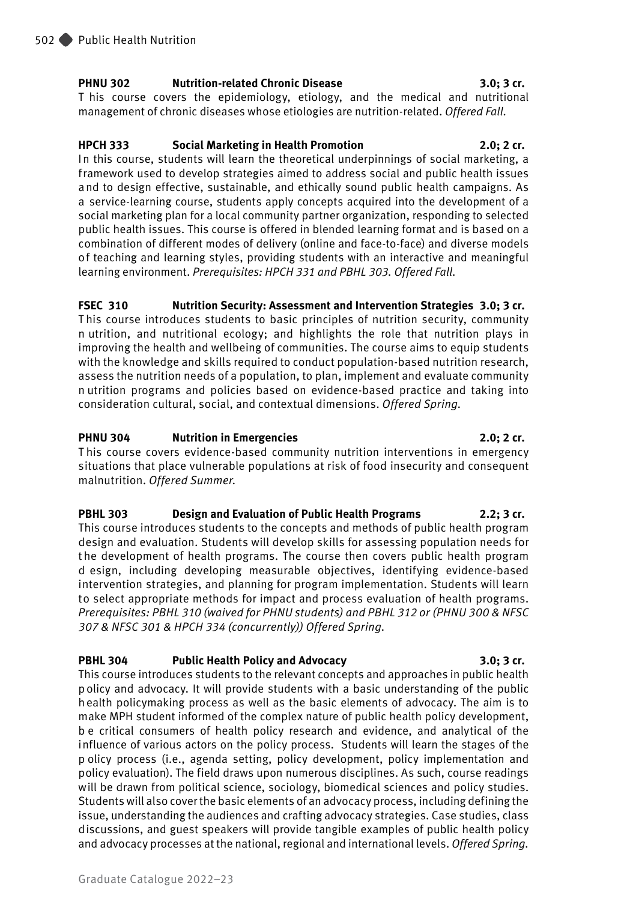**PHNU 302 Nutrition-related Chronic Disease 3.0; 3 cr.**

This course covers the epidemiology, etiology, and the medical and nutritional management of chronic diseases whose etiologies are nutrition-related. *Offered Fall.*

**HPCH 333 Social Marketing in Health Promotion 2.0; 2 cr.**

In this course, students will learn the theoretical underpinnings of social marketing, a framework used to develop strategies aimed to address social and public health issues and to design effective, sustainable, and ethically sound public health campaigns. As a service-learning course, students apply concepts acquired into the development of a social marketing plan for a local community partner organization, responding to selected public health issues. This course is offered in blended learning format and is based on a combination of different modes of delivery (online and face-to-face) and diverse models of teaching and learning styles, providing students with an interactive and meaningful learning environment. *Prerequisites: HPCH 331 and PBHL 303. Offered Fall.*

**FSEC 310 Nutrition Security: Assessment and Intervention Strategies 3.0; 3 cr.**

This course introduces students to basic principles of nutrition security, community nutrition, and nutritional ecology; and highlights the role that nutrition plays in improving the health and wellbeing of communities. The course aims to equip students with the knowledge and skills required to conduct population-based nutrition research, assess the nutrition needs of a population, to plan, implement and evaluate community nutrition programs and policies based on evidence-based practice and taking into consideration cultural, social, and contextual dimensions. *Offered Spring.*

**PHNU 304 Nutrition in Emergencies 2.0; 2 cr.**

This course covers evidence-based community nutrition interventions in emergency situations that place vulnerable populations at risk of food insecurity and consequent malnutrition. *Offered Summer.*

**PBHL 303 Design and Evaluation of Public Health Programs 2.2; 3 cr.**

This course introduces students to the concepts and methods of public health program design and evaluation. Students will develop skills for assessing population needs for the development of health programs. The course then covers public health program design, including developing measurable objectives, identifying evidence-based intervention strategies, and planning for program implementation. Students will learn to select appropriate methods for impact and process evaluation of health programs. *Prerequisites: PBHL 310 (waived for PHNU students) and PBHL 312 or (PHNU 300 & NFSC 307 & NFSC 301 & HPCH 334 (concurrently)) Offered Spring.*

**PBHL 304 Public Health Policy and Advocacy 3.0; 3 cr.**

This course introduces students to the relevant concepts and approaches in public health policy and advocacy. It will provide students with a basic understanding of the public health policymaking process as well as the basic elements of advocacy. The aim is to make MPH student informed of the complex nature of public health policy development, be critical consumers of health policy research and evidence, and analytical of the influence of various actors on the policy process. Students will learn the stages of the policy process (i.e., agenda setting, policy development, policy implementation and policy evaluation). The field draws upon numerous disciplines. As such, course readings will be drawn from political science, sociology, biomedical sciences and policy studies. Students will also cover the basic elements of an advocacy process, including defining the issue, understanding the audiences and crafting advocacy strategies. Case studies, class discussions, and guest speakers will provide tangible examples of public health policy and advocacy processes at the national, regional and international levels. *Offered Spring.*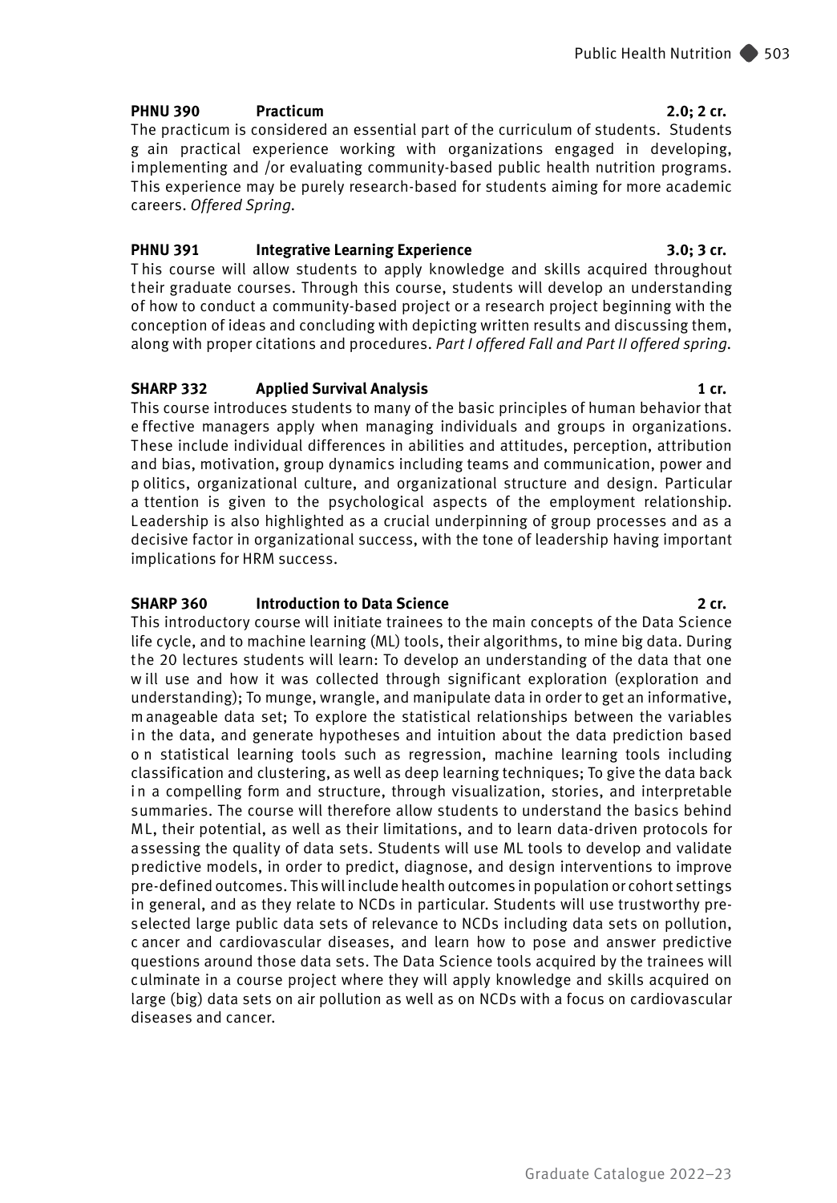**PHNU 390 Practicum 2.0; 2 cr.**

The practicum is considered an essential part of the curriculum of students. Students gain practical experience working with organizations engaged in developing, implementing and /or evaluating community-based public health nutrition programs. This experience may be purely research-based for students aiming for more academic careers. *Offered Spring.*

**PHNU 391 Integrative Learning Experience 3.0; 3 cr.**

This course will allow students to apply knowledge and skills acquired throughout their graduate courses. Through this course, students will develop an understanding of how to conduct a community-based project or a research project beginning with the conception of ideas and concluding with depicting written results and discussing them, along with proper citations and procedures. *Part I offered Fall and Part II offered spring.*

**SHARP 332 Applied Survival Analysis 1 cr.**

This course introduces students to many of the basic principles of human behavior that effective managers apply when managing individuals and groups in organizations. These include individual differences in abilities and attitudes, perception, attribution and bias, motivation, group dynamics including teams and communication, power and politics, organizational culture, and organizational structure and design. Particular attention is given to the psychological aspects of the employment relationship. Leadership is also highlighted as a crucial underpinning of group processes and as a decisive factor in organizational success, with the tone of leadership having important implications for HRM success.

**SHARP 360 Introduction to Data Science 2 cr.**

This introductory course will initiate trainees to the main concepts of the Data Science life cycle, and to machine learning (ML) tools, their algorithms, to mine big data. During the 20 lectures students will learn: To develop an understanding of the data that one will use and how it was collected through significant exploration (exploration and understanding); To munge, wrangle, and manipulate data in order to get an informative, manageable data set; To explore the statistical relationships between the variables in the data, and generate hypotheses and intuition about the data prediction based on statistical learning tools such as regression, machine learning tools including classification and clustering, as well as deep learning techniques; To give the data back in a compelling form and structure, through visualization, stories, and interpretable summaries. The course will therefore allow students to understand the basics behind ML, their potential, as well as their limitations, and to learn data-driven protocols for assessing the quality of data sets. Students will use ML tools to develop and validate predictive models, in order to predict, diagnose, and design interventions to improve pre-defined outcomes. This will include health outcomes in population or cohort settings in general, and as they relate to NCDs in particular. Students will use trustworthy pre-selected large public data sets of relevance to NCDs including data sets on pollution, cancer and cardiovascular diseases, and learn how to pose and answer predictive questions around those data sets. The Data Science tools acquired by the trainees will culminate in a course project where they will apply knowledge and skills acquired on large (big) data sets on air pollution as well as on NCDs with a focus on cardiovascular diseases and cancer.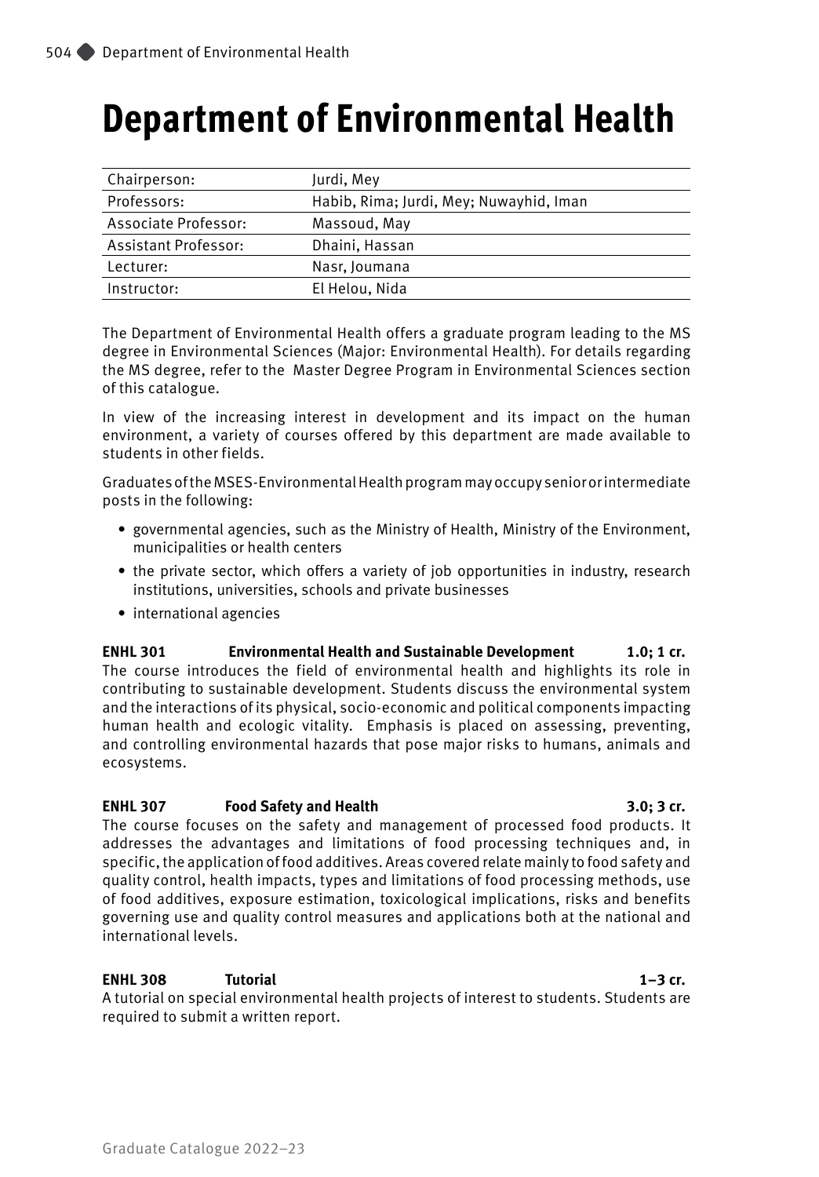# Department of Environmental Health

| | |
|---|---|
| Chairperson: | Jurdi, Mey |
| Professors: | Habib, Rima; Jurdi, Mey; Nuwayhid, Iman |
| Associate Professor: | Massoud, May |
| Assistant Professor: | Dhaini, Hassan |
| Lecturer: | Nasr, Joumana |
| Instructor: | El Helou, Nida |

The Department of Environmental Health offers a graduate program leading to the MS degree in Environmental Sciences (Major: Environmental Health). For details regarding the MS degree, refer to the Master Degree Program in Environmental Sciences section of this catalogue.

In view of the increasing interest in development and its impact on the human environment, a variety of courses offered by this department are made available to students in other fields.

Graduates of the MSES-Environmental Health program may occupy senior or intermediate posts in the following:

- governmental agencies, such as the Ministry of Health, Ministry of the Environment, municipalities or health centers
- the private sector, which offers a variety of job opportunities in industry, research institutions, universities, schools and private businesses
- international agencies

**ENHL 301 Environmental Health and Sustainable Development 1.0; 1 cr.**
The course introduces the field of environmental health and highlights its role in contributing to sustainable development. Students discuss the environmental system and the interactions of its physical, socio-economic and political components impacting human health and ecologic vitality. Emphasis is placed on assessing, preventing, and controlling environmental hazards that pose major risks to humans, animals and ecosystems.

**ENHL 307 Food Safety and Health 3.0; 3 cr.**
The course focuses on the safety and management of processed food products. It addresses the advantages and limitations of food processing techniques and, in specific, the application of food additives. Areas covered relate mainly to food safety and quality control, health impacts, types and limitations of food processing methods, use of food additives, exposure estimation, toxicological implications, risks and benefits governing use and quality control measures and applications both at the national and international levels.

**ENHL 308 Tutorial 1–3 cr.**
A tutorial on special environmental health projects of interest to students. Students are required to submit a written report.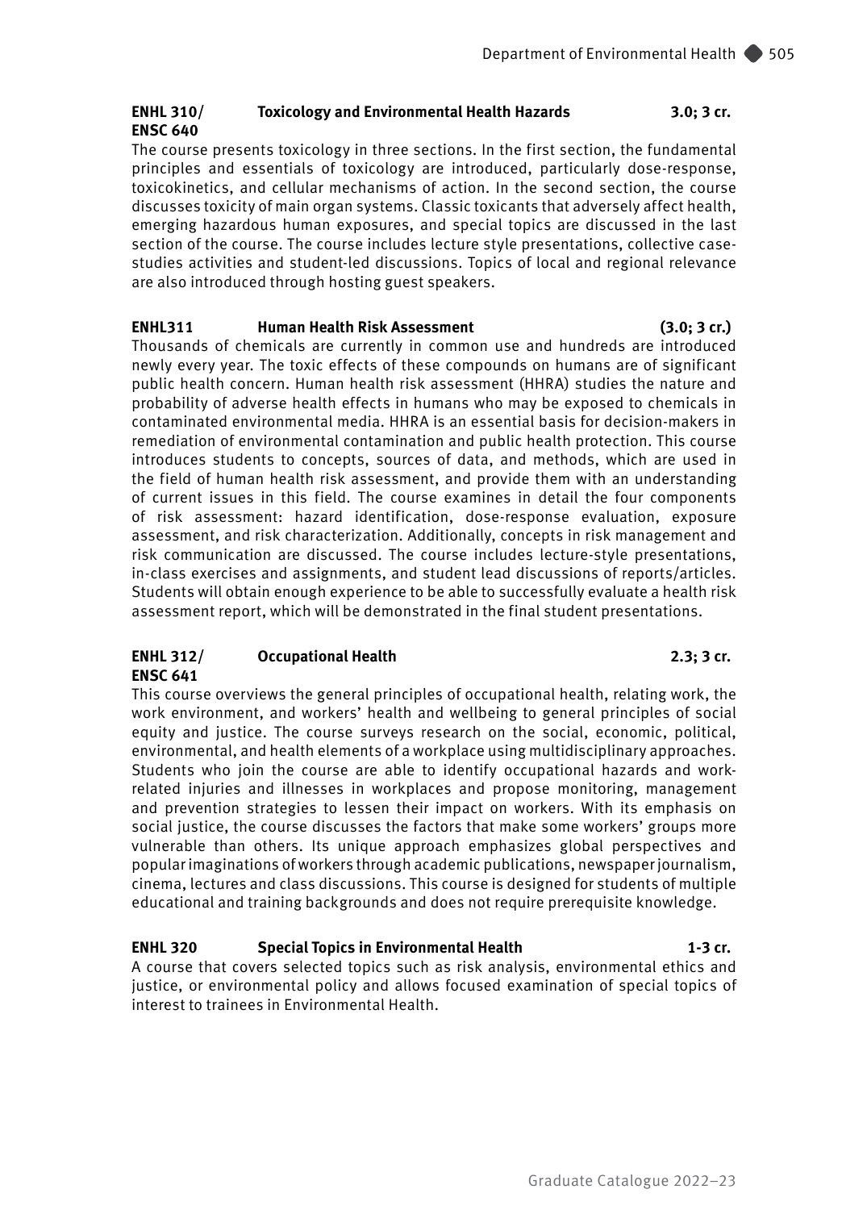**ENHL 310/ ENSC 640 Toxicology and Environmental Health Hazards 3.0; 3 cr.**

The course presents toxicology in three sections. In the first section, the fundamental principles and essentials of toxicology are introduced, particularly dose-response, toxicokinetics, and cellular mechanisms of action. In the second section, the course discusses toxicity of main organ systems. Classic toxicants that adversely affect health, emerging hazardous human exposures, and special topics are discussed in the last section of the course. The course includes lecture style presentations, collective case-studies activities and student-led discussions. Topics of local and regional relevance are also introduced through hosting guest speakers.

**ENHL311 Human Health Risk Assessment (3.0; 3 cr.)**

Thousands of chemicals are currently in common use and hundreds are introduced newly every year. The toxic effects of these compounds on humans are of significant public health concern. Human health risk assessment (HHRA) studies the nature and probability of adverse health effects in humans who may be exposed to chemicals in contaminated environmental media. HHRA is an essential basis for decision-makers in remediation of environmental contamination and public health protection. This course introduces students to concepts, sources of data, and methods, which are used in the field of human health risk assessment, and provide them with an understanding of current issues in this field. The course examines in detail the four components of risk assessment: hazard identification, dose-response evaluation, exposure assessment, and risk characterization. Additionally, concepts in risk management and risk communication are discussed. The course includes lecture-style presentations, in-class exercises and assignments, and student lead discussions of reports/articles. Students will obtain enough experience to be able to successfully evaluate a health risk assessment report, which will be demonstrated in the final student presentations.

**ENHL 312/ ENSC 641 Occupational Health 2.3; 3 cr.**

This course overviews the general principles of occupational health, relating work, the work environment, and workers' health and wellbeing to general principles of social equity and justice. The course surveys research on the social, economic, political, environmental, and health elements of a workplace using multidisciplinary approaches. Students who join the course are able to identify occupational hazards and work-related injuries and illnesses in workplaces and propose monitoring, management and prevention strategies to lessen their impact on workers. With its emphasis on social justice, the course discusses the factors that make some workers' groups more vulnerable than others. Its unique approach emphasizes global perspectives and popular imaginations of workers through academic publications, newspaper journalism, cinema, lectures and class discussions. This course is designed for students of multiple educational and training backgrounds and does not require prerequisite knowledge.

**ENHL 320 Special Topics in Environmental Health 1-3 cr.**

A course that covers selected topics such as risk analysis, environmental ethics and justice, or environmental policy and allows focused examination of special topics of interest to trainees in Environmental Health.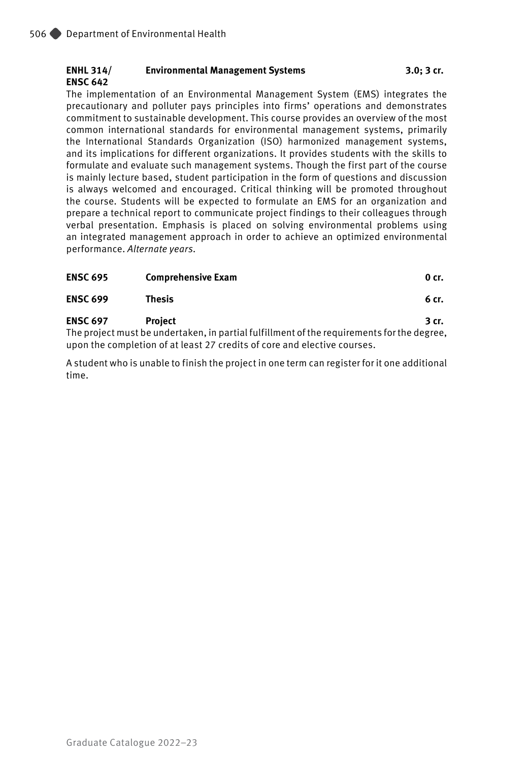**ENHL 314/ ENSC 642** **Environmental Management Systems** **3.0; 3 cr.**

The implementation of an Environmental Management System (EMS) integrates the precautionary and polluter pays principles into firms' operations and demonstrates commitment to sustainable development. This course provides an overview of the most common international standards for environmental management systems, primarily the International Standards Organization (ISO) harmonized management systems, and its implications for different organizations. It provides students with the skills to formulate and evaluate such management systems. Though the first part of the course is mainly lecture based, student participation in the form of questions and discussion is always welcomed and encouraged. Critical thinking will be promoted throughout the course. Students will be expected to formulate an EMS for an organization and prepare a technical report to communicate project findings to their colleagues through verbal presentation. Emphasis is placed on solving environmental problems using an integrated management approach in order to achieve an optimized environmental performance. *Alternate years.*

**ENSC 695** **Comprehensive Exam** **0 cr.**

**ENSC 699** **Thesis** **6 cr.**

**ENSC 697** **Project** **3 cr.**

The project must be undertaken, in partial fulfillment of the requirements for the degree, upon the completion of at least 27 credits of core and elective courses.

A student who is unable to finish the project in one term can register for it one additional time.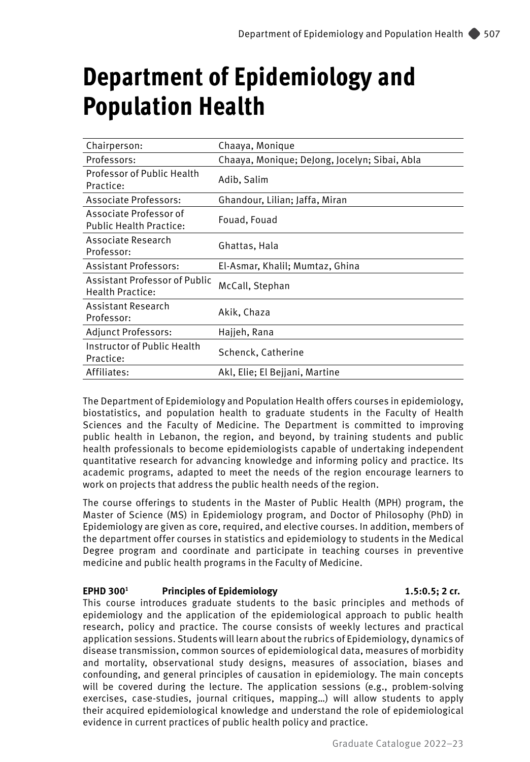# Department of Epidemiology and Population Health

| | |
|---|---|
| Chairperson: | Chaaya, Monique |
| Professors: | Chaaya, Monique; DeJong, Jocelyn; Sibai, Abla |
| Professor of Public Health Practice: | Adib, Salim |
| Associate Professors: | Ghandour, Lilian; Jaffa, Miran |
| Associate Professor of Public Health Practice: | Fouad, Fouad |
| Associate Research Professor: | Ghattas, Hala |
| Assistant Professors: | El-Asmar, Khalil; Mumtaz, Ghina |
| Assistant Professor of Public Health Practice: | McCall, Stephan |
| Assistant Research Professor: | Akik, Chaza |
| Adjunct Professors: | Hajjeh, Rana |
| Instructor of Public Health Practice: | Schenck, Catherine |
| Affiliates: | Akl, Elie; El Bejjani, Martine |

The Department of Epidemiology and Population Health offers courses in epidemiology, biostatistics, and population health to graduate students in the Faculty of Health Sciences and the Faculty of Medicine. The Department is committed to improving public health in Lebanon, the region, and beyond, by training students and public health professionals to become epidemiologists capable of undertaking independent quantitative research for advancing knowledge and informing policy and practice. Its academic programs, adapted to meet the needs of the region encourage learners to work on projects that address the public health needs of the region.

The course offerings to students in the Master of Public Health (MPH) program, the Master of Science (MS) in Epidemiology program, and Doctor of Philosophy (PhD) in Epidemiology are given as core, required, and elective courses. In addition, members of the department offer courses in statistics and epidemiology to students in the Medical Degree program and coordinate and participate in teaching courses in preventive medicine and public health programs in the Faculty of Medicine.

**EPHD 300[1] Principles of Epidemiology 1.5:0.5; 2 cr.**

This course introduces graduate students to the basic principles and methods of epidemiology and the application of the epidemiological approach to public health research, policy and practice. The course consists of weekly lectures and practical application sessions. Students will learn about the rubrics of Epidemiology, dynamics of disease transmission, common sources of epidemiological data, measures of morbidity and mortality, observational study designs, measures of association, biases and confounding, and general principles of causation in epidemiology. The main concepts will be covered during the lecture. The application sessions (e.g., problem-solving exercises, case-studies, journal critiques, mapping…) will allow students to apply their acquired epidemiological knowledge and understand the role of epidemiological evidence in current practices of public health policy and practice.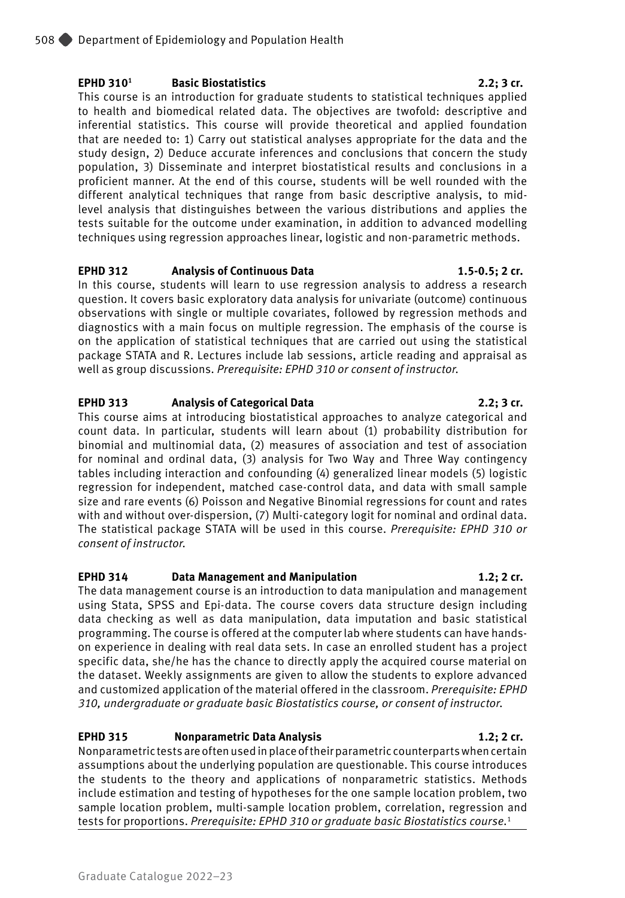**EPHD 310**[1] **Basic Biostatistics** **2.2; 3 cr.**

This course is an introduction for graduate students to statistical techniques applied to health and biomedical related data. The objectives are twofold: descriptive and inferential statistics. This course will provide theoretical and applied foundation that are needed to: 1) Carry out statistical analyses appropriate for the data and the study design, 2) Deduce accurate inferences and conclusions that concern the study population, 3) Disseminate and interpret biostatistical results and conclusions in a proficient manner. At the end of this course, students will be well rounded with the different analytical techniques that range from basic descriptive analysis, to mid-level analysis that distinguishes between the various distributions and applies the tests suitable for the outcome under examination, in addition to advanced modelling techniques using regression approaches linear, logistic and non-parametric methods.

**EPHD 312** **Analysis of Continuous Data** **1.5-0.5; 2 cr.**

In this course, students will learn to use regression analysis to address a research question. It covers basic exploratory data analysis for univariate (outcome) continuous observations with single or multiple covariates, followed by regression methods and diagnostics with a main focus on multiple regression. The emphasis of the course is on the application of statistical techniques that are carried out using the statistical package STATA and R. Lectures include lab sessions, article reading and appraisal as well as group discussions. *Prerequisite: EPHD 310 or consent of instructor.*

**EPHD 313** **Analysis of Categorical Data** **2.2; 3 cr.**

This course aims at introducing biostatistical approaches to analyze categorical and count data. In particular, students will learn about (1) probability distribution for binomial and multinomial data, (2) measures of association and test of association for nominal and ordinal data, (3) analysis for Two Way and Three Way contingency tables including interaction and confounding (4) generalized linear models (5) logistic regression for independent, matched case-control data, and data with small sample size and rare events (6) Poisson and Negative Binomial regressions for count and rates with and without over-dispersion, (7) Multi-category logit for nominal and ordinal data. The statistical package STATA will be used in this course. *Prerequisite: EPHD 310 or consent of instructor.*

**EPHD 314** **Data Management and Manipulation** **1.2; 2 cr.**

The data management course is an introduction to data manipulation and management using Stata, SPSS and Epi-data. The course covers data structure design including data checking as well as data manipulation, data imputation and basic statistical programming. The course is offered at the computer lab where students can have hands-on experience in dealing with real data sets. In case an enrolled student has a project specific data, she/he has the chance to directly apply the acquired course material on the dataset. Weekly assignments are given to allow the students to explore advanced and customized application of the material offered in the classroom. *Prerequisite: EPHD 310, undergraduate or graduate basic Biostatistics course, or consent of instructor.*

**EPHD 315** **Nonparametric Data Analysis** **1.2; 2 cr.**

Nonparametric tests are often used in place of their parametric counterparts when certain assumptions about the underlying population are questionable. This course introduces the students to the theory and applications of nonparametric statistics. Methods include estimation and testing of hypotheses for the one sample location problem, two sample location problem, multi-sample location problem, correlation, regression and tests for proportions. *Prerequisite: EPHD 310 or graduate basic Biostatistics course.*[1]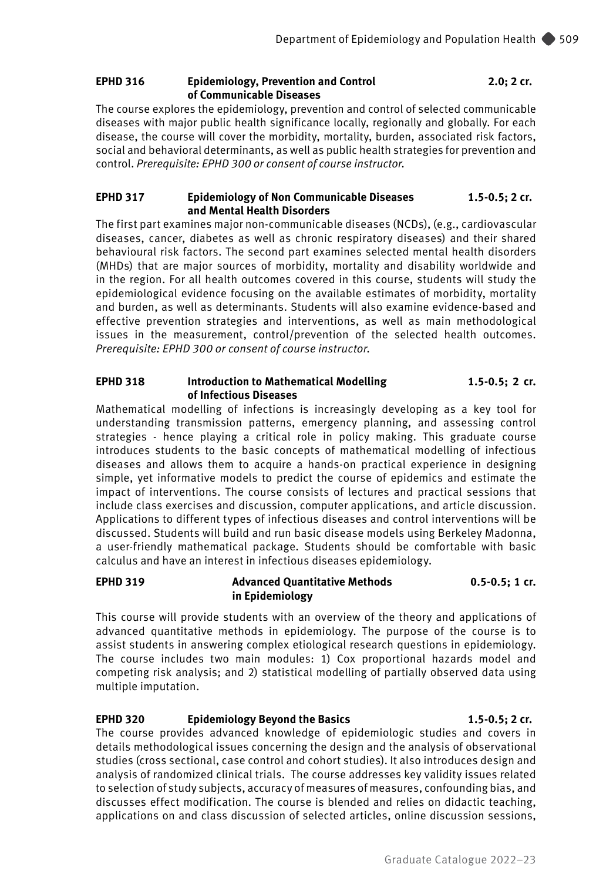**EPHD 316 Epidemiology, Prevention and Control of Communicable Diseases 2.0; 2 cr.**

The course explores the epidemiology, prevention and control of selected communicable diseases with major public health significance locally, regionally and globally. For each disease, the course will cover the morbidity, mortality, burden, associated risk factors, social and behavioral determinants, as well as public health strategies for prevention and control. *Prerequisite: EPHD 300 or consent of course instructor.*

**EPHD 317 Epidemiology of Non Communicable Diseases and Mental Health Disorders 1.5-0.5; 2 cr.**

The first part examines major non-communicable diseases (NCDs), (e.g., cardiovascular diseases, cancer, diabetes as well as chronic respiratory diseases) and their shared behavioural risk factors. The second part examines selected mental health disorders (MHDs) that are major sources of morbidity, mortality and disability worldwide and in the region. For all health outcomes covered in this course, students will study the epidemiological evidence focusing on the available estimates of morbidity, mortality and burden, as well as determinants. Students will also examine evidence-based and effective prevention strategies and interventions, as well as main methodological issues in the measurement, control/prevention of the selected health outcomes. *Prerequisite: EPHD 300 or consent of course instructor.*

**EPHD 318 Introduction to Mathematical Modelling of Infectious Diseases 1.5-0.5; 2 cr.**

Mathematical modelling of infections is increasingly developing as a key tool for understanding transmission patterns, emergency planning, and assessing control strategies - hence playing a critical role in policy making. This graduate course introduces students to the basic concepts of mathematical modelling of infectious diseases and allows them to acquire a hands-on practical experience in designing simple, yet informative models to predict the course of epidemics and estimate the impact of interventions. The course consists of lectures and practical sessions that include class exercises and discussion, computer applications, and article discussion. Applications to different types of infectious diseases and control interventions will be discussed. Students will build and run basic disease models using Berkeley Madonna, a user-friendly mathematical package. Students should be comfortable with basic calculus and have an interest in infectious diseases epidemiology.

**EPHD 319 Advanced Quantitative Methods in Epidemiology 0.5-0.5; 1 cr.**

This course will provide students with an overview of the theory and applications of advanced quantitative methods in epidemiology. The purpose of the course is to assist students in answering complex etiological research questions in epidemiology. The course includes two main modules: 1) Cox proportional hazards model and competing risk analysis; and 2) statistical modelling of partially observed data using multiple imputation.

**EPHD 320 Epidemiology Beyond the Basics 1.5-0.5; 2 cr.**

The course provides advanced knowledge of epidemiologic studies and covers in details methodological issues concerning the design and the analysis of observational studies (cross sectional, case control and cohort studies). It also introduces design and analysis of randomized clinical trials. The course addresses key validity issues related to selection of study subjects, accuracy of measures of measures, confounding bias, and discusses effect modification. The course is blended and relies on didactic teaching, applications on and class discussion of selected articles, online discussion sessions,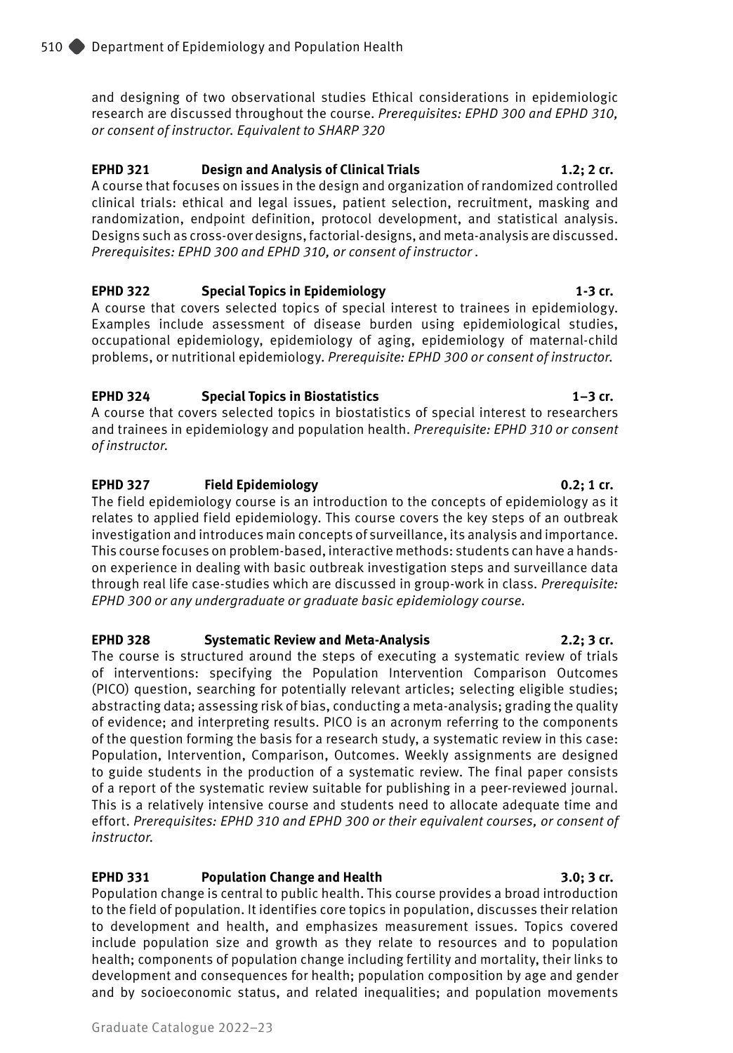and designing of two observational studies Ethical considerations in epidemiologic research are discussed throughout the course. *Prerequisites: EPHD 300 and EPHD 310, or consent of instructor. Equivalent to SHARP 320*

**EPHD 321 Design and Analysis of Clinical Trials 1.2; 2 cr.**
A course that focuses on issues in the design and organization of randomized controlled clinical trials: ethical and legal issues, patient selection, recruitment, masking and randomization, endpoint definition, protocol development, and statistical analysis. Designs such as cross-over designs, factorial-designs, and meta-analysis are discussed. *Prerequisites: EPHD 300 and EPHD 310, or consent of instructor* .

**EPHD 322 Special Topics in Epidemiology 1-3 cr.**
A course that covers selected topics of special interest to trainees in epidemiology. Examples include assessment of disease burden using epidemiological studies, occupational epidemiology, epidemiology of aging, epidemiology of maternal-child problems, or nutritional epidemiology. *Prerequisite: EPHD 300 or consent of instructor.*

**EPHD 324 Special Topics in Biostatistics 1–3 cr.**
A course that covers selected topics in biostatistics of special interest to researchers and trainees in epidemiology and population health. *Prerequisite: EPHD 310 or consent of instructor.*

**EPHD 327 Field Epidemiology 0.2; 1 cr.**
The field epidemiology course is an introduction to the concepts of epidemiology as it relates to applied field epidemiology. This course covers the key steps of an outbreak investigation and introduces main concepts of surveillance, its analysis and importance. This course focuses on problem-based, interactive methods: students can have a hands-on experience in dealing with basic outbreak investigation steps and surveillance data through real life case-studies which are discussed in group-work in class. *Prerequisite: EPHD 300 or any undergraduate or graduate basic epidemiology course.*

**EPHD 328 Systematic Review and Meta-Analysis 2.2; 3 cr.**
The course is structured around the steps of executing a systematic review of trials of interventions: specifying the Population Intervention Comparison Outcomes (PICO) question, searching for potentially relevant articles; selecting eligible studies; abstracting data; assessing risk of bias, conducting a meta-analysis; grading the quality of evidence; and interpreting results. PICO is an acronym referring to the components of the question forming the basis for a research study, a systematic review in this case: Population, Intervention, Comparison, Outcomes. Weekly assignments are designed to guide students in the production of a systematic review. The final paper consists of a report of the systematic review suitable for publishing in a peer-reviewed journal. This is a relatively intensive course and students need to allocate adequate time and effort. *Prerequisites: EPHD 310 and EPHD 300 or their equivalent courses, or consent of instructor.*

**EPHD 331 Population Change and Health 3.0; 3 cr.**
Population change is central to public health. This course provides a broad introduction to the field of population. It identifies core topics in population, discusses their relation to development and health, and emphasizes measurement issues. Topics covered include population size and growth as they relate to resources and to population health; components of population change including fertility and mortality, their links to development and consequences for health; population composition by age and gender and by socioeconomic status, and related inequalities; and population movements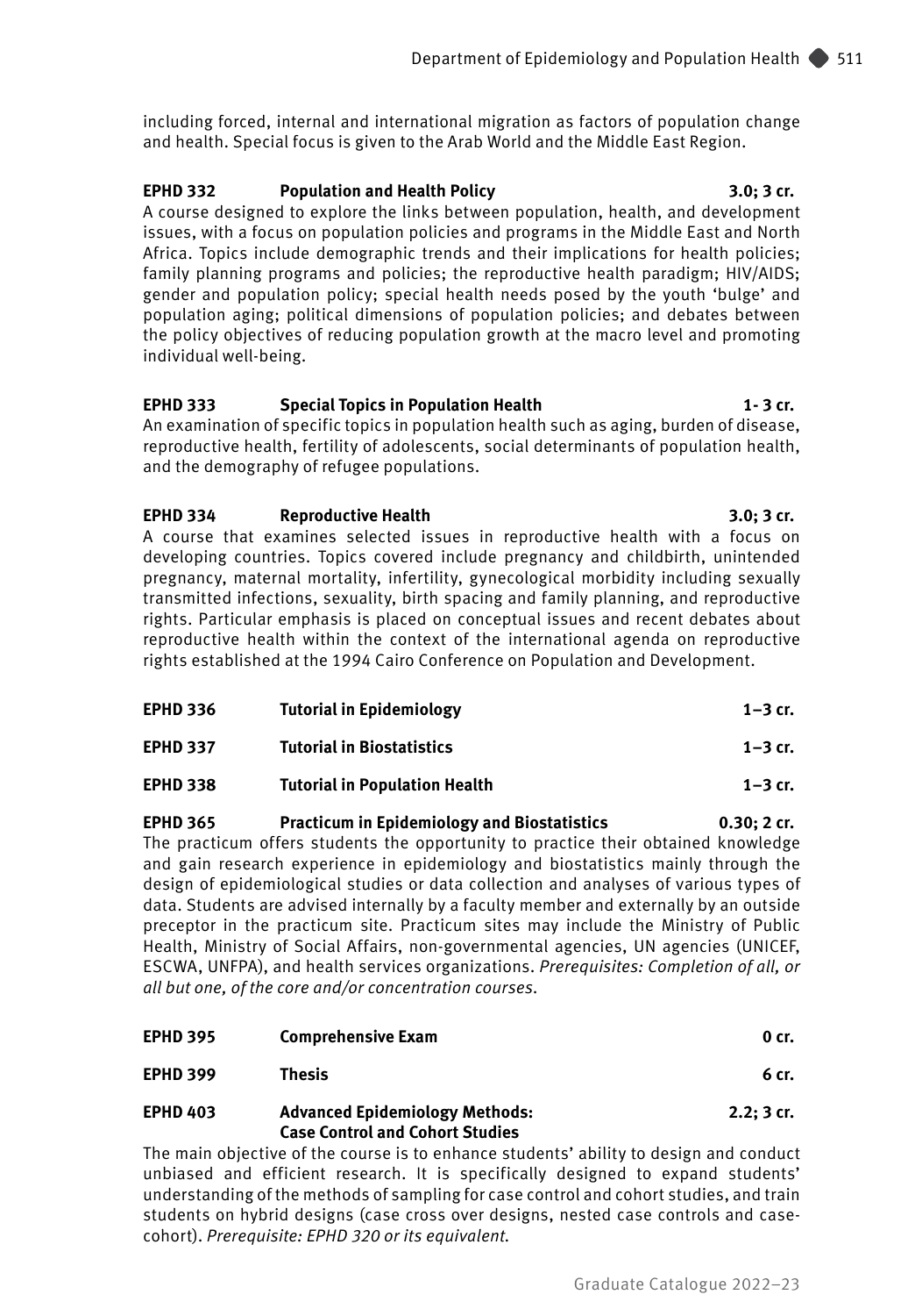including forced, internal and international migration as factors of population change and health. Special focus is given to the Arab World and the Middle East Region.

**EPHD 332 Population and Health Policy 3.0; 3 cr.**
A course designed to explore the links between population, health, and development issues, with a focus on population policies and programs in the Middle East and North Africa. Topics include demographic trends and their implications for health policies; family planning programs and policies; the reproductive health paradigm; HIV/AIDS; gender and population policy; special health needs posed by the youth 'bulge' and population aging; political dimensions of population policies; and debates between the policy objectives of reducing population growth at the macro level and promoting individual well-being.

**EPHD 333 Special Topics in Population Health 1- 3 cr.**
An examination of specific topics in population health such as aging, burden of disease, reproductive health, fertility of adolescents, social determinants of population health, and the demography of refugee populations.

**EPHD 334 Reproductive Health 3.0; 3 cr.**
A course that examines selected issues in reproductive health with a focus on developing countries. Topics covered include pregnancy and childbirth, unintended pregnancy, maternal mortality, infertility, gynecological morbidity including sexually transmitted infections, sexuality, birth spacing and family planning, and reproductive rights. Particular emphasis is placed on conceptual issues and recent debates about reproductive health within the context of the international agenda on reproductive rights established at the 1994 Cairo Conference on Population and Development.

**EPHD 336 Tutorial in Epidemiology 1–3 cr.**

**EPHD 337 Tutorial in Biostatistics 1–3 cr.**

**EPHD 338 Tutorial in Population Health 1–3 cr.**

**EPHD 365 Practicum in Epidemiology and Biostatistics 0.30; 2 cr.**
The practicum offers students the opportunity to practice their obtained knowledge and gain research experience in epidemiology and biostatistics mainly through the design of epidemiological studies or data collection and analyses of various types of data. Students are advised internally by a faculty member and externally by an outside preceptor in the practicum site. Practicum sites may include the Ministry of Public Health, Ministry of Social Affairs, non-governmental agencies, UN agencies (UNICEF, ESCWA, UNFPA), and health services organizations. *Prerequisites: Completion of all, or all but one, of the core and/or concentration courses.*

**EPHD 395 Comprehensive Exam 0 cr.**

**EPHD 399 Thesis 6 cr.**

**EPHD 403 Advanced Epidemiology Methods: Case Control and Cohort Studies 2.2; 3 cr.**
The main objective of the course is to enhance students' ability to design and conduct unbiased and efficient research. It is specifically designed to expand students' understanding of the methods of sampling for case control and cohort studies, and train students on hybrid designs (case cross over designs, nested case controls and case-cohort). *Prerequisite: EPHD 320 or its equivalent.*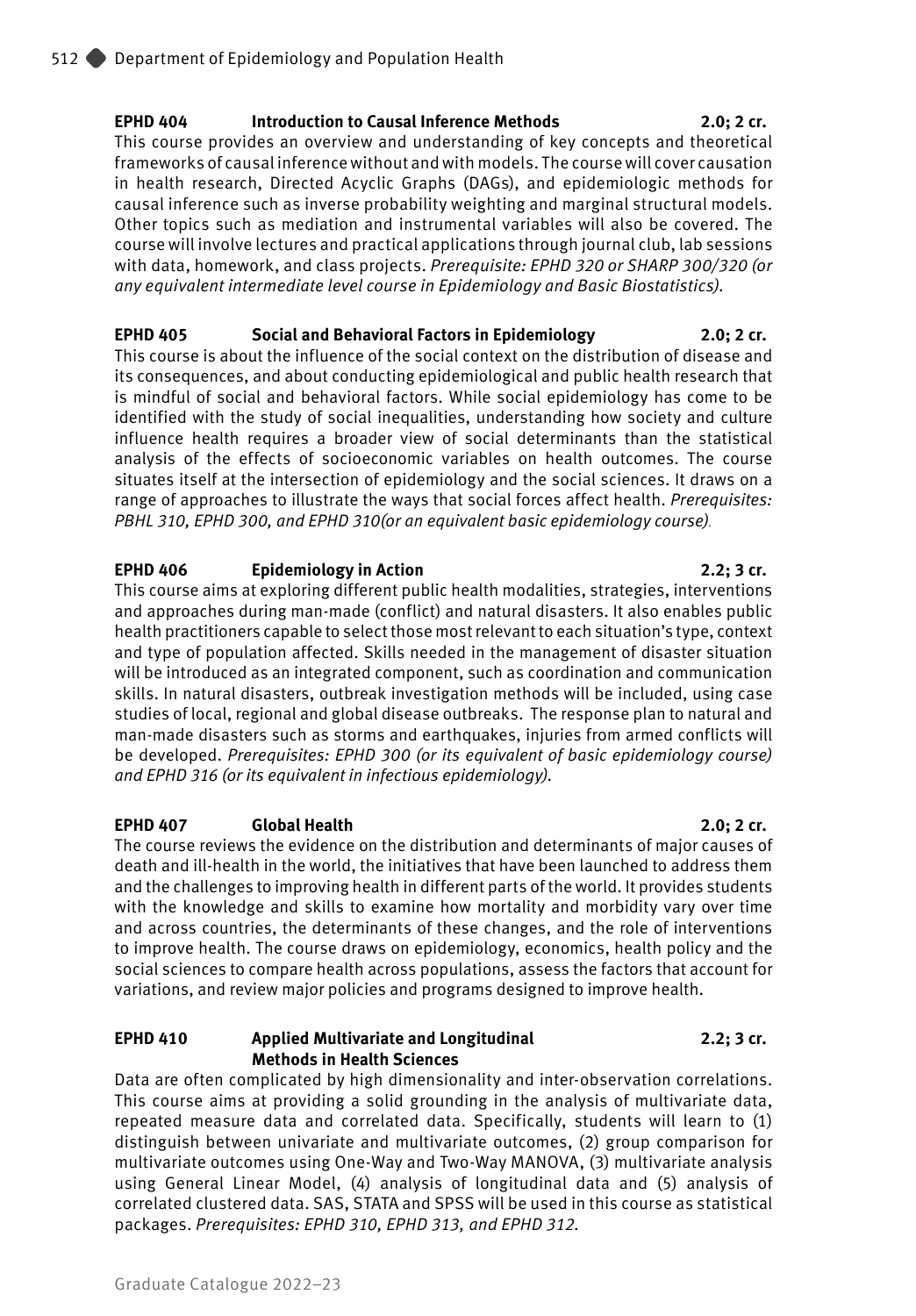**EPHD 404 Introduction to Causal Inference Methods 2.0; 2 cr.**

This course provides an overview and understanding of key concepts and theoretical frameworks of causal inference without and with models. The course will cover causation in health research, Directed Acyclic Graphs (DAGs), and epidemiologic methods for causal inference such as inverse probability weighting and marginal structural models. Other topics such as mediation and instrumental variables will also be covered. The course will involve lectures and practical applications through journal club, lab sessions with data, homework, and class projects. *Prerequisite: EPHD 320 or SHARP 300/320 (or any equivalent intermediate level course in Epidemiology and Basic Biostatistics).*

**EPHD 405 Social and Behavioral Factors in Epidemiology 2.0; 2 cr.**

This course is about the influence of the social context on the distribution of disease and its consequences, and about conducting epidemiological and public health research that is mindful of social and behavioral factors. While social epidemiology has come to be identified with the study of social inequalities, understanding how society and culture influence health requires a broader view of social determinants than the statistical analysis of the effects of socioeconomic variables on health outcomes. The course situates itself at the intersection of epidemiology and the social sciences. It draws on a range of approaches to illustrate the ways that social forces affect health. *Prerequisites: PBHL 310, EPHD 300, and EPHD 310(or an equivalent basic epidemiology course).*

**EPHD 406 Epidemiology in Action 2.2; 3 cr.**

This course aims at exploring different public health modalities, strategies, interventions and approaches during man-made (conflict) and natural disasters. It also enables public health practitioners capable to select those most relevant to each situation's type, context and type of population affected. Skills needed in the management of disaster situation will be introduced as an integrated component, such as coordination and communication skills. In natural disasters, outbreak investigation methods will be included, using case studies of local, regional and global disease outbreaks. The response plan to natural and man-made disasters such as storms and earthquakes, injuries from armed conflicts will be developed. *Prerequisites: EPHD 300 (or its equivalent of basic epidemiology course) and EPHD 316 (or its equivalent in infectious epidemiology).*

**EPHD 407 Global Health 2.0; 2 cr.**

The course reviews the evidence on the distribution and determinants of major causes of death and ill-health in the world, the initiatives that have been launched to address them and the challenges to improving health in different parts of the world. It provides students with the knowledge and skills to examine how mortality and morbidity vary over time and across countries, the determinants of these changes, and the role of interventions to improve health. The course draws on epidemiology, economics, health policy and the social sciences to compare health across populations, assess the factors that account for variations, and review major policies and programs designed to improve health.

**EPHD 410 Applied Multivariate and Longitudinal Methods in Health Sciences 2.2; 3 cr.**

Data are often complicated by high dimensionality and inter-observation correlations. This course aims at providing a solid grounding in the analysis of multivariate data, repeated measure data and correlated data. Specifically, students will learn to (1) distinguish between univariate and multivariate outcomes, (2) group comparison for multivariate outcomes using One-Way and Two-Way MANOVA, (3) multivariate analysis using General Linear Model, (4) analysis of longitudinal data and (5) analysis of correlated clustered data. SAS, STATA and SPSS will be used in this course as statistical packages. *Prerequisites: EPHD 310, EPHD 313, and EPHD 312.*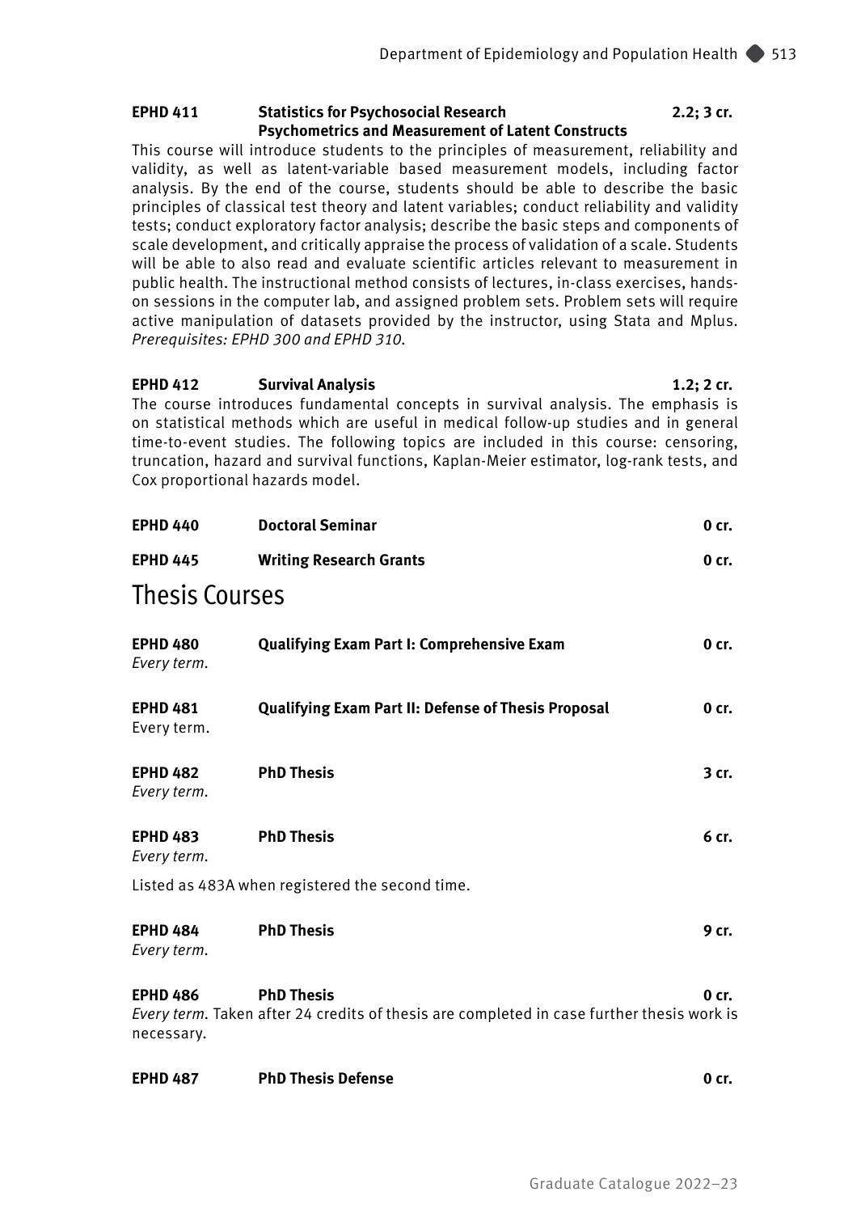**EPHD 411 Statistics for Psychosocial Research 2.2; 3 cr.**
**Psychometrics and Measurement of Latent Constructs**

This course will introduce students to the principles of measurement, reliability and validity, as well as latent-variable based measurement models, including factor analysis. By the end of the course, students should be able to describe the basic principles of classical test theory and latent variables; conduct reliability and validity tests; conduct exploratory factor analysis; describe the basic steps and components of scale development, and critically appraise the process of validation of a scale. Students will be able to also read and evaluate scientific articles relevant to measurement in public health. The instructional method consists of lectures, in-class exercises, hands-on sessions in the computer lab, and assigned problem sets. Problem sets will require active manipulation of datasets provided by the instructor, using Stata and Mplus. *Prerequisites: EPHD 300 and EPHD 310.*

**EPHD 412 Survival Analysis 1.2; 2 cr.**

The course introduces fundamental concepts in survival analysis. The emphasis is on statistical methods which are useful in medical follow-up studies and in general time-to-event studies. The following topics are included in this course: censoring, truncation, hazard and survival functions, Kaplan-Meier estimator, log-rank tests, and Cox proportional hazards model.

**EPHD 440 Doctoral Seminar 0 cr.**

**EPHD 445 Writing Research Grants 0 cr.**

## Thesis Courses

**EPHD 480 Qualifying Exam Part I: Comprehensive Exam 0 cr.**
*Every term.*

**EPHD 481 Qualifying Exam Part II: Defense of Thesis Proposal 0 cr.**
Every term.

**EPHD 482 PhD Thesis 3 cr.**
*Every term.*

**EPHD 483 PhD Thesis 6 cr.**
*Every term.*

Listed as 483A when registered the second time.

**EPHD 484 PhD Thesis 9 cr.**
*Every term.*

**EPHD 486 PhD Thesis 0 cr.**
*Every term.* Taken after 24 credits of thesis are completed in case further thesis work is necessary.

**EPHD 487 PhD Thesis Defense 0 cr.**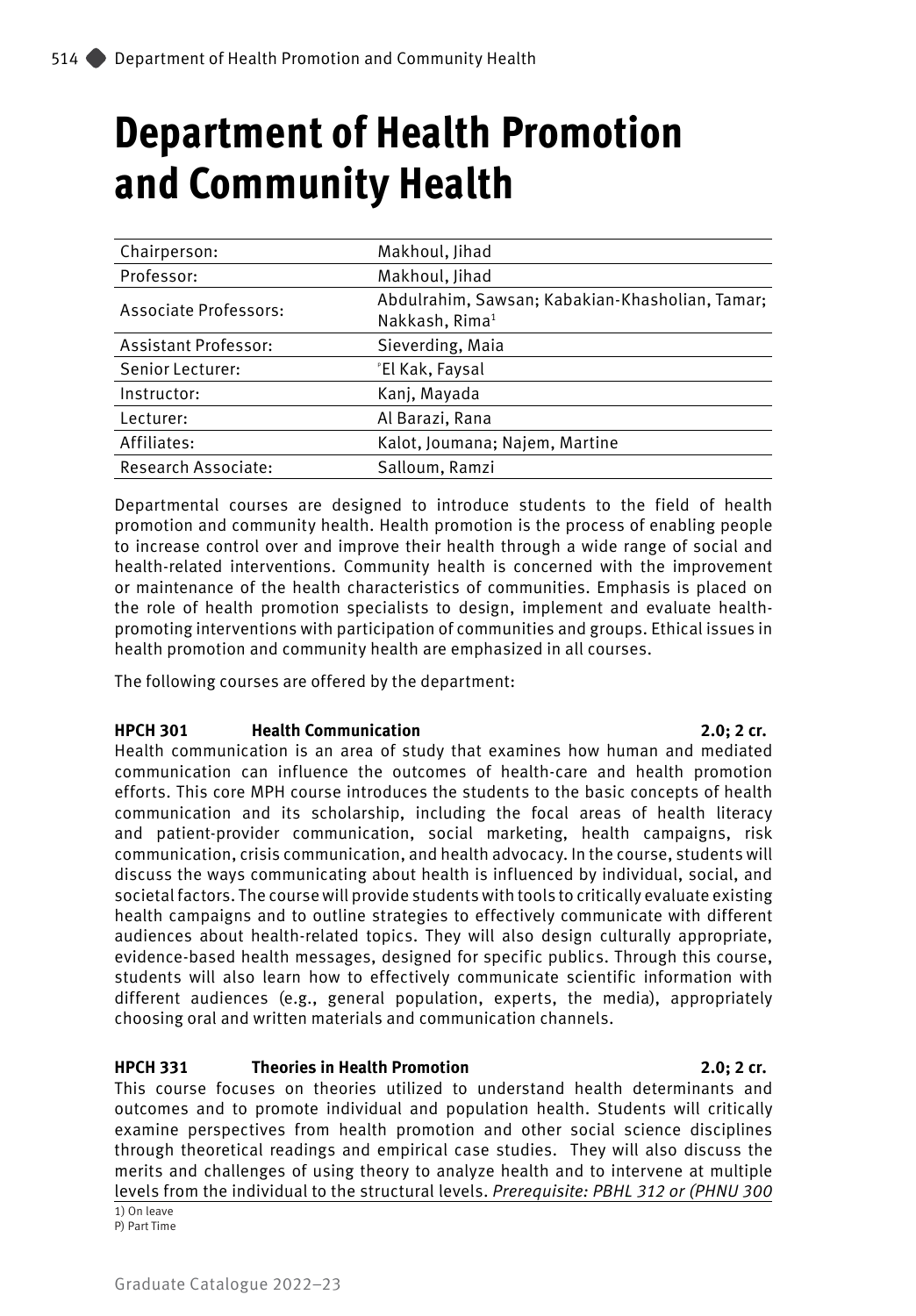# Department of Health Promotion and Community Health

| | |
|---|---|
| Chairperson: | Makhoul, Jihad |
| Professor: | Makhoul, Jihad |
| Associate Professors: | Abdulrahim, Sawsan; Kabakian-Khasholian, Tamar; Nakkash, Rima[1] |
| Assistant Professor: | Sieverding, Maia |
| Senior Lecturer: | [P]El Kak, Faysal |
| Instructor: | Kanj, Mayada |
| Lecturer: | Al Barazi, Rana |
| Affiliates: | Kalot, Joumana; Najem, Martine |
| Research Associate: | Salloum, Ramzi |

Departmental courses are designed to introduce students to the field of health promotion and community health. Health promotion is the process of enabling people to increase control over and improve their health through a wide range of social and health-related interventions. Community health is concerned with the improvement or maintenance of the health characteristics of communities. Emphasis is placed on the role of health promotion specialists to design, implement and evaluate health-promoting interventions with participation of communities and groups. Ethical issues in health promotion and community health are emphasized in all courses.

The following courses are offered by the department:

**HPCH 301 Health Communication 2.0; 2 cr.**
Health communication is an area of study that examines how human and mediated communication can influence the outcomes of health-care and health promotion efforts. This core MPH course introduces the students to the basic concepts of health communication and its scholarship, including the focal areas of health literacy and patient-provider communication, social marketing, health campaigns, risk communication, crisis communication, and health advocacy. In the course, students will discuss the ways communicating about health is influenced by individual, social, and societal factors. The course will provide students with tools to critically evaluate existing health campaigns and to outline strategies to effectively communicate with different audiences about health-related topics. They will also design culturally appropriate, evidence-based health messages, designed for specific publics. Through this course, students will also learn how to effectively communicate scientific information with different audiences (e.g., general population, experts, the media), appropriately choosing oral and written materials and communication channels.

**HPCH 331 Theories in Health Promotion 2.0; 2 cr.**
This course focuses on theories utilized to understand health determinants and outcomes and to promote individual and population health. Students will critically examine perspectives from health promotion and other social science disciplines through theoretical readings and empirical case studies. They will also discuss the merits and challenges of using theory to analyze health and to intervene at multiple levels from the individual to the structural levels. *Prerequisite: PBHL 312 or (PHNU 300*

1) On leave
P) Part Time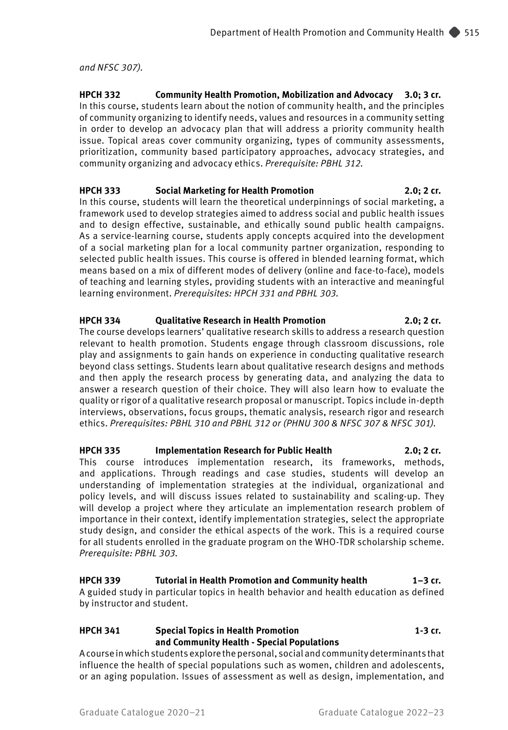*and NFSC 307).*

**HPCH 332 Community Health Promotion, Mobilization and Advocacy 3.0; 3 cr.**
In this course, students learn about the notion of community health, and the principles of community organizing to identify needs, values and resources in a community setting in order to develop an advocacy plan that will address a priority community health issue. Topical areas cover community organizing, types of community assessments, prioritization, community based participatory approaches, advocacy strategies, and community organizing and advocacy ethics. *Prerequisite: PBHL 312.*

**HPCH 333 Social Marketing for Health Promotion 2.0; 2 cr.**
In this course, students will learn the theoretical underpinnings of social marketing, a framework used to develop strategies aimed to address social and public health issues and to design effective, sustainable, and ethically sound public health campaigns. As a service-learning course, students apply concepts acquired into the development of a social marketing plan for a local community partner organization, responding to selected public health issues. This course is offered in blended learning format, which means based on a mix of different modes of delivery (online and face-to-face), models of teaching and learning styles, providing students with an interactive and meaningful learning environment. *Prerequisites: HPCH 331 and PBHL 303.*

**HPCH 334 Qualitative Research in Health Promotion 2.0; 2 cr.**
The course develops learners' qualitative research skills to address a research question relevant to health promotion. Students engage through classroom discussions, role play and assignments to gain hands on experience in conducting qualitative research beyond class settings. Students learn about qualitative research designs and methods and then apply the research process by generating data, and analyzing the data to answer a research question of their choice. They will also learn how to evaluate the quality or rigor of a qualitative research proposal or manuscript. Topics include in-depth interviews, observations, focus groups, thematic analysis, research rigor and research ethics. *Prerequisites: PBHL 310 and PBHL 312 or (PHNU 300 & NFSC 307 & NFSC 301).*

**HPCH 335 Implementation Research for Public Health 2.0; 2 cr.**
This course introduces implementation research, its frameworks, methods, and applications. Through readings and case studies, students will develop an understanding of implementation strategies at the individual, organizational and policy levels, and will discuss issues related to sustainability and scaling-up. They will develop a project where they articulate an implementation research problem of importance in their context, identify implementation strategies, select the appropriate study design, and consider the ethical aspects of the work. This is a required course for all students enrolled in the graduate program on the WHO-TDR scholarship scheme. *Prerequisite: PBHL 303.*

**HPCH 339 Tutorial in Health Promotion and Community health 1–3 cr.**
A guided study in particular topics in health behavior and health education as defined by instructor and student.

**HPCH 341 Special Topics in Health Promotion and Community Health - Special Populations 1-3 cr.**
A course in which students explore the personal, social and community determinants that influence the health of special populations such as women, children and adolescents, or an aging population. Issues of assessment as well as design, implementation, and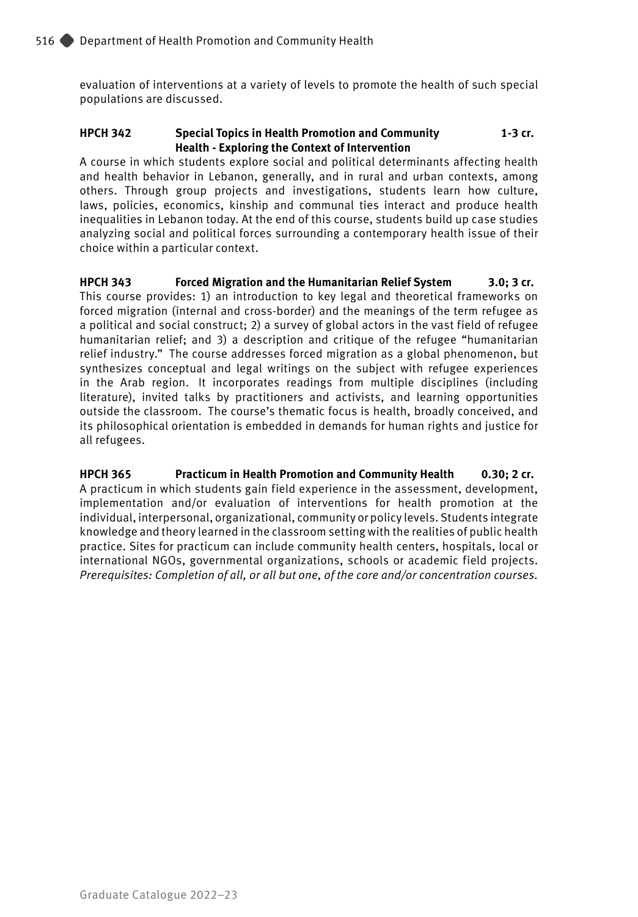evaluation of interventions at a variety of levels to promote the health of such special populations are discussed.

**HPCH 342 Special Topics in Health Promotion and Community Health - Exploring the Context of Intervention 1-3 cr.**

A course in which students explore social and political determinants affecting health and health behavior in Lebanon, generally, and in rural and urban contexts, among others. Through group projects and investigations, students learn how culture, laws, policies, economics, kinship and communal ties interact and produce health inequalities in Lebanon today. At the end of this course, students build up case studies analyzing social and political forces surrounding a contemporary health issue of their choice within a particular context.

**HPCH 343 Forced Migration and the Humanitarian Relief System 3.0; 3 cr.**

This course provides: 1) an introduction to key legal and theoretical frameworks on forced migration (internal and cross-border) and the meanings of the term refugee as a political and social construct; 2) a survey of global actors in the vast field of refugee humanitarian relief; and 3) a description and critique of the refugee "humanitarian relief industry." The course addresses forced migration as a global phenomenon, but synthesizes conceptual and legal writings on the subject with refugee experiences in the Arab region. It incorporates readings from multiple disciplines (including literature), invited talks by practitioners and activists, and learning opportunities outside the classroom. The course's thematic focus is health, broadly conceived, and its philosophical orientation is embedded in demands for human rights and justice for all refugees.

**HPCH 365 Practicum in Health Promotion and Community Health 0.30; 2 cr.**

A practicum in which students gain field experience in the assessment, development, implementation and/or evaluation of interventions for health promotion at the individual, interpersonal, organizational, community or policy levels. Students integrate knowledge and theory learned in the classroom setting with the realities of public health practice. Sites for practicum can include community health centers, hospitals, local or international NGOs, governmental organizations, schools or academic field projects. *Prerequisites: Completion of all, or all but one, of the core and/or concentration courses.*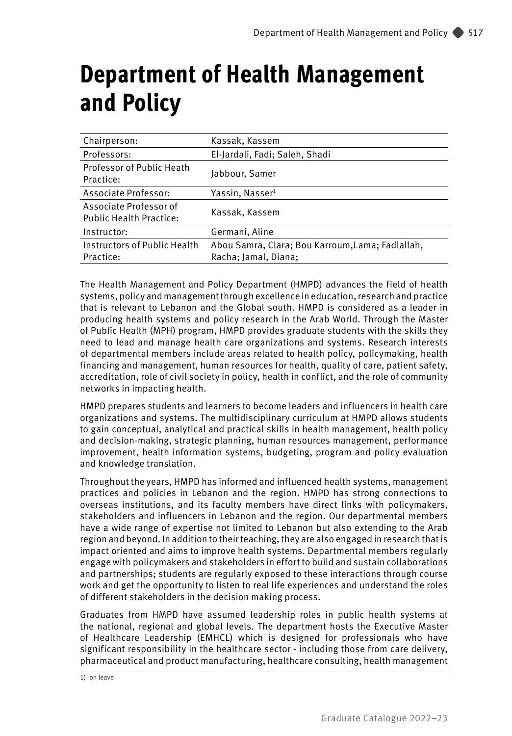# Department of Health Management and Policy

| | |
|---|---|
| Chairperson: | Kassak, Kassem |
| Professors: | El-Jardali, Fadi; Saleh, Shadi |
| Professor of Public Heath Practice: | Jabbour, Samer |
| Associate Professor: | Yassin, Nasser[1] |
| Associate Professor of Public Health Practice: | Kassak, Kassem |
| Instructor: | Germani, Aline |
| Instructors of Public Health Practice: | Abou Samra, Clara; Bou Karroum,Lama; Fadlallah, Racha; Jamal, Diana; |

The Health Management and Policy Department (HMPD) advances the field of health systems, policy and management through excellence in education, research and practice that is relevant to Lebanon and the Global south. HMPD is considered as a leader in producing health systems and policy research in the Arab World. Through the Master of Public Health (MPH) program, HMPD provides graduate students with the skills they need to lead and manage health care organizations and systems. Research interests of departmental members include areas related to health policy, policymaking, health financing and management, human resources for health, quality of care, patient safety, accreditation, role of civil society in policy, health in conflict, and the role of community networks in impacting health.

HMPD prepares students and learners to become leaders and influencers in health care organizations and systems. The multidisciplinary curriculum at HMPD allows students to gain conceptual, analytical and practical skills in health management, health policy and decision-making, strategic planning, human resources management, performance improvement, health information systems, budgeting, program and policy evaluation and knowledge translation.

Throughout the years, HMPD has informed and influenced health systems, management practices and policies in Lebanon and the region. HMPD has strong connections to overseas institutions, and its faculty members have direct links with policymakers, stakeholders and influencers in Lebanon and the region. Our departmental members have a wide range of expertise not limited to Lebanon but also extending to the Arab region and beyond. In addition to their teaching, they are also engaged in research that is impact oriented and aims to improve health systems. Departmental members regularly engage with policymakers and stakeholders in effort to build and sustain collaborations and partnerships; students are regularly exposed to these interactions through course work and get the opportunity to listen to real life experiences and understand the roles of different stakeholders in the decision making process.

Graduates from HMPD have assumed leadership roles in public health systems at the national, regional and global levels. The department hosts the Executive Master of Healthcare Leadership (EMHCL) which is designed for professionals who have significant responsibility in the healthcare sector - including those from care delivery, pharmaceutical and product manufacturing, healthcare consulting, health management

1) on leave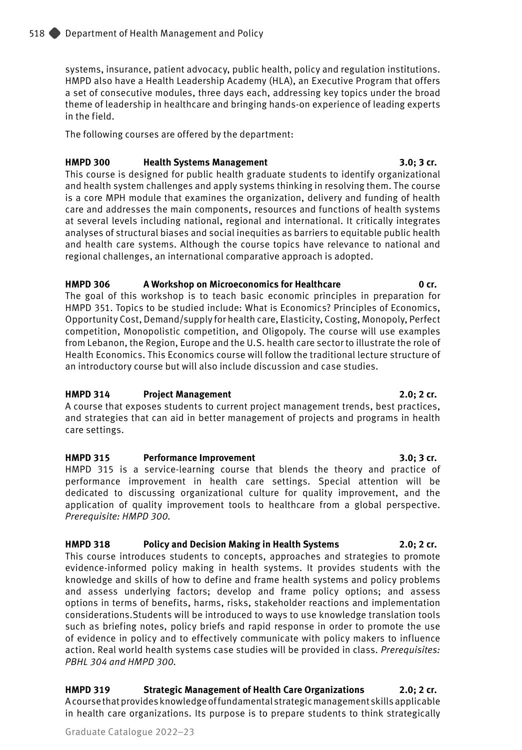systems, insurance, patient advocacy, public health, policy and regulation institutions. HMPD also have a Health Leadership Academy (HLA), an Executive Program that offers a set of consecutive modules, three days each, addressing key topics under the broad theme of leadership in healthcare and bringing hands-on experience of leading experts in the field.

The following courses are offered by the department:

**HMPD 300 Health Systems Management 3.0; 3 cr.**
This course is designed for public health graduate students to identify organizational and health system challenges and apply systems thinking in resolving them. The course is a core MPH module that examines the organization, delivery and funding of health care and addresses the main components, resources and functions of health systems at several levels including national, regional and international. It critically integrates analyses of structural biases and social inequities as barriers to equitable public health and health care systems. Although the course topics have relevance to national and regional challenges, an international comparative approach is adopted.

**HMPD 306 A Workshop on Microeconomics for Healthcare 0 cr.**
The goal of this workshop is to teach basic economic principles in preparation for HMPD 351. Topics to be studied include: What is Economics? Principles of Economics, Opportunity Cost, Demand/supply for health care, Elasticity, Costing, Monopoly, Perfect competition, Monopolistic competition, and Oligopoly. The course will use examples from Lebanon, the Region, Europe and the U.S. health care sector to illustrate the role of Health Economics. This Economics course will follow the traditional lecture structure of an introductory course but will also include discussion and case studies.

**HMPD 314 Project Management 2.0; 2 cr.**
A course that exposes students to current project management trends, best practices, and strategies that can aid in better management of projects and programs in health care settings.

**HMPD 315 Performance Improvement 3.0; 3 cr.**
HMPD 315 is a service-learning course that blends the theory and practice of performance improvement in health care settings. Special attention will be dedicated to discussing organizational culture for quality improvement, and the application of quality improvement tools to healthcare from a global perspective. *Prerequisite: HMPD 300.*

**HMPD 318 Policy and Decision Making in Health Systems 2.0; 2 cr.**
This course introduces students to concepts, approaches and strategies to promote evidence-informed policy making in health systems. It provides students with the knowledge and skills of how to define and frame health systems and policy problems and assess underlying factors; develop and frame policy options; and assess options in terms of benefits, harms, risks, stakeholder reactions and implementation considerations.Students will be introduced to ways to use knowledge translation tools such as briefing notes, policy briefs and rapid response in order to promote the use of evidence in policy and to effectively communicate with policy makers to influence action. Real world health systems case studies will be provided in class. *Prerequisites: PBHL 304 and HMPD 300.*

**HMPD 319 Strategic Management of Health Care Organizations 2.0; 2 cr.**
A course that provides knowledge of fundamental strategic management skills applicable in health care organizations. Its purpose is to prepare students to think strategically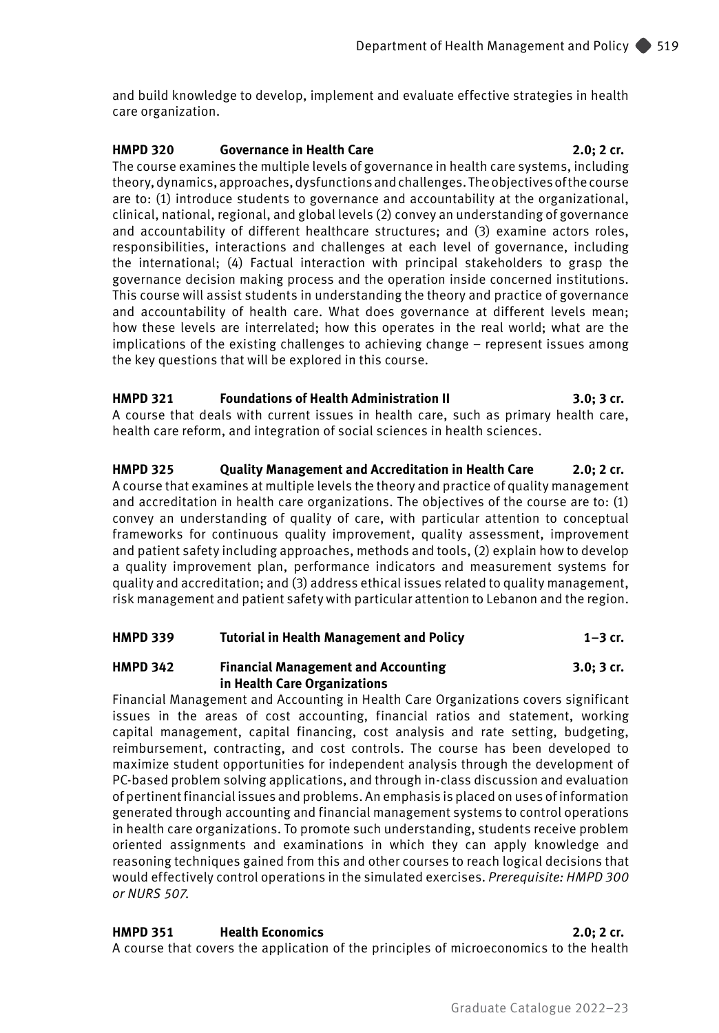and build knowledge to develop, implement and evaluate effective strategies in health care organization.

**HMPD 320 Governance in Health Care 2.0; 2 cr.**

The course examines the multiple levels of governance in health care systems, including theory, dynamics, approaches, dysfunctions and challenges. The objectives of the course are to: (1) introduce students to governance and accountability at the organizational, clinical, national, regional, and global levels (2) convey an understanding of governance and accountability of different healthcare structures; and (3) examine actors roles, responsibilities, interactions and challenges at each level of governance, including the international; (4) Factual interaction with principal stakeholders to grasp the governance decision making process and the operation inside concerned institutions. This course will assist students in understanding the theory and practice of governance and accountability of health care. What does governance at different levels mean; how these levels are interrelated; how this operates in the real world; what are the implications of the existing challenges to achieving change – represent issues among the key questions that will be explored in this course.

**HMPD 321 Foundations of Health Administration II 3.0; 3 cr.**

A course that deals with current issues in health care, such as primary health care, health care reform, and integration of social sciences in health sciences.

**HMPD 325 Quality Management and Accreditation in Health Care 2.0; 2 cr.**

A course that examines at multiple levels the theory and practice of quality management and accreditation in health care organizations. The objectives of the course are to: (1) convey an understanding of quality of care, with particular attention to conceptual frameworks for continuous quality improvement, quality assessment, improvement and patient safety including approaches, methods and tools, (2) explain how to develop a quality improvement plan, performance indicators and measurement systems for quality and accreditation; and (3) address ethical issues related to quality management, risk management and patient safety with particular attention to Lebanon and the region.

**HMPD 339 Tutorial in Health Management and Policy 1–3 cr.**

**HMPD 342 Financial Management and Accounting in Health Care Organizations 3.0; 3 cr.**

Financial Management and Accounting in Health Care Organizations covers significant issues in the areas of cost accounting, financial ratios and statement, working capital management, capital financing, cost analysis and rate setting, budgeting, reimbursement, contracting, and cost controls. The course has been developed to maximize student opportunities for independent analysis through the development of PC-based problem solving applications, and through in-class discussion and evaluation of pertinent financial issues and problems. An emphasis is placed on uses of information generated through accounting and financial management systems to control operations in health care organizations. To promote such understanding, students receive problem oriented assignments and examinations in which they can apply knowledge and reasoning techniques gained from this and other courses to reach logical decisions that would effectively control operations in the simulated exercises. *Prerequisite: HMPD 300 or NURS 507.*

**HMPD 351 Health Economics 2.0; 2 cr.**

A course that covers the application of the principles of microeconomics to the health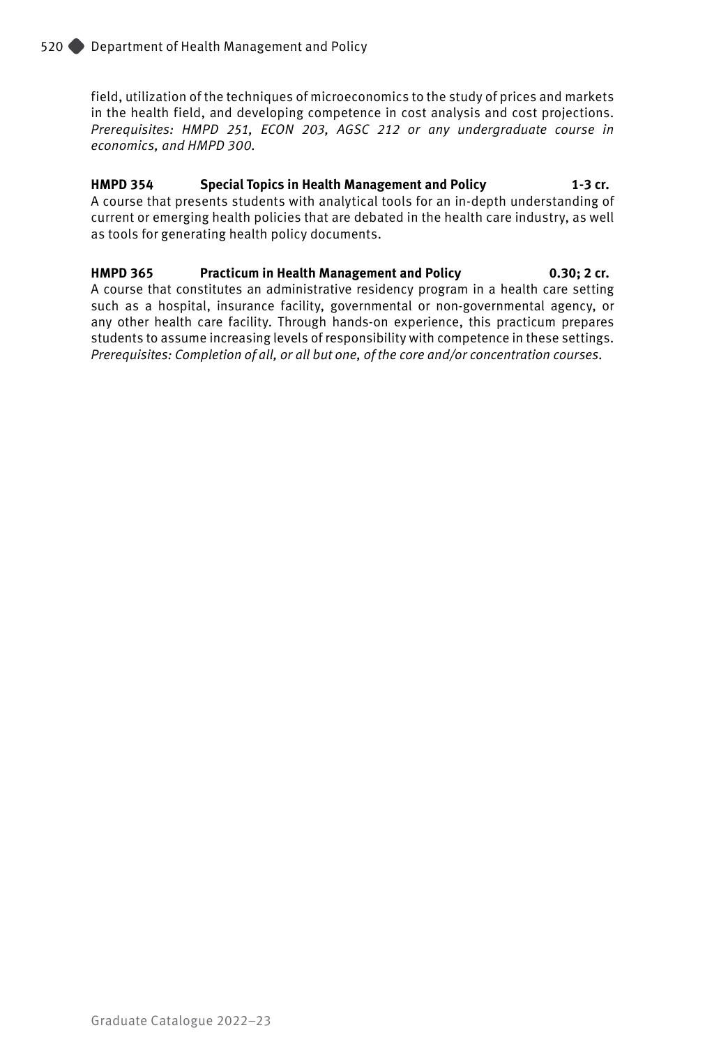field, utilization of the techniques of microeconomics to the study of prices and markets in the health field, and developing competence in cost analysis and cost projections. *Prerequisites: HMPD 251, ECON 203, AGSC 212 or any undergraduate course in economics, and HMPD 300.*

**HMPD 354 Special Topics in Health Management and Policy 1-3 cr.**
A course that presents students with analytical tools for an in-depth understanding of current or emerging health policies that are debated in the health care industry, as well as tools for generating health policy documents.

**HMPD 365 Practicum in Health Management and Policy 0.30; 2 cr.**
A course that constitutes an administrative residency program in a health care setting such as a hospital, insurance facility, governmental or non-governmental agency, or any other health care facility. Through hands-on experience, this practicum prepares students to assume increasing levels of responsibility with competence in these settings. *Prerequisites: Completion of all, or all but one, of the core and/or concentration courses.*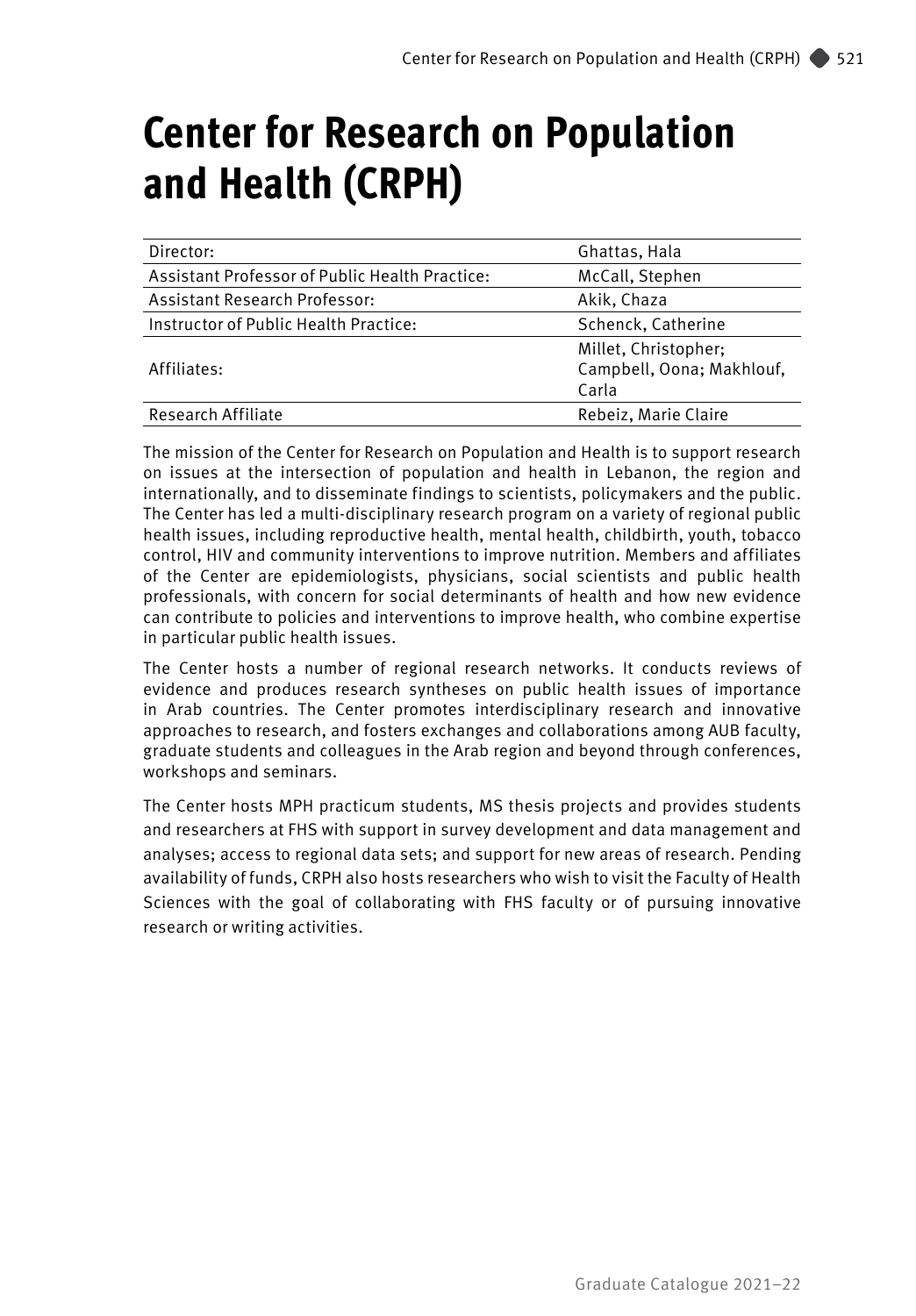# Center for Research on Population and Health (CRPH)

| | |
|---|---|
| Director: | Ghattas, Hala |
| Assistant Professor of Public Health Practice: | McCall, Stephen |
| Assistant Research Professor: | Akik, Chaza |
| Instructor of Public Health Practice: | Schenck, Catherine |
| Affiliates: | Millet, Christopher; Campbell, Oona; Makhlouf, Carla |
| Research Affiliate | Rebeiz, Marie Claire |

The mission of the Center for Research on Population and Health is to support research on issues at the intersection of population and health in Lebanon, the region and internationally, and to disseminate findings to scientists, policymakers and the public. The Center has led a multi-disciplinary research program on a variety of regional public health issues, including reproductive health, mental health, childbirth, youth, tobacco control, HIV and community interventions to improve nutrition. Members and affiliates of the Center are epidemiologists, physicians, social scientists and public health professionals, with concern for social determinants of health and how new evidence can contribute to policies and interventions to improve health, who combine expertise in particular public health issues.

The Center hosts a number of regional research networks. It conducts reviews of evidence and produces research syntheses on public health issues of importance in Arab countries. The Center promotes interdisciplinary research and innovative approaches to research, and fosters exchanges and collaborations among AUB faculty, graduate students and colleagues in the Arab region and beyond through conferences, workshops and seminars.

The Center hosts MPH practicum students, MS thesis projects and provides students and researchers at FHS with support in survey development and data management and analyses; access to regional data sets; and support for new areas of research. Pending availability of funds, CRPH also hosts researchers who wish to visit the Faculty of Health Sciences with the goal of collaborating with FHS faculty or of pursuing innovative research or writing activities.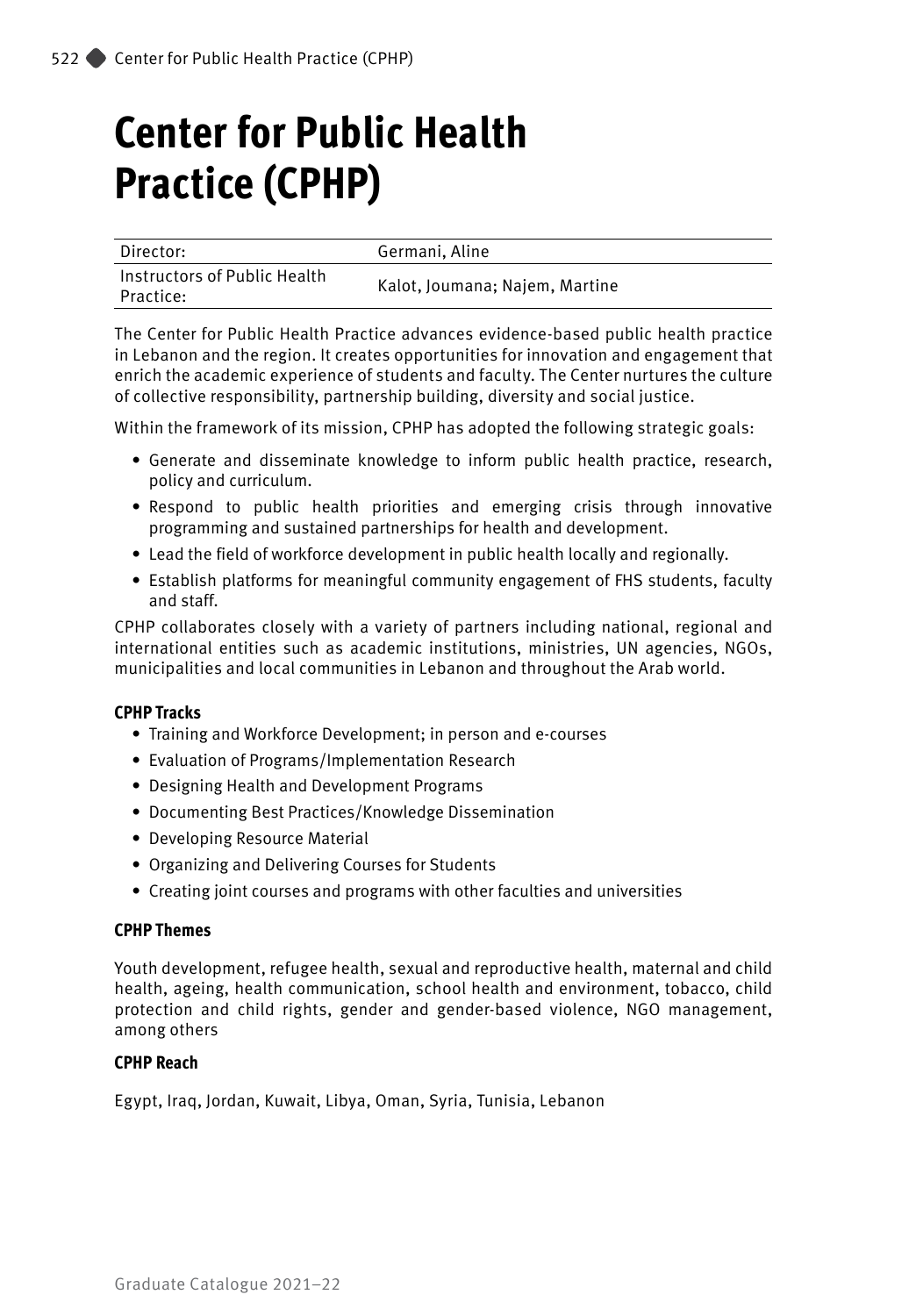# Center for Public Health Practice (CPHP)

| Director: | Germani, Aline |
|---|---|
| Instructors of Public Health Practice: | Kalot, Joumana; Najem, Martine |

The Center for Public Health Practice advances evidence-based public health practice in Lebanon and the region. It creates opportunities for innovation and engagement that enrich the academic experience of students and faculty. The Center nurtures the culture of collective responsibility, partnership building, diversity and social justice.

Within the framework of its mission, CPHP has adopted the following strategic goals:

- Generate and disseminate knowledge to inform public health practice, research, policy and curriculum.
- Respond to public health priorities and emerging crisis through innovative programming and sustained partnerships for health and development.
- Lead the field of workforce development in public health locally and regionally.
- Establish platforms for meaningful community engagement of FHS students, faculty and staff.

CPHP collaborates closely with a variety of partners including national, regional and international entities such as academic institutions, ministries, UN agencies, NGOs, municipalities and local communities in Lebanon and throughout the Arab world.

**CPHP Tracks**

- Training and Workforce Development; in person and e-courses
- Evaluation of Programs/Implementation Research
- Designing Health and Development Programs
- Documenting Best Practices/Knowledge Dissemination
- Developing Resource Material
- Organizing and Delivering Courses for Students
- Creating joint courses and programs with other faculties and universities

**CPHP Themes**

Youth development, refugee health, sexual and reproductive health, maternal and child health, ageing, health communication, school health and environment, tobacco, child protection and child rights, gender and gender-based violence, NGO management, among others

**CPHP Reach**

Egypt, Iraq, Jordan, Kuwait, Libya, Oman, Syria, Tunisia, Lebanon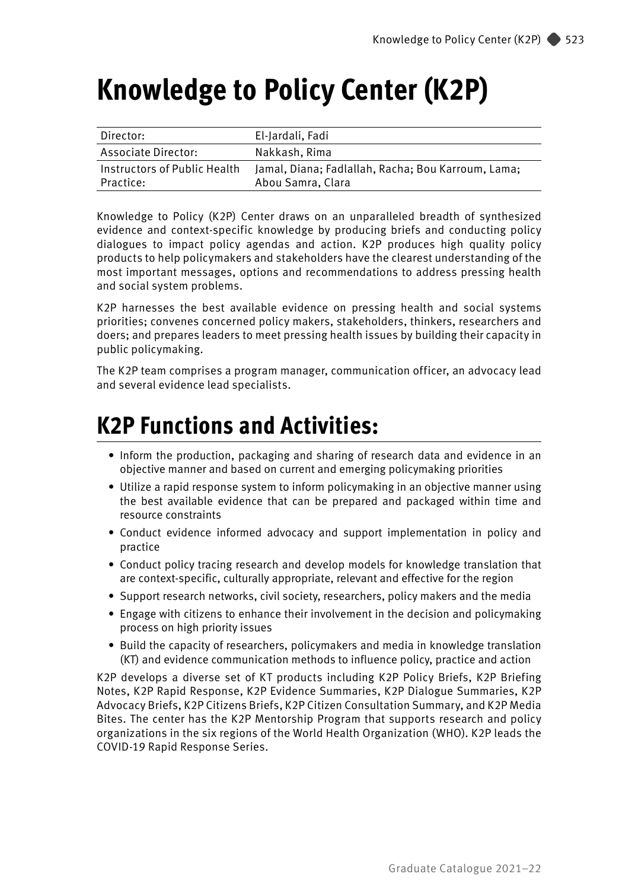# Knowledge to Policy Center (K2P)

| | |
|---|---|
| Director: | El-Jardali, Fadi |
| Associate Director: | Nakkash, Rima |
| Instructors of Public Health Practice: | Jamal, Diana; Fadlallah, Racha; Bou Karroum, Lama; Abou Samra, Clara |

Knowledge to Policy (K2P) Center draws on an unparalleled breadth of synthesized evidence and context-specific knowledge by producing briefs and conducting policy dialogues to impact policy agendas and action. K2P produces high quality policy products to help policymakers and stakeholders have the clearest understanding of the most important messages, options and recommendations to address pressing health and social system problems.

K2P harnesses the best available evidence on pressing health and social systems priorities; convenes concerned policy makers, stakeholders, thinkers, researchers and doers; and prepares leaders to meet pressing health issues by building their capacity in public policymaking.

The K2P team comprises a program manager, communication officer, an advocacy lead and several evidence lead specialists.

## K2P Functions and Activities:

- Inform the production, packaging and sharing of research data and evidence in an objective manner and based on current and emerging policymaking priorities
- Utilize a rapid response system to inform policymaking in an objective manner using the best available evidence that can be prepared and packaged within time and resource constraints
- Conduct evidence informed advocacy and support implementation in policy and practice
- Conduct policy tracing research and develop models for knowledge translation that are context-specific, culturally appropriate, relevant and effective for the region
- Support research networks, civil society, researchers, policy makers and the media
- Engage with citizens to enhance their involvement in the decision and policymaking process on high priority issues
- Build the capacity of researchers, policymakers and media in knowledge translation (KT) and evidence communication methods to influence policy, practice and action

K2P develops a diverse set of KT products including K2P Policy Briefs, K2P Briefing Notes, K2P Rapid Response, K2P Evidence Summaries, K2P Dialogue Summaries, K2P Advocacy Briefs, K2P Citizens Briefs, K2P Citizen Consultation Summary, and K2P Media Bites. The center has the K2P Mentorship Program that supports research and policy organizations in the six regions of the World Health Organization (WHO). K2P leads the COVID-19 Rapid Response Series.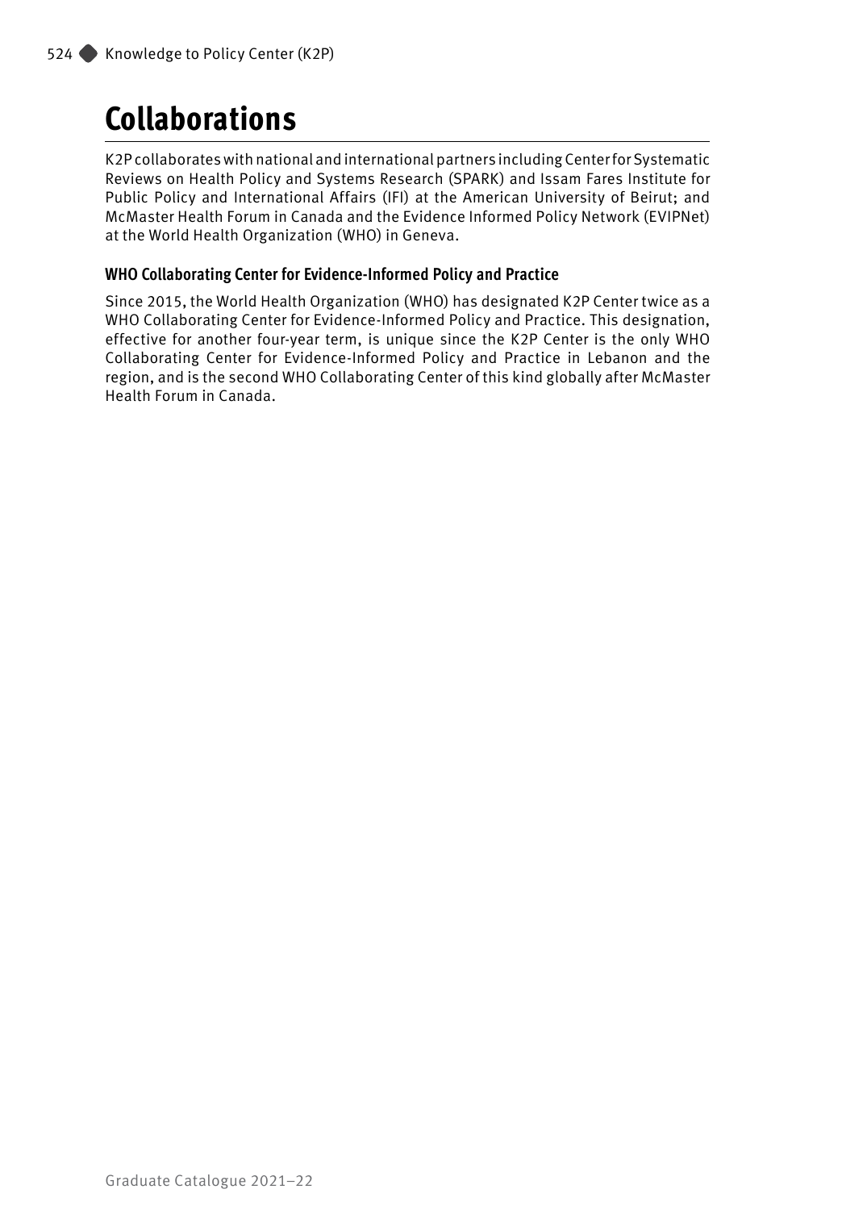# Collaborations

K2P collaborates with national and international partners including Center for Systematic Reviews on Health Policy and Systems Research (SPARK) and Issam Fares Institute for Public Policy and International Affairs (IFI) at the American University of Beirut; and McMaster Health Forum in Canada and the Evidence Informed Policy Network (EVIPNet) at the World Health Organization (WHO) in Geneva.

### WHO Collaborating Center for Evidence-Informed Policy and Practice

Since 2015, the World Health Organization (WHO) has designated K2P Center twice as a WHO Collaborating Center for Evidence-Informed Policy and Practice. This designation, effective for another four-year term, is unique since the K2P Center is the only WHO Collaborating Center for Evidence-Informed Policy and Practice in Lebanon and the region, and is the second WHO Collaborating Center of this kind globally after McMaster Health Forum in Canada.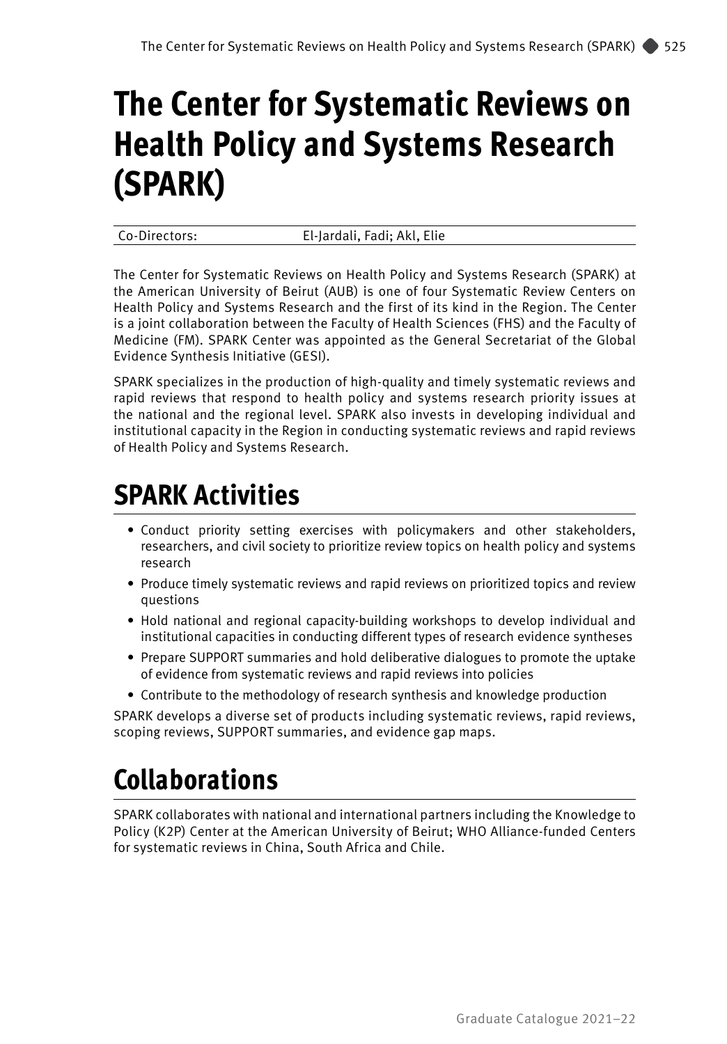# The Center for Systematic Reviews on Health Policy and Systems Research (SPARK)

| | |
|---|---|
| Co-Directors: | El-Jardali, Fadi; Akl, Elie |

The Center for Systematic Reviews on Health Policy and Systems Research (SPARK) at the American University of Beirut (AUB) is one of four Systematic Review Centers on Health Policy and Systems Research and the first of its kind in the Region. The Center is a joint collaboration between the Faculty of Health Sciences (FHS) and the Faculty of Medicine (FM). SPARK Center was appointed as the General Secretariat of the Global Evidence Synthesis Initiative (GESI).

SPARK specializes in the production of high-quality and timely systematic reviews and rapid reviews that respond to health policy and systems research priority issues at the national and the regional level. SPARK also invests in developing individual and institutional capacity in the Region in conducting systematic reviews and rapid reviews of Health Policy and Systems Research.

## SPARK Activities

- Conduct priority setting exercises with policymakers and other stakeholders, researchers, and civil society to prioritize review topics on health policy and systems research
- Produce timely systematic reviews and rapid reviews on prioritized topics and review questions
- Hold national and regional capacity-building workshops to develop individual and institutional capacities in conducting different types of research evidence syntheses
- Prepare SUPPORT summaries and hold deliberative dialogues to promote the uptake of evidence from systematic reviews and rapid reviews into policies
- Contribute to the methodology of research synthesis and knowledge production

SPARK develops a diverse set of products including systematic reviews, rapid reviews, scoping reviews, SUPPORT summaries, and evidence gap maps.

## Collaborations

SPARK collaborates with national and international partners including the Knowledge to Policy (K2P) Center at the American University of Beirut; WHO Alliance-funded Centers for systematic reviews in China, South Africa and Chile.